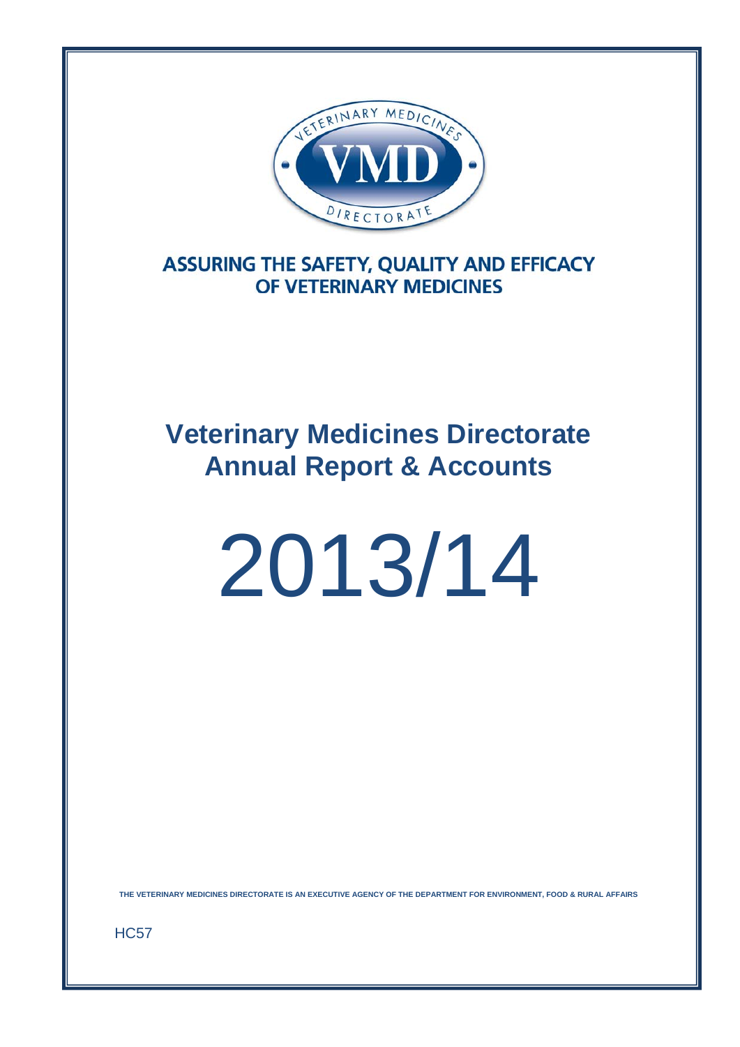ASSURING THE SAFETY, QUALITY AND EFFICACY OF VETERINARY MEDICINES

# Veterinary Medicines Directorate Annual Report & Accounts

# 2013/14

THE VETERINARY MEDICINES DIRECTORATE IS AN EXECUTIVE AGENCY OF THE DEPARTMENT FOR ENVIRONMENT, FOOD & RURAL AFFAIRS

HC57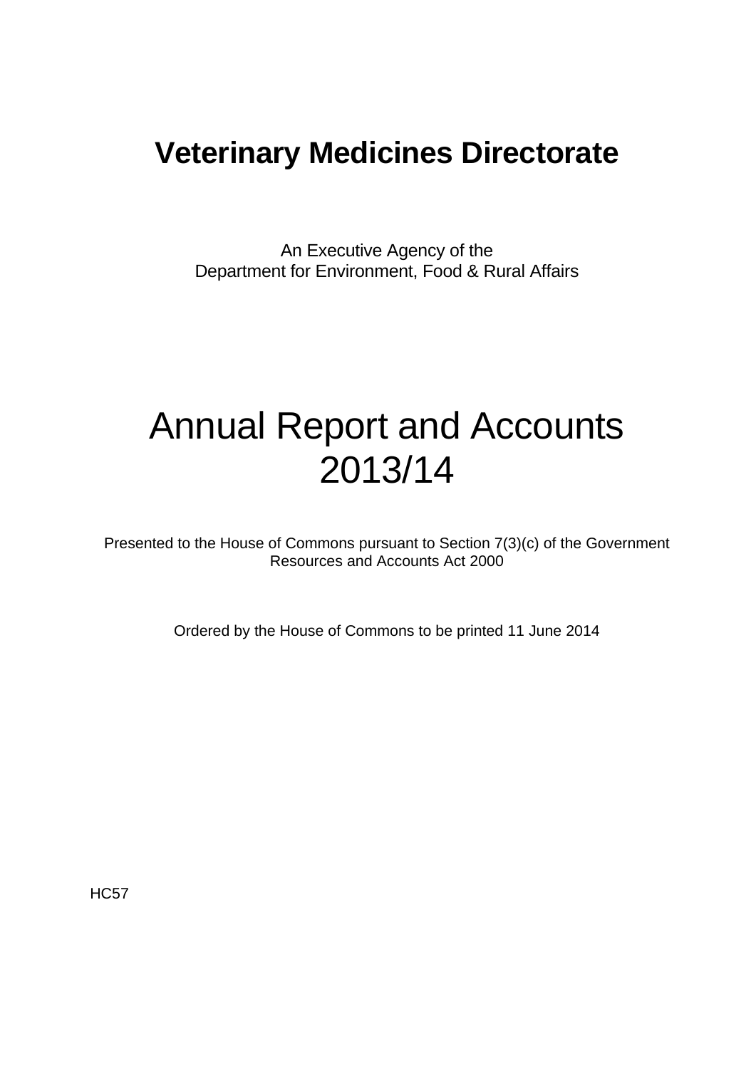# Veterinary Medicines Directorate

An Executive Agency of the
Department for Environment, Food & Rural Affairs

# Annual Report and Accounts 2013/14

Presented to the House of Commons pursuant to Section 7(3)(c) of the Government Resources and Accounts Act 2000

Ordered by the House of Commons to be printed 11 June 2014

HC57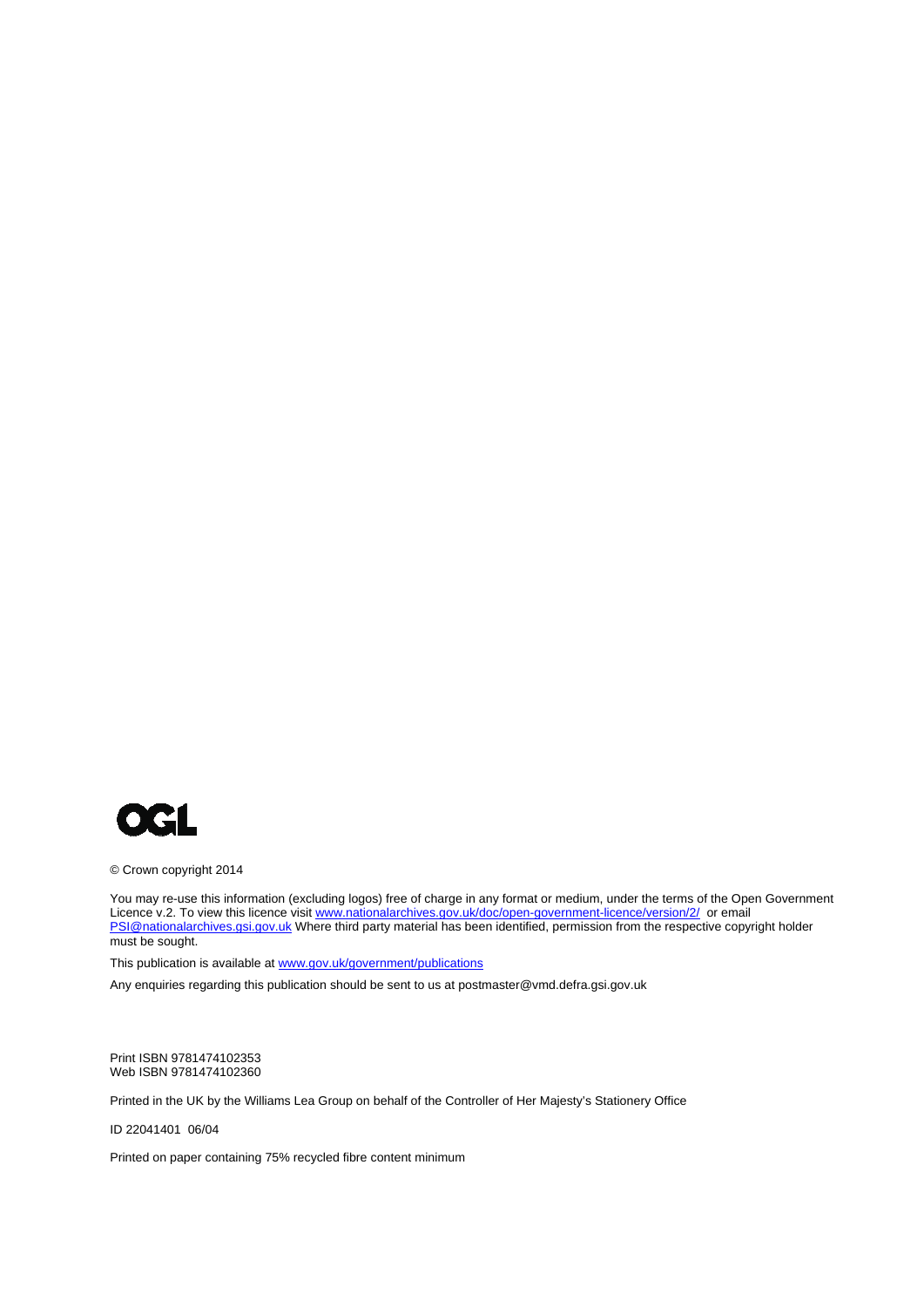OGL

© Crown copyright 2014

You may re-use this information (excluding logos) free of charge in any format or medium, under the terms of the Open Government Licence v.2. To view this licence visit www.nationalarchives.gov.uk/doc/open-government-licence/version/2/ or email PSI@nationalarchives.gsi.gov.uk Where third party material has been identified, permission from the respective copyright holder must be sought.

This publication is available at www.gov.uk/government/publications

Any enquiries regarding this publication should be sent to us at postmaster@vmd.defra.gsi.gov.uk

Print ISBN 9781474102353
Web ISBN 9781474102360

Printed in the UK by the Williams Lea Group on behalf of the Controller of Her Majesty's Stationery Office

ID 22041401 06/04

Printed on paper containing 75% recycled fibre content minimum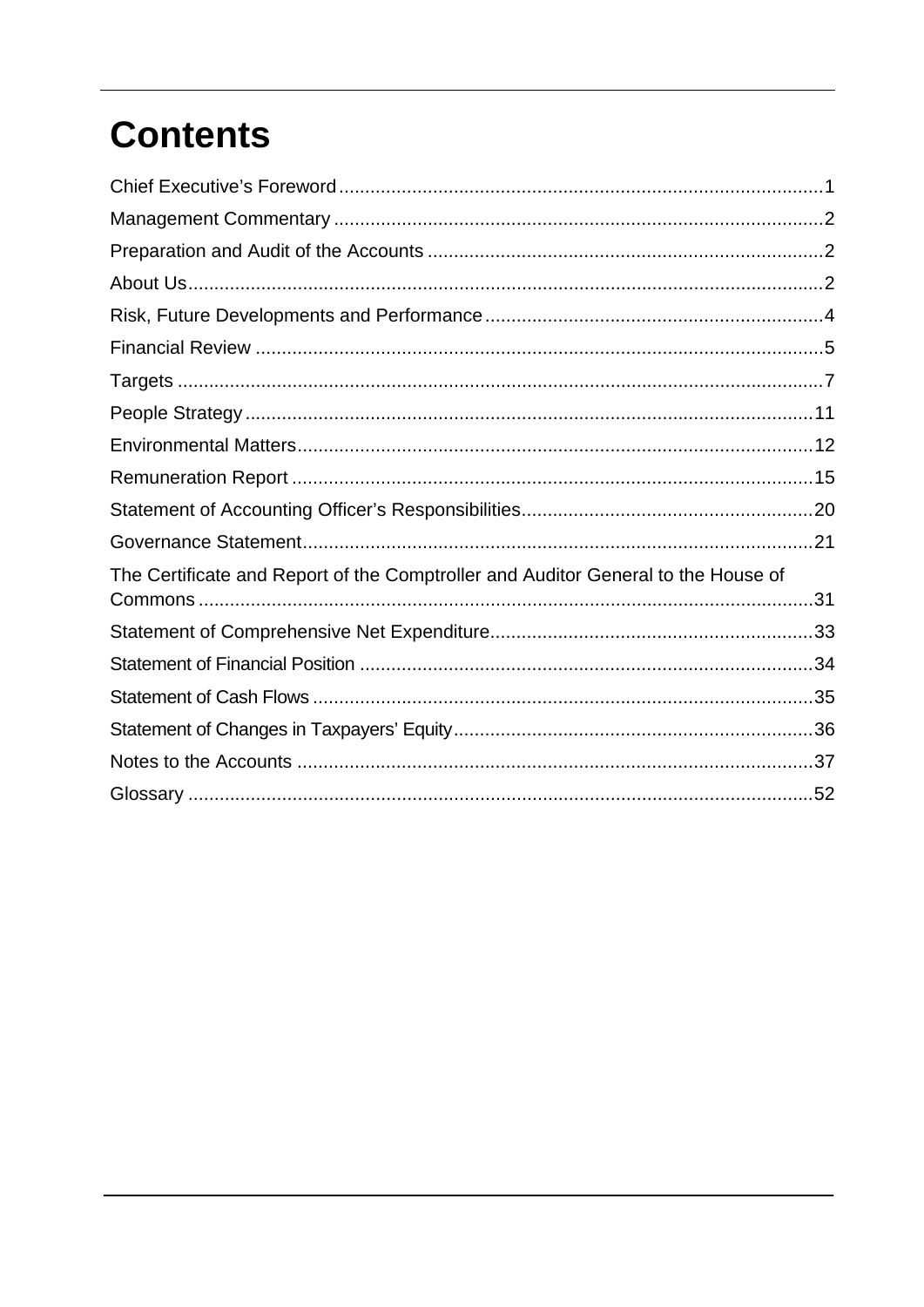# Contents

Chief Executive's Foreword ........................................................................................... 1
Management Commentary ............................................................................................ 2
Preparation and Audit of the Accounts ........................................................................... 2
About Us ........................................................................................................................ 2
Risk, Future Developments and Performance ................................................................ 4
Financial Review ............................................................................................................ 5
Targets ........................................................................................................................... 7
People Strategy ............................................................................................................ 11
Environmental Matters .................................................................................................. 12
Remuneration Report ................................................................................................... 15
Statement of Accounting Officer's Responsibilities ....................................................... 20
Governance Statement ................................................................................................. 21
The Certificate and Report of the Comptroller and Auditor General to the House of Commons ..................................................................................................................... 31
Statement of Comprehensive Net Expenditure ............................................................. 33
Statement of Financial Position ..................................................................................... 34
Statement of Cash Flows .............................................................................................. 35
Statement of Changes in Taxpayers' Equity .................................................................. 36
Notes to the Accounts .................................................................................................. 37
Glossary ....................................................................................................................... 52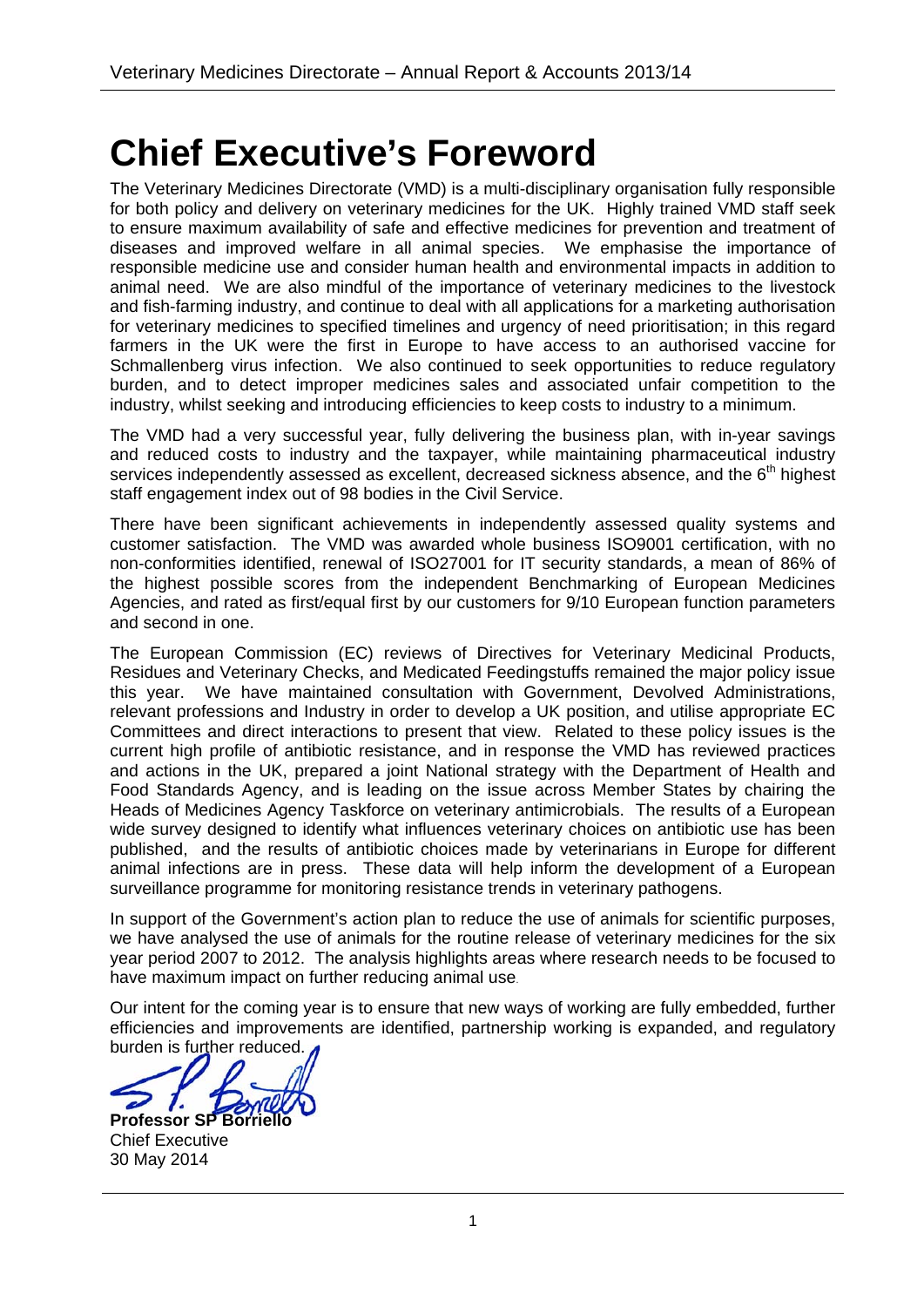# Chief Executive's Foreword

The Veterinary Medicines Directorate (VMD) is a multi-disciplinary organisation fully responsible for both policy and delivery on veterinary medicines for the UK. Highly trained VMD staff seek to ensure maximum availability of safe and effective medicines for prevention and treatment of diseases and improved welfare in all animal species. We emphasise the importance of responsible medicine use and consider human health and environmental impacts in addition to animal need. We are also mindful of the importance of veterinary medicines to the livestock and fish-farming industry, and continue to deal with all applications for a marketing authorisation for veterinary medicines to specified timelines and urgency of need prioritisation; in this regard farmers in the UK were the first in Europe to have access to an authorised vaccine for Schmallenberg virus infection. We also continued to seek opportunities to reduce regulatory burden, and to detect improper medicines sales and associated unfair competition to the industry, whilst seeking and introducing efficiencies to keep costs to industry to a minimum.

The VMD had a very successful year, fully delivering the business plan, with in-year savings and reduced costs to industry and the taxpayer, while maintaining pharmaceutical industry services independently assessed as excellent, decreased sickness absence, and the 6th highest staff engagement index out of 98 bodies in the Civil Service.

There have been significant achievements in independently assessed quality systems and customer satisfaction. The VMD was awarded whole business ISO9001 certification, with no non-conformities identified, renewal of ISO27001 for IT security standards, a mean of 86% of the highest possible scores from the independent Benchmarking of European Medicines Agencies, and rated as first/equal first by our customers for 9/10 European function parameters and second in one.

The European Commission (EC) reviews of Directives for Veterinary Medicinal Products, Residues and Veterinary Checks, and Medicated Feedingstuffs remained the major policy issue this year. We have maintained consultation with Government, Devolved Administrations, relevant professions and Industry in order to develop a UK position, and utilise appropriate EC Committees and direct interactions to present that view. Related to these policy issues is the current high profile of antibiotic resistance, and in response the VMD has reviewed practices and actions in the UK, prepared a joint National strategy with the Department of Health and Food Standards Agency, and is leading on the issue across Member States by chairing the Heads of Medicines Agency Taskforce on veterinary antimicrobials. The results of a European wide survey designed to identify what influences veterinary choices on antibiotic use has been published, and the results of antibiotic choices made by veterinarians in Europe for different animal infections are in press. These data will help inform the development of a European surveillance programme for monitoring resistance trends in veterinary pathogens.

In support of the Government's action plan to reduce the use of animals for scientific purposes, we have analysed the use of animals for the routine release of veterinary medicines for the six year period 2007 to 2012. The analysis highlights areas where research needs to be focused to have maximum impact on further reducing animal use.

Our intent for the coming year is to ensure that new ways of working are fully embedded, further efficiencies and improvements are identified, partnership working is expanded, and regulatory burden is further reduced.

**Professor SP Borriello**
Chief Executive
30 May 2014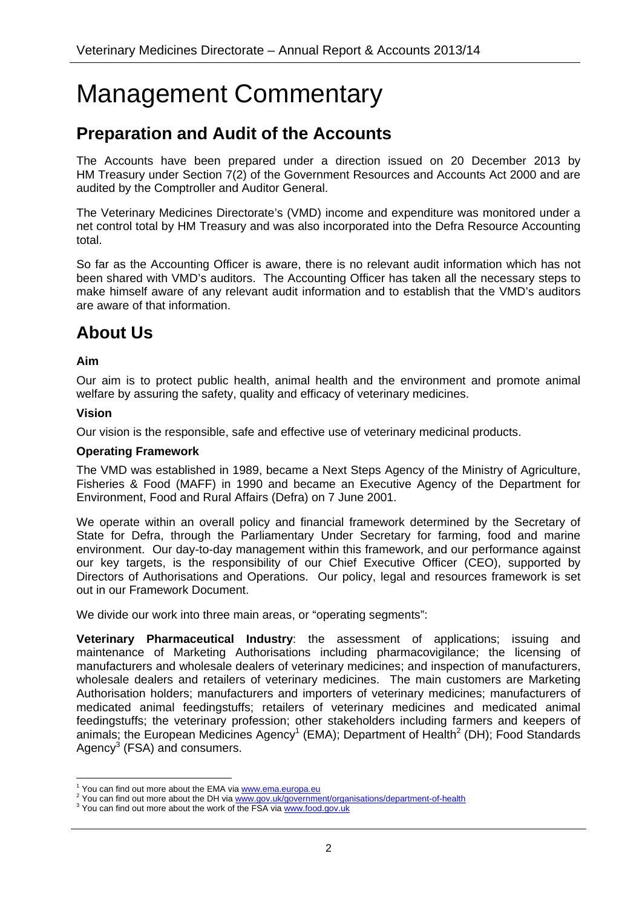# Management Commentary

## Preparation and Audit of the Accounts

The Accounts have been prepared under a direction issued on 20 December 2013 by HM Treasury under Section 7(2) of the Government Resources and Accounts Act 2000 and are audited by the Comptroller and Auditor General.

The Veterinary Medicines Directorate's (VMD) income and expenditure was monitored under a net control total by HM Treasury and was also incorporated into the Defra Resource Accounting total.

So far as the Accounting Officer is aware, there is no relevant audit information which has not been shared with VMD's auditors. The Accounting Officer has taken all the necessary steps to make himself aware of any relevant audit information and to establish that the VMD's auditors are aware of that information.

## About Us

### Aim

Our aim is to protect public health, animal health and the environment and promote animal welfare by assuring the safety, quality and efficacy of veterinary medicines.

### Vision

Our vision is the responsible, safe and effective use of veterinary medicinal products.

### Operating Framework

The VMD was established in 1989, became a Next Steps Agency of the Ministry of Agriculture, Fisheries & Food (MAFF) in 1990 and became an Executive Agency of the Department for Environment, Food and Rural Affairs (Defra) on 7 June 2001.

We operate within an overall policy and financial framework determined by the Secretary of State for Defra, through the Parliamentary Under Secretary for farming, food and marine environment. Our day-to-day management within this framework, and our performance against our key targets, is the responsibility of our Chief Executive Officer (CEO), supported by Directors of Authorisations and Operations. Our policy, legal and resources framework is set out in our Framework Document.

We divide our work into three main areas, or "operating segments":

**Veterinary Pharmaceutical Industry**: the assessment of applications; issuing and maintenance of Marketing Authorisations including pharmacovigilance; the licensing of manufacturers and wholesale dealers of veterinary medicines; and inspection of manufacturers, wholesale dealers and retailers of veterinary medicines. The main customers are Marketing Authorisation holders; manufacturers and importers of veterinary medicines; manufacturers of medicated animal feedingstuffs; retailers of veterinary medicines and medicated animal feedingstuffs; the veterinary profession; other stakeholders including farmers and keepers of animals; the European Medicines Agency[1] (EMA); Department of Health[2] (DH); Food Standards Agency[3] (FSA) and consumers.

[1] You can find out more about the EMA via www.ema.europa.eu

[2] You can find out more about the DH via www.gov.uk/government/organisations/department-of-health

[3] You can find out more about the work of the FSA via www.food.gov.uk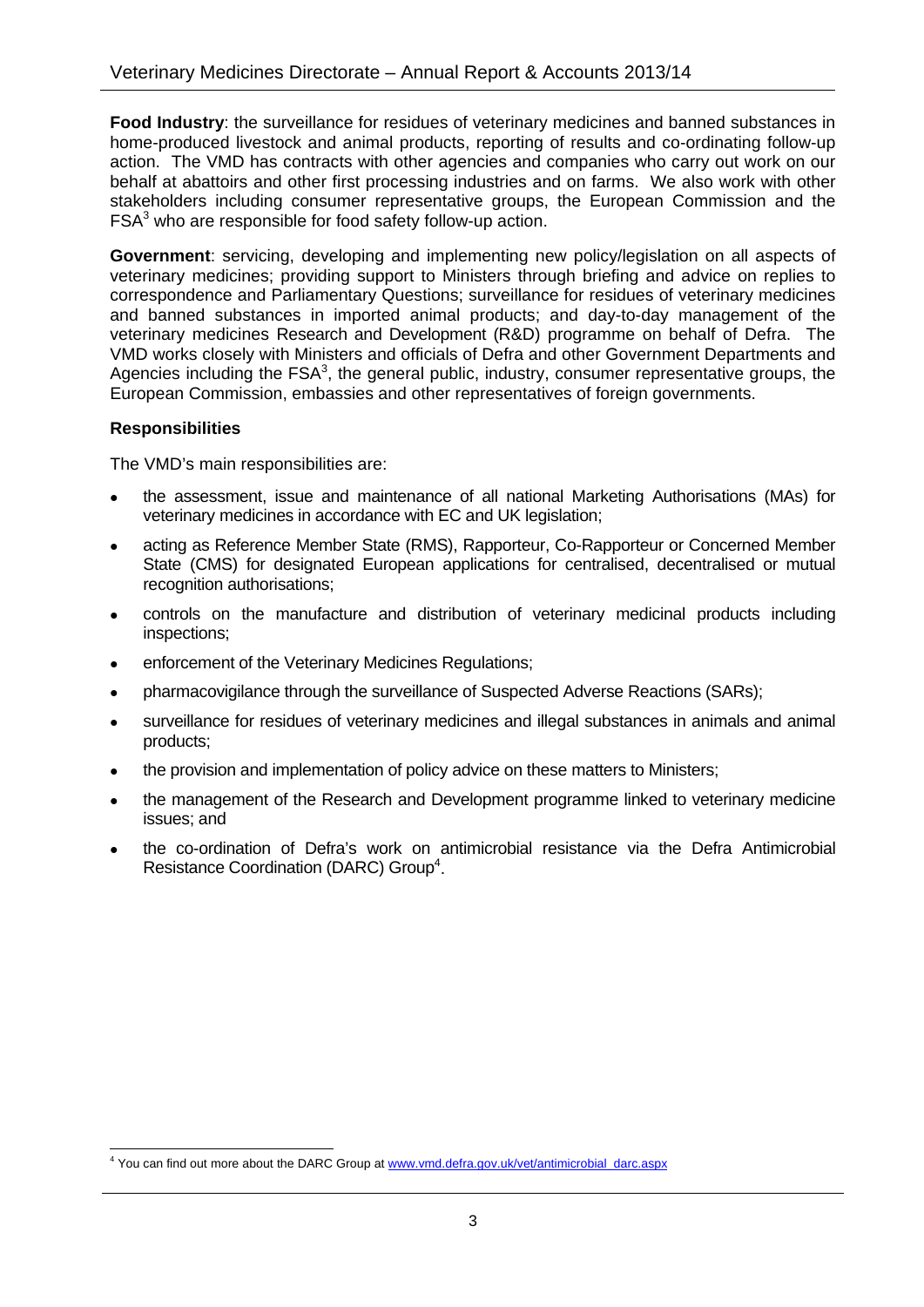**Food Industry**: the surveillance for residues of veterinary medicines and banned substances in home-produced livestock and animal products, reporting of results and co-ordinating follow-up action. The VMD has contracts with other agencies and companies who carry out work on our behalf at abattoirs and other first processing industries and on farms. We also work with other stakeholders including consumer representative groups, the European Commission and the FSA[3] who are responsible for food safety follow-up action.

**Government**: servicing, developing and implementing new policy/legislation on all aspects of veterinary medicines; providing support to Ministers through briefing and advice on replies to correspondence and Parliamentary Questions; surveillance for residues of veterinary medicines and banned substances in imported animal products; and day-to-day management of the veterinary medicines Research and Development (R&D) programme on behalf of Defra. The VMD works closely with Ministers and officials of Defra and other Government Departments and Agencies including the FSA[3], the general public, industry, consumer representative groups, the European Commission, embassies and other representatives of foreign governments.

**Responsibilities**

The VMD's main responsibilities are:

- the assessment, issue and maintenance of all national Marketing Authorisations (MAs) for veterinary medicines in accordance with EC and UK legislation;
- acting as Reference Member State (RMS), Rapporteur, Co-Rapporteur or Concerned Member State (CMS) for designated European applications for centralised, decentralised or mutual recognition authorisations;
- controls on the manufacture and distribution of veterinary medicinal products including inspections;
- enforcement of the Veterinary Medicines Regulations;
- pharmacovigilance through the surveillance of Suspected Adverse Reactions (SARs);
- surveillance for residues of veterinary medicines and illegal substances in animals and animal products;
- the provision and implementation of policy advice on these matters to Ministers;
- the management of the Research and Development programme linked to veterinary medicine issues; and
- the co-ordination of Defra's work on antimicrobial resistance via the Defra Antimicrobial Resistance Coordination (DARC) Group[4].

[4] You can find out more about the DARC Group at www.vmd.defra.gov.uk/vet/antimicrobial_darc.aspx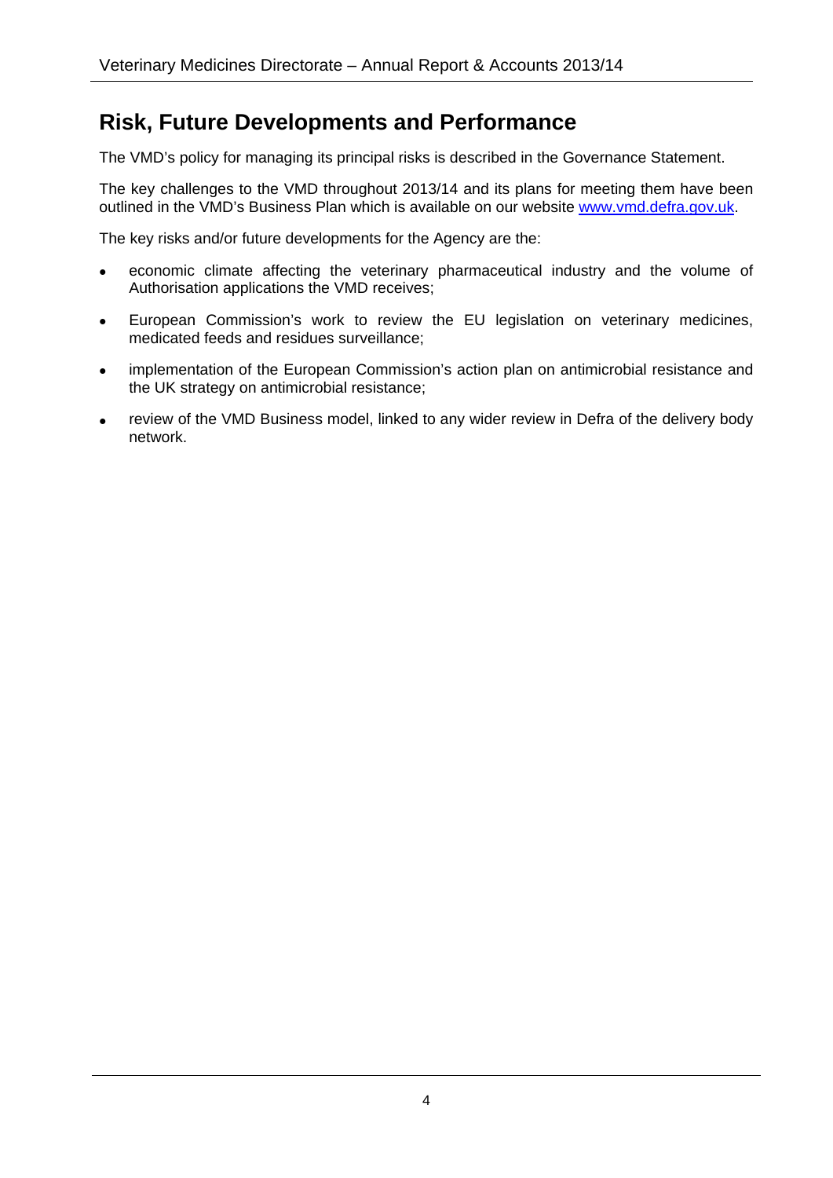## Risk, Future Developments and Performance

The VMD's policy for managing its principal risks is described in the Governance Statement.

The key challenges to the VMD throughout 2013/14 and its plans for meeting them have been outlined in the VMD's Business Plan which is available on our website [www.vmd.defra.gov.uk](http://www.vmd.defra.gov.uk).

The key risks and/or future developments for the Agency are the:

- economic climate affecting the veterinary pharmaceutical industry and the volume of Authorisation applications the VMD receives;
- European Commission's work to review the EU legislation on veterinary medicines, medicated feeds and residues surveillance;
- implementation of the European Commission's action plan on antimicrobial resistance and the UK strategy on antimicrobial resistance;
- review of the VMD Business model, linked to any wider review in Defra of the delivery body network.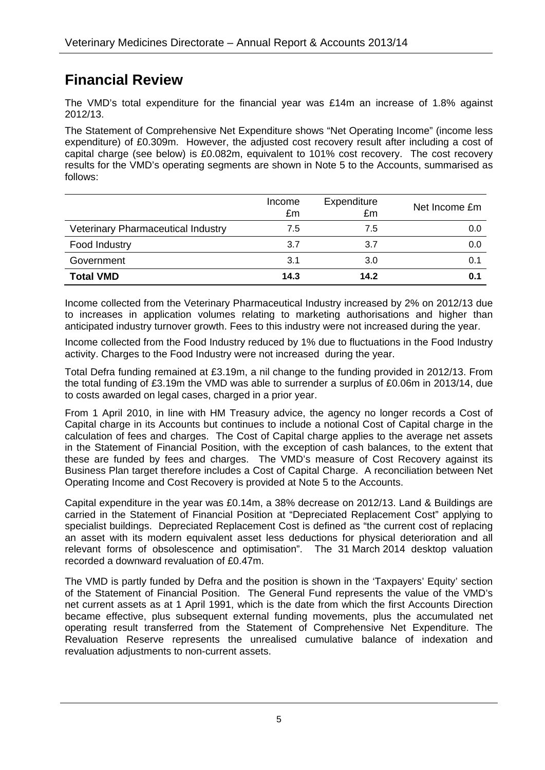# Financial Review

The VMD's total expenditure for the financial year was £14m an increase of 1.8% against 2012/13.

The Statement of Comprehensive Net Expenditure shows "Net Operating Income" (income less expenditure) of £0.309m. However, the adjusted cost recovery result after including a cost of capital charge (see below) is £0.082m, equivalent to 101% cost recovery. The cost recovery results for the VMD's operating segments are shown in Note 5 to the Accounts, summarised as follows:

| | Income £m | Expenditure £m | Net Income £m |
|---|---|---|---|
| Veterinary Pharmaceutical Industry | 7.5 | 7.5 | 0.0 |
| Food Industry | 3.7 | 3.7 | 0.0 |
| Government | 3.1 | 3.0 | 0.1 |
| **Total VMD** | **14.3** | **14.2** | **0.1** |

Income collected from the Veterinary Pharmaceutical Industry increased by 2% on 2012/13 due to increases in application volumes relating to marketing authorisations and higher than anticipated industry turnover growth. Fees to this industry were not increased during the year.

Income collected from the Food Industry reduced by 1% due to fluctuations in the Food Industry activity. Charges to the Food Industry were not increased during the year.

Total Defra funding remained at £3.19m, a nil change to the funding provided in 2012/13. From the total funding of £3.19m the VMD was able to surrender a surplus of £0.06m in 2013/14, due to costs awarded on legal cases, charged in a prior year.

From 1 April 2010, in line with HM Treasury advice, the agency no longer records a Cost of Capital charge in its Accounts but continues to include a notional Cost of Capital charge in the calculation of fees and charges. The Cost of Capital charge applies to the average net assets in the Statement of Financial Position, with the exception of cash balances, to the extent that these are funded by fees and charges. The VMD's measure of Cost Recovery against its Business Plan target therefore includes a Cost of Capital Charge. A reconciliation between Net Operating Income and Cost Recovery is provided at Note 5 to the Accounts.

Capital expenditure in the year was £0.14m, a 38% decrease on 2012/13. Land & Buildings are carried in the Statement of Financial Position at "Depreciated Replacement Cost" applying to specialist buildings. Depreciated Replacement Cost is defined as "the current cost of replacing an asset with its modern equivalent asset less deductions for physical deterioration and all relevant forms of obsolescence and optimisation". The 31 March 2014 desktop valuation recorded a downward revaluation of £0.47m.

The VMD is partly funded by Defra and the position is shown in the 'Taxpayers' Equity' section of the Statement of Financial Position. The General Fund represents the value of the VMD's net current assets as at 1 April 1991, which is the date from which the first Accounts Direction became effective, plus subsequent external funding movements, plus the accumulated net operating result transferred from the Statement of Comprehensive Net Expenditure. The Revaluation Reserve represents the unrealised cumulative balance of indexation and revaluation adjustments to non-current assets.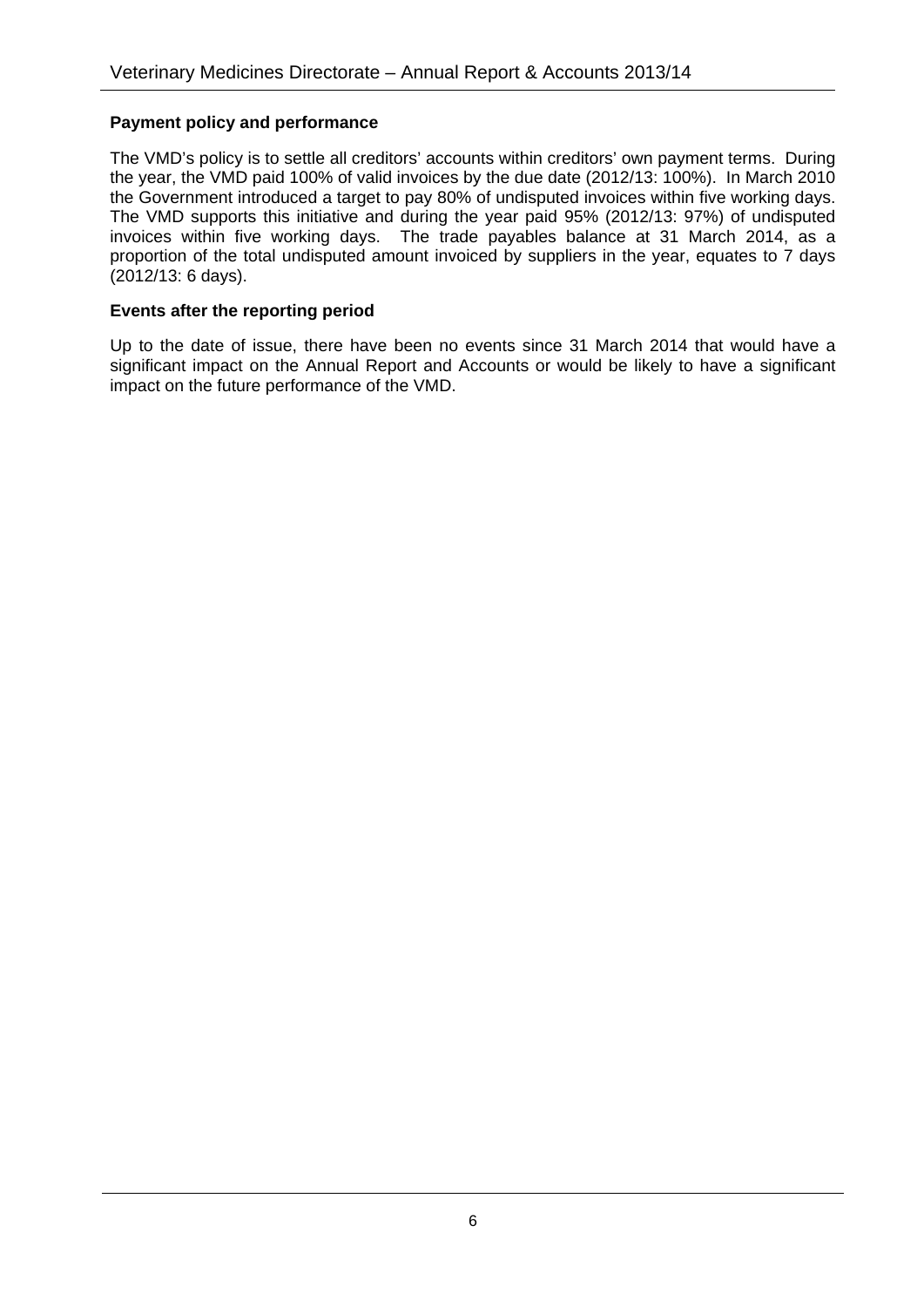**Payment policy and performance**

The VMD's policy is to settle all creditors' accounts within creditors' own payment terms. During the year, the VMD paid 100% of valid invoices by the due date (2012/13: 100%). In March 2010 the Government introduced a target to pay 80% of undisputed invoices within five working days. The VMD supports this initiative and during the year paid 95% (2012/13: 97%) of undisputed invoices within five working days. The trade payables balance at 31 March 2014, as a proportion of the total undisputed amount invoiced by suppliers in the year, equates to 7 days (2012/13: 6 days).

**Events after the reporting period**

Up to the date of issue, there have been no events since 31 March 2014 that would have a significant impact on the Annual Report and Accounts or would be likely to have a significant impact on the future performance of the VMD.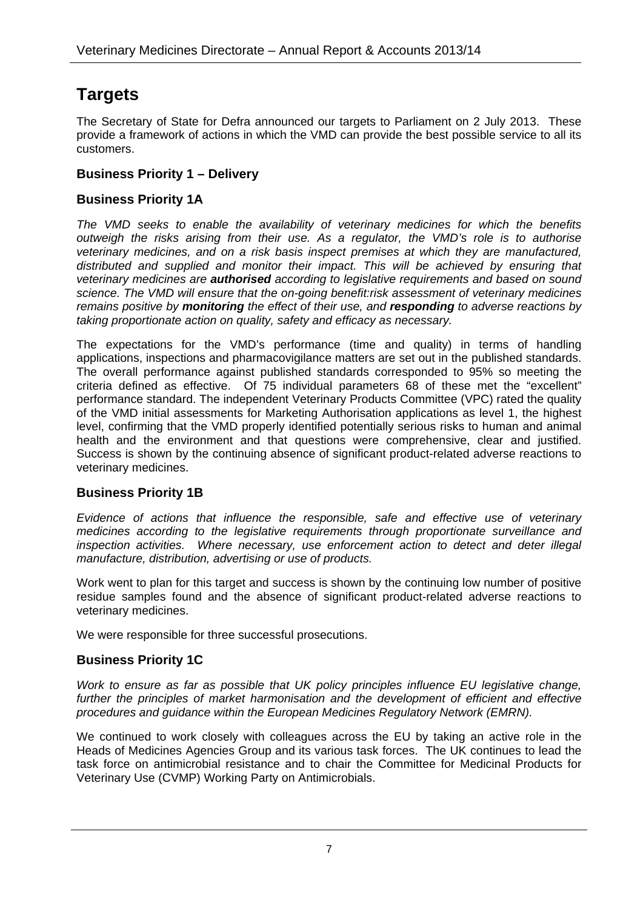# Targets

The Secretary of State for Defra announced our targets to Parliament on 2 July 2013. These provide a framework of actions in which the VMD can provide the best possible service to all its customers.

### Business Priority 1 – Delivery

### Business Priority 1A

*The VMD seeks to enable the availability of veterinary medicines for which the benefits outweigh the risks arising from their use. As a regulator, the VMD's role is to authorise veterinary medicines, and on a risk basis inspect premises at which they are manufactured, distributed and supplied and monitor their impact. This will be achieved by ensuring that veterinary medicines are* ***authorised*** *according to legislative requirements and based on sound science. The VMD will ensure that the on-going benefit:risk assessment of veterinary medicines remains positive by* ***monitoring*** *the effect of their use, and* ***responding*** *to adverse reactions by taking proportionate action on quality, safety and efficacy as necessary.*

The expectations for the VMD's performance (time and quality) in terms of handling applications, inspections and pharmacovigilance matters are set out in the published standards. The overall performance against published standards corresponded to 95% so meeting the criteria defined as effective. Of 75 individual parameters 68 of these met the "excellent" performance standard. The independent Veterinary Products Committee (VPC) rated the quality of the VMD initial assessments for Marketing Authorisation applications as level 1, the highest level, confirming that the VMD properly identified potentially serious risks to human and animal health and the environment and that questions were comprehensive, clear and justified. Success is shown by the continuing absence of significant product-related adverse reactions to veterinary medicines.

### Business Priority 1B

*Evidence of actions that influence the responsible, safe and effective use of veterinary medicines according to the legislative requirements through proportionate surveillance and inspection activities. Where necessary, use enforcement action to detect and deter illegal manufacture, distribution, advertising or use of products.*

Work went to plan for this target and success is shown by the continuing low number of positive residue samples found and the absence of significant product-related adverse reactions to veterinary medicines.

We were responsible for three successful prosecutions.

### Business Priority 1C

*Work to ensure as far as possible that UK policy principles influence EU legislative change, further the principles of market harmonisation and the development of efficient and effective procedures and guidance within the European Medicines Regulatory Network (EMRN).*

We continued to work closely with colleagues across the EU by taking an active role in the Heads of Medicines Agencies Group and its various task forces. The UK continues to lead the task force on antimicrobial resistance and to chair the Committee for Medicinal Products for Veterinary Use (CVMP) Working Party on Antimicrobials.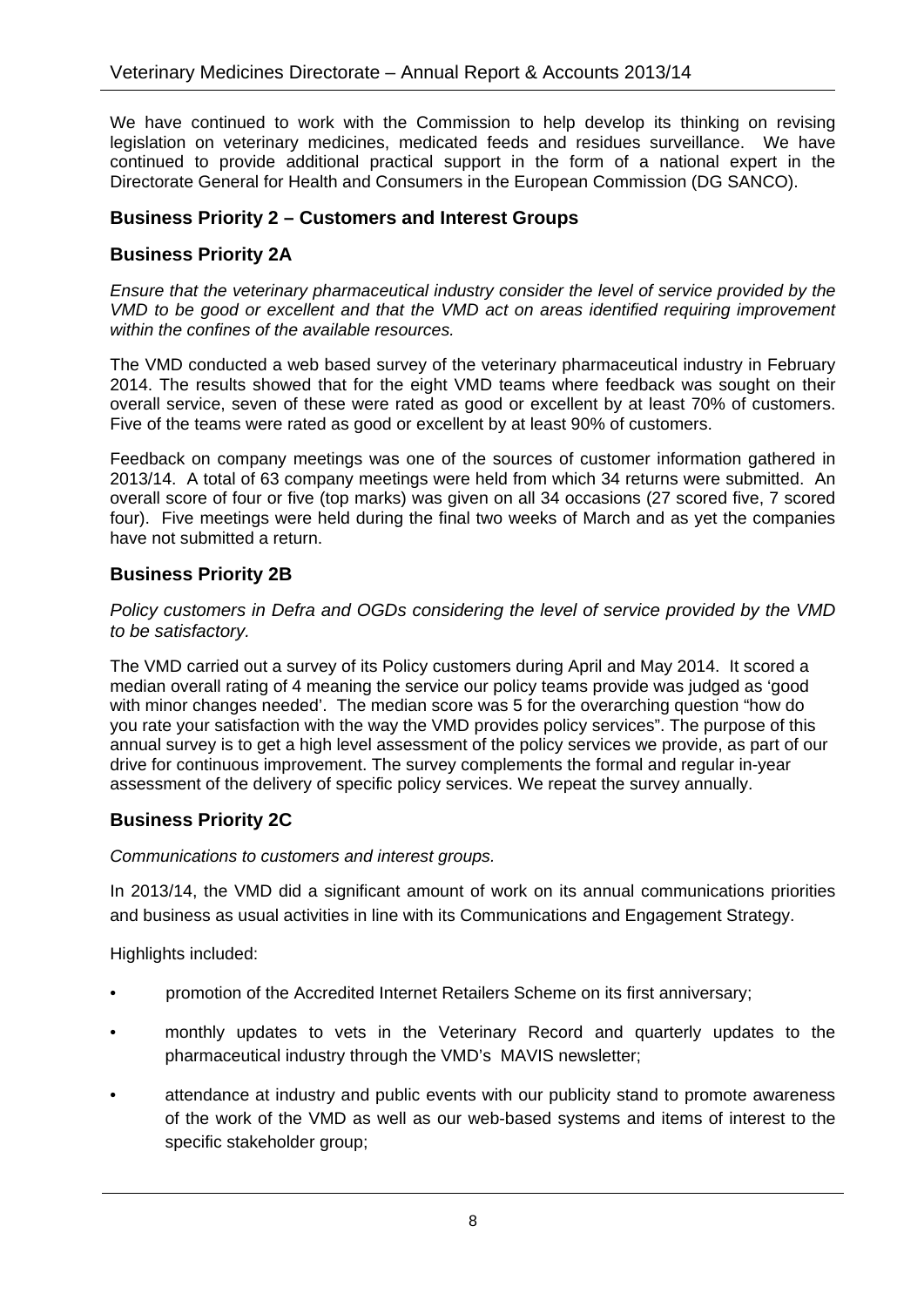We have continued to work with the Commission to help develop its thinking on revising legislation on veterinary medicines, medicated feeds and residues surveillance. We have continued to provide additional practical support in the form of a national expert in the Directorate General for Health and Consumers in the European Commission (DG SANCO).

## Business Priority 2 – Customers and Interest Groups

### Business Priority 2A

*Ensure that the veterinary pharmaceutical industry consider the level of service provided by the VMD to be good or excellent and that the VMD act on areas identified requiring improvement within the confines of the available resources.*

The VMD conducted a web based survey of the veterinary pharmaceutical industry in February 2014. The results showed that for the eight VMD teams where feedback was sought on their overall service, seven of these were rated as good or excellent by at least 70% of customers. Five of the teams were rated as good or excellent by at least 90% of customers.

Feedback on company meetings was one of the sources of customer information gathered in 2013/14. A total of 63 company meetings were held from which 34 returns were submitted. An overall score of four or five (top marks) was given on all 34 occasions (27 scored five, 7 scored four). Five meetings were held during the final two weeks of March and as yet the companies have not submitted a return.

### Business Priority 2B

*Policy customers in Defra and OGDs considering the level of service provided by the VMD to be satisfactory.*

The VMD carried out a survey of its Policy customers during April and May 2014. It scored a median overall rating of 4 meaning the service our policy teams provide was judged as 'good with minor changes needed'. The median score was 5 for the overarching question "how do you rate your satisfaction with the way the VMD provides policy services". The purpose of this annual survey is to get a high level assessment of the policy services we provide, as part of our drive for continuous improvement. The survey complements the formal and regular in-year assessment of the delivery of specific policy services. We repeat the survey annually.

### Business Priority 2C

*Communications to customers and interest groups.*

In 2013/14, the VMD did a significant amount of work on its annual communications priorities and business as usual activities in line with its Communications and Engagement Strategy.

Highlights included:

- promotion of the Accredited Internet Retailers Scheme on its first anniversary;
- monthly updates to vets in the Veterinary Record and quarterly updates to the pharmaceutical industry through the VMD's MAVIS newsletter;
- attendance at industry and public events with our publicity stand to promote awareness of the work of the VMD as well as our web-based systems and items of interest to the specific stakeholder group;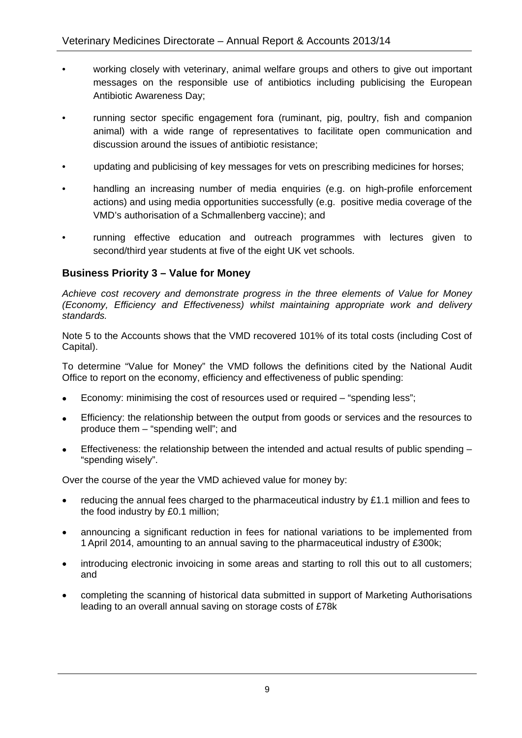- working closely with veterinary, animal welfare groups and others to give out important messages on the responsible use of antibiotics including publicising the European Antibiotic Awareness Day;
- running sector specific engagement fora (ruminant, pig, poultry, fish and companion animal) with a wide range of representatives to facilitate open communication and discussion around the issues of antibiotic resistance;
- updating and publicising of key messages for vets on prescribing medicines for horses;
- handling an increasing number of media enquiries (e.g. on high-profile enforcement actions) and using media opportunities successfully (e.g. positive media coverage of the VMD's authorisation of a Schmallenberg vaccine); and
- running effective education and outreach programmes with lectures given to second/third year students at five of the eight UK vet schools.

### Business Priority 3 – Value for Money

*Achieve cost recovery and demonstrate progress in the three elements of Value for Money (Economy, Efficiency and Effectiveness) whilst maintaining appropriate work and delivery standards.*

Note 5 to the Accounts shows that the VMD recovered 101% of its total costs (including Cost of Capital).

To determine "Value for Money" the VMD follows the definitions cited by the National Audit Office to report on the economy, efficiency and effectiveness of public spending:

- Economy: minimising the cost of resources used or required – "spending less";
- Efficiency: the relationship between the output from goods or services and the resources to produce them – "spending well"; and
- Effectiveness: the relationship between the intended and actual results of public spending – "spending wisely".

Over the course of the year the VMD achieved value for money by:

- reducing the annual fees charged to the pharmaceutical industry by £1.1 million and fees to the food industry by £0.1 million;
- announcing a significant reduction in fees for national variations to be implemented from 1 April 2014, amounting to an annual saving to the pharmaceutical industry of £300k;
- introducing electronic invoicing in some areas and starting to roll this out to all customers; and
- completing the scanning of historical data submitted in support of Marketing Authorisations leading to an overall annual saving on storage costs of £78k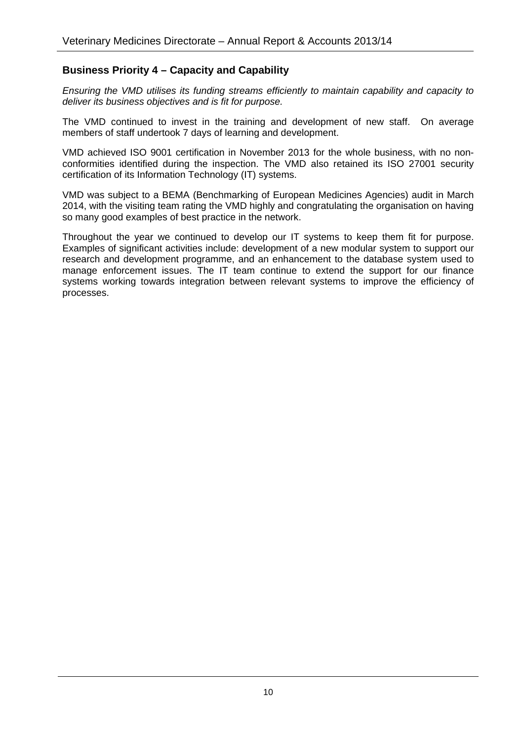## Business Priority 4 – Capacity and Capability

*Ensuring the VMD utilises its funding streams efficiently to maintain capability and capacity to deliver its business objectives and is fit for purpose.*

The VMD continued to invest in the training and development of new staff. On average members of staff undertook 7 days of learning and development.

VMD achieved ISO 9001 certification in November 2013 for the whole business, with no non-conformities identified during the inspection. The VMD also retained its ISO 27001 security certification of its Information Technology (IT) systems.

VMD was subject to a BEMA (Benchmarking of European Medicines Agencies) audit in March 2014, with the visiting team rating the VMD highly and congratulating the organisation on having so many good examples of best practice in the network.

Throughout the year we continued to develop our IT systems to keep them fit for purpose. Examples of significant activities include: development of a new modular system to support our research and development programme, and an enhancement to the database system used to manage enforcement issues. The IT team continue to extend the support for our finance systems working towards integration between relevant systems to improve the efficiency of processes.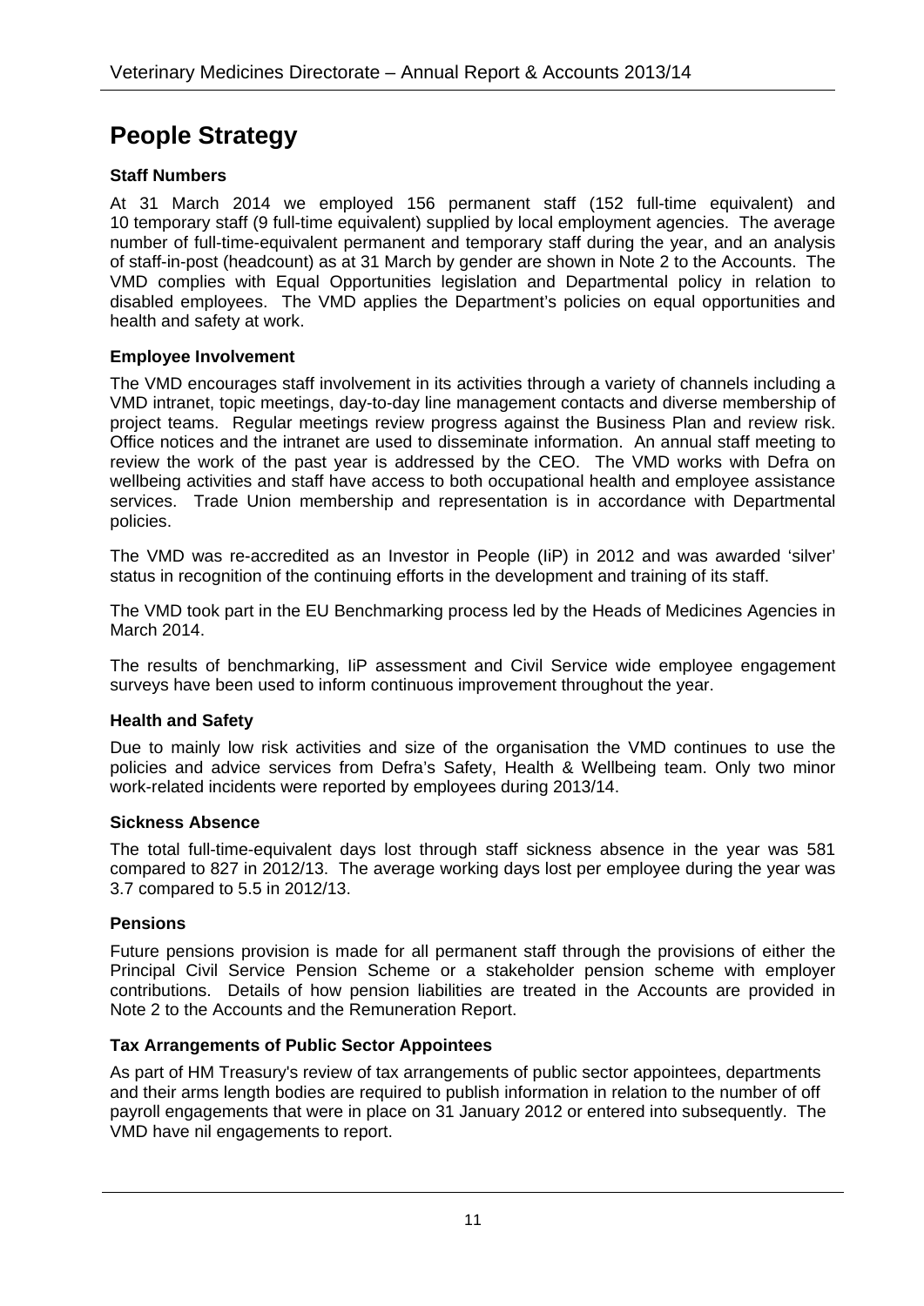# People Strategy

### Staff Numbers

At 31 March 2014 we employed 156 permanent staff (152 full-time equivalent) and 10 temporary staff (9 full-time equivalent) supplied by local employment agencies. The average number of full-time-equivalent permanent and temporary staff during the year, and an analysis of staff-in-post (headcount) as at 31 March by gender are shown in Note 2 to the Accounts. The VMD complies with Equal Opportunities legislation and Departmental policy in relation to disabled employees. The VMD applies the Department's policies on equal opportunities and health and safety at work.

### Employee Involvement

The VMD encourages staff involvement in its activities through a variety of channels including a VMD intranet, topic meetings, day-to-day line management contacts and diverse membership of project teams. Regular meetings review progress against the Business Plan and review risk. Office notices and the intranet are used to disseminate information. An annual staff meeting to review the work of the past year is addressed by the CEO. The VMD works with Defra on wellbeing activities and staff have access to both occupational health and employee assistance services. Trade Union membership and representation is in accordance with Departmental policies.

The VMD was re-accredited as an Investor in People (IiP) in 2012 and was awarded 'silver' status in recognition of the continuing efforts in the development and training of its staff.

The VMD took part in the EU Benchmarking process led by the Heads of Medicines Agencies in March 2014.

The results of benchmarking, IiP assessment and Civil Service wide employee engagement surveys have been used to inform continuous improvement throughout the year.

### Health and Safety

Due to mainly low risk activities and size of the organisation the VMD continues to use the policies and advice services from Defra's Safety, Health & Wellbeing team. Only two minor work-related incidents were reported by employees during 2013/14.

### Sickness Absence

The total full-time-equivalent days lost through staff sickness absence in the year was 581 compared to 827 in 2012/13. The average working days lost per employee during the year was 3.7 compared to 5.5 in 2012/13.

### Pensions

Future pensions provision is made for all permanent staff through the provisions of either the Principal Civil Service Pension Scheme or a stakeholder pension scheme with employer contributions. Details of how pension liabilities are treated in the Accounts are provided in Note 2 to the Accounts and the Remuneration Report.

### Tax Arrangements of Public Sector Appointees

As part of HM Treasury's review of tax arrangements of public sector appointees, departments and their arms length bodies are required to publish information in relation to the number of off payroll engagements that were in place on 31 January 2012 or entered into subsequently. The VMD have nil engagements to report.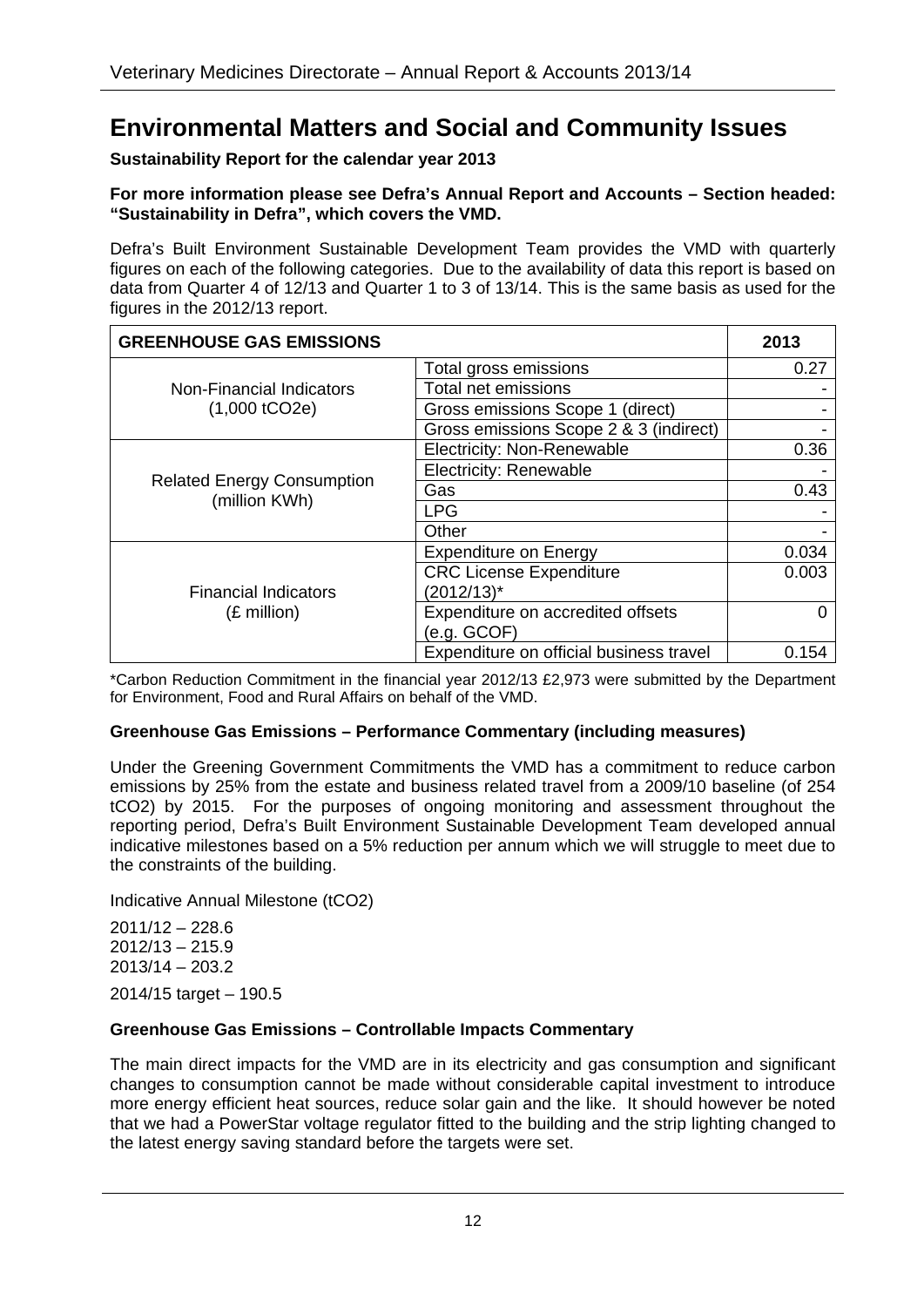# Environmental Matters and Social and Community Issues

**Sustainability Report for the calendar year 2013**

**For more information please see Defra's Annual Report and Accounts – Section headed: "Sustainability in Defra", which covers the VMD.**

Defra's Built Environment Sustainable Development Team provides the VMD with quarterly figures on each of the following categories. Due to the availability of data this report is based on data from Quarter 4 of 12/13 and Quarter 1 to 3 of 13/14. This is the same basis as used for the figures in the 2012/13 report.

| GREENHOUSE GAS EMISSIONS | | 2013 |
|---|---|---|
| Non-Financial Indicators (1,000 tCO2e) | Total gross emissions | 0.27 |
| | Total net emissions | - |
| | Gross emissions Scope 1 (direct) | - |
| | Gross emissions Scope 2 & 3 (indirect) | - |
| Related Energy Consumption (million KWh) | Electricity: Non-Renewable | 0.36 |
| | Electricity: Renewable | - |
| | Gas | 0.43 |
| | LPG | - |
| | Other | - |
| Financial Indicators (£ million) | Expenditure on Energy | 0.034 |
| | CRC License Expenditure (2012/13)* | 0.003 |
| | Expenditure on accredited offsets (e.g. GCOF) | 0 |
| | Expenditure on official business travel | 0.154 |

*Carbon Reduction Commitment in the financial year 2012/13 £2,973 were submitted by the Department for Environment, Food and Rural Affairs on behalf of the VMD.

**Greenhouse Gas Emissions – Performance Commentary (including measures)**

Under the Greening Government Commitments the VMD has a commitment to reduce carbon emissions by 25% from the estate and business related travel from a 2009/10 baseline (of 254 tCO2) by 2015. For the purposes of ongoing monitoring and assessment throughout the reporting period, Defra's Built Environment Sustainable Development Team developed annual indicative milestones based on a 5% reduction per annum which we will struggle to meet due to the constraints of the building.

Indicative Annual Milestone (tCO2)

2011/12 – 228.6
2012/13 – 215.9
2013/14 – 203.2

2014/15 target – 190.5

**Greenhouse Gas Emissions – Controllable Impacts Commentary**

The main direct impacts for the VMD are in its electricity and gas consumption and significant changes to consumption cannot be made without considerable capital investment to introduce more energy efficient heat sources, reduce solar gain and the like. It should however be noted that we had a PowerStar voltage regulator fitted to the building and the strip lighting changed to the latest energy saving standard before the targets were set.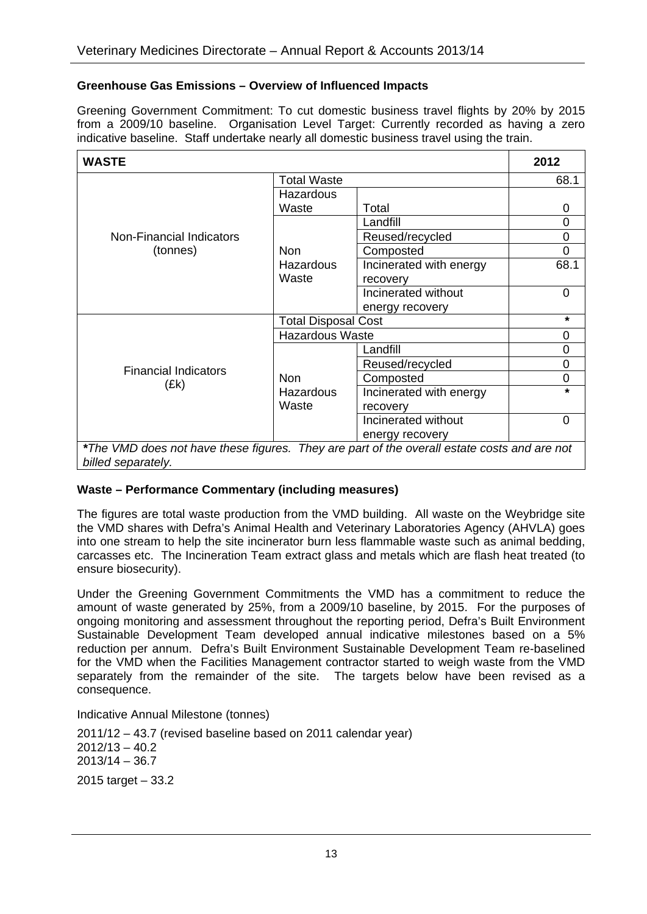**Greenhouse Gas Emissions – Overview of Influenced Impacts**

Greening Government Commitment: To cut domestic business travel flights by 20% by 2015 from a 2009/10 baseline. Organisation Level Target: Currently recorded as having a zero indicative baseline. Staff undertake nearly all domestic business travel using the train.

| WASTE | | | 2012 |
|---|---|---|---|
| Non-Financial Indicators (tonnes) | Total Waste | | 68.1 |
| | Hazardous Waste | Total | 0 |
| | Non Hazardous Waste | Landfill | 0 |
| | | Reused/recycled | 0 |
| | | Composted | 0 |
| | | Incinerated with energy recovery | 68.1 |
| | | Incinerated without energy recovery | 0 |
| Financial Indicators (£k) | Total Disposal Cost | | * |
| | Hazardous Waste | | 0 |
| | Non Hazardous Waste | Landfill | 0 |
| | | Reused/recycled | 0 |
| | | Composted | 0 |
| | | Incinerated with energy recovery | * |
| | | Incinerated without energy recovery | 0 |

***The VMD does not have these figures. They are part of the overall estate costs and are not billed separately.***

**Waste – Performance Commentary (including measures)**

The figures are total waste production from the VMD building. All waste on the Weybridge site the VMD shares with Defra's Animal Health and Veterinary Laboratories Agency (AHVLA) goes into one stream to help the site incinerator burn less flammable waste such as animal bedding, carcasses etc. The Incineration Team extract glass and metals which are flash heat treated (to ensure biosecurity).

Under the Greening Government Commitments the VMD has a commitment to reduce the amount of waste generated by 25%, from a 2009/10 baseline, by 2015. For the purposes of ongoing monitoring and assessment throughout the reporting period, Defra's Built Environment Sustainable Development Team developed annual indicative milestones based on a 5% reduction per annum. Defra's Built Environment Sustainable Development Team re-baselined for the VMD when the Facilities Management contractor started to weigh waste from the VMD separately from the remainder of the site. The targets below have been revised as a consequence.

Indicative Annual Milestone (tonnes)

2011/12 – 43.7 (revised baseline based on 2011 calendar year)
2012/13 – 40.2
2013/14 – 36.7

2015 target – 33.2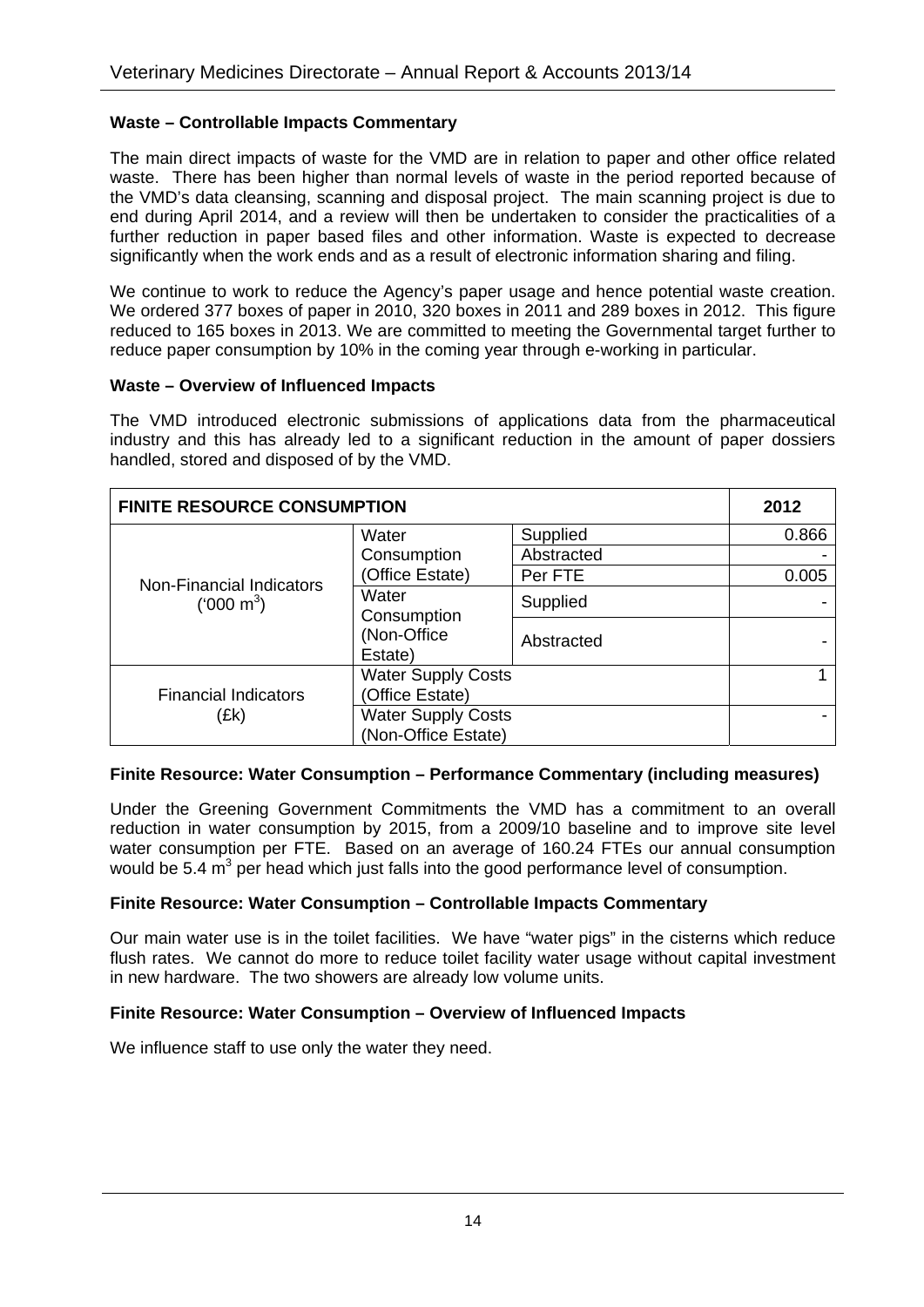**Waste – Controllable Impacts Commentary**

The main direct impacts of waste for the VMD are in relation to paper and other office related waste. There has been higher than normal levels of waste in the period reported because of the VMD's data cleansing, scanning and disposal project. The main scanning project is due to end during April 2014, and a review will then be undertaken to consider the practicalities of a further reduction in paper based files and other information. Waste is expected to decrease significantly when the work ends and as a result of electronic information sharing and filing.

We continue to work to reduce the Agency's paper usage and hence potential waste creation. We ordered 377 boxes of paper in 2010, 320 boxes in 2011 and 289 boxes in 2012. This figure reduced to 165 boxes in 2013. We are committed to meeting the Governmental target further to reduce paper consumption by 10% in the coming year through e-working in particular.

**Waste – Overview of Influenced Impacts**

The VMD introduced electronic submissions of applications data from the pharmaceutical industry and this has already led to a significant reduction in the amount of paper dossiers handled, stored and disposed of by the VMD.

| FINITE RESOURCE CONSUMPTION | | | 2012 |
|---|---|---|---|
| Non-Financial Indicators ('000 $m^3$) | Water Consumption (Office Estate) | Supplied | 0.866 |
| | | Abstracted | - |
| | | Per FTE | 0.005 |
| | Water Consumption (Non-Office Estate) | Supplied | - |
| | | Abstracted | - |
| Financial Indicators (£k) | Water Supply Costs (Office Estate) | | 1 |
| | Water Supply Costs (Non-Office Estate) | | - |

**Finite Resource: Water Consumption – Performance Commentary (including measures)**

Under the Greening Government Commitments the VMD has a commitment to an overall reduction in water consumption by 2015, from a 2009/10 baseline and to improve site level water consumption per FTE. Based on an average of 160.24 FTEs our annual consumption would be 5.4 $m^3$ per head which just falls into the good performance level of consumption.

**Finite Resource: Water Consumption – Controllable Impacts Commentary**

Our main water use is in the toilet facilities. We have "water pigs" in the cisterns which reduce flush rates. We cannot do more to reduce toilet facility water usage without capital investment in new hardware. The two showers are already low volume units.

**Finite Resource: Water Consumption – Overview of Influenced Impacts**

We influence staff to use only the water they need.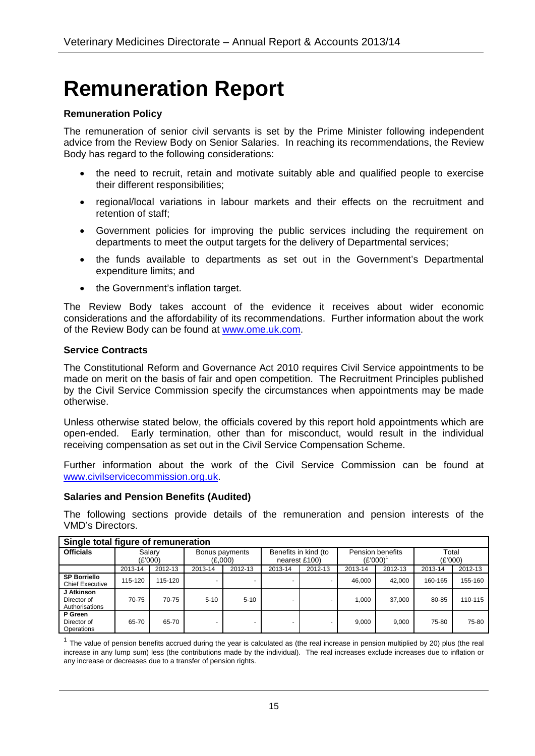# Remuneration Report

**Remuneration Policy**

The remuneration of senior civil servants is set by the Prime Minister following independent advice from the Review Body on Senior Salaries. In reaching its recommendations, the Review Body has regard to the following considerations:

- the need to recruit, retain and motivate suitably able and qualified people to exercise their different responsibilities;
- regional/local variations in labour markets and their effects on the recruitment and retention of staff;
- Government policies for improving the public services including the requirement on departments to meet the output targets for the delivery of Departmental services;
- the funds available to departments as set out in the Government's Departmental expenditure limits; and
- the Government's inflation target.

The Review Body takes account of the evidence it receives about wider economic considerations and the affordability of its recommendations. Further information about the work of the Review Body can be found at www.ome.uk.com.

**Service Contracts**

The Constitutional Reform and Governance Act 2010 requires Civil Service appointments to be made on merit on the basis of fair and open competition. The Recruitment Principles published by the Civil Service Commission specify the circumstances when appointments may be made otherwise.

Unless otherwise stated below, the officials covered by this report hold appointments which are open-ended. Early termination, other than for misconduct, would result in the individual receiving compensation as set out in the Civil Service Compensation Scheme.

Further information about the work of the Civil Service Commission can be found at www.civilservicecommission.org.uk.

**Salaries and Pension Benefits (Audited)**

The following sections provide details of the remuneration and pension interests of the VMD's Directors.

**Single total figure of remuneration**

| Officials | Salary (£'000) | | Bonus payments (£,000) | | Benefits in kind (to nearest £100) | | Pension benefits (£'000)[1] | | Total (£'000) | |
|---|---|---|---|---|---|---|---|---|---|---|
| | 2013-14 | 2012-13 | 2013-14 | 2012-13 | 2013-14 | 2012-13 | 2013-14 | 2012-13 | 2013-14 | 2012-13 |
| **SP Borriello** Chief Executive | 115-120 | 115-120 | - | - | - | - | 46,000 | 42,000 | 160-165 | 155-160 |
| **J Atkinson** Director of Authorisations | 70-75 | 70-75 | 5-10 | 5-10 | - | - | 1,000 | 37,000 | 80-85 | 110-115 |
| **P Green** Director of Operations | 65-70 | 65-70 | - | - | - | - | 9,000 | 9,000 | 75-80 | 75-80 |

[1] The value of pension benefits accrued during the year is calculated as (the real increase in pension multiplied by 20) plus (the real increase in any lump sum) less (the contributions made by the individual). The real increases exclude increases due to inflation or any increase or decreases due to a transfer of pension rights.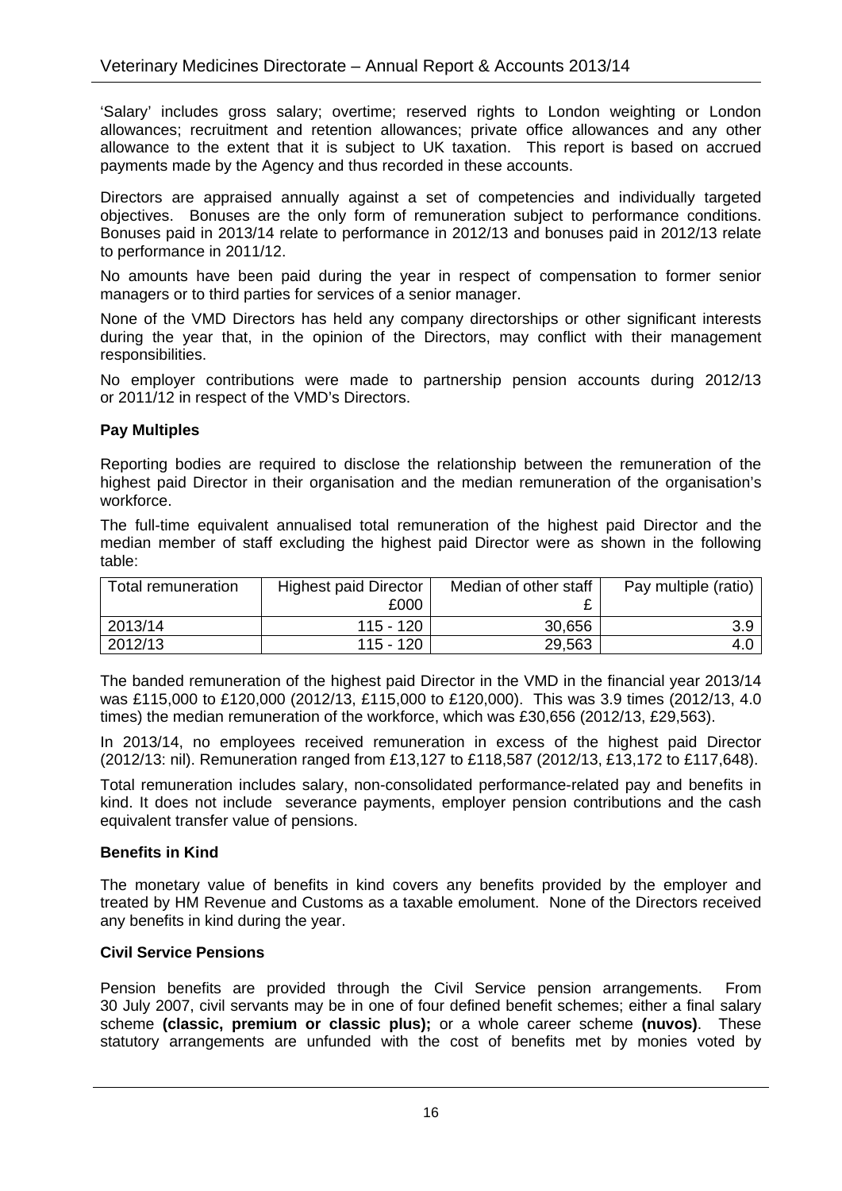'Salary' includes gross salary; overtime; reserved rights to London weighting or London allowances; recruitment and retention allowances; private office allowances and any other allowance to the extent that it is subject to UK taxation. This report is based on accrued payments made by the Agency and thus recorded in these accounts.

Directors are appraised annually against a set of competencies and individually targeted objectives. Bonuses are the only form of remuneration subject to performance conditions. Bonuses paid in 2013/14 relate to performance in 2012/13 and bonuses paid in 2012/13 relate to performance in 2011/12.

No amounts have been paid during the year in respect of compensation to former senior managers or to third parties for services of a senior manager.

None of the VMD Directors has held any company directorships or other significant interests during the year that, in the opinion of the Directors, may conflict with their management responsibilities.

No employer contributions were made to partnership pension accounts during 2012/13 or 2011/12 in respect of the VMD's Directors.

**Pay Multiples**

Reporting bodies are required to disclose the relationship between the remuneration of the highest paid Director in their organisation and the median remuneration of the organisation's workforce.

The full-time equivalent annualised total remuneration of the highest paid Director and the median member of staff excluding the highest paid Director were as shown in the following table:

| Total remuneration | Highest paid Director £000 | Median of other staff £ | Pay multiple (ratio) |
|---|---|---|---|
| 2013/14 | 115 - 120 | 30,656 | 3.9 |
| 2012/13 | 115 - 120 | 29,563 | 4.0 |

The banded remuneration of the highest paid Director in the VMD in the financial year 2013/14 was £115,000 to £120,000 (2012/13, £115,000 to £120,000). This was 3.9 times (2012/13, 4.0 times) the median remuneration of the workforce, which was £30,656 (2012/13, £29,563).

In 2013/14, no employees received remuneration in excess of the highest paid Director (2012/13: nil). Remuneration ranged from £13,127 to £118,587 (2012/13, £13,172 to £117,648).

Total remuneration includes salary, non-consolidated performance-related pay and benefits in kind. It does not include severance payments, employer pension contributions and the cash equivalent transfer value of pensions.

**Benefits in Kind**

The monetary value of benefits in kind covers any benefits provided by the employer and treated by HM Revenue and Customs as a taxable emolument. None of the Directors received any benefits in kind during the year.

**Civil Service Pensions**

Pension benefits are provided through the Civil Service pension arrangements. From 30 July 2007, civil servants may be in one of four defined benefit schemes; either a final salary scheme **(classic, premium or classic plus);** or a whole career scheme **(nuvos)**. These statutory arrangements are unfunded with the cost of benefits met by monies voted by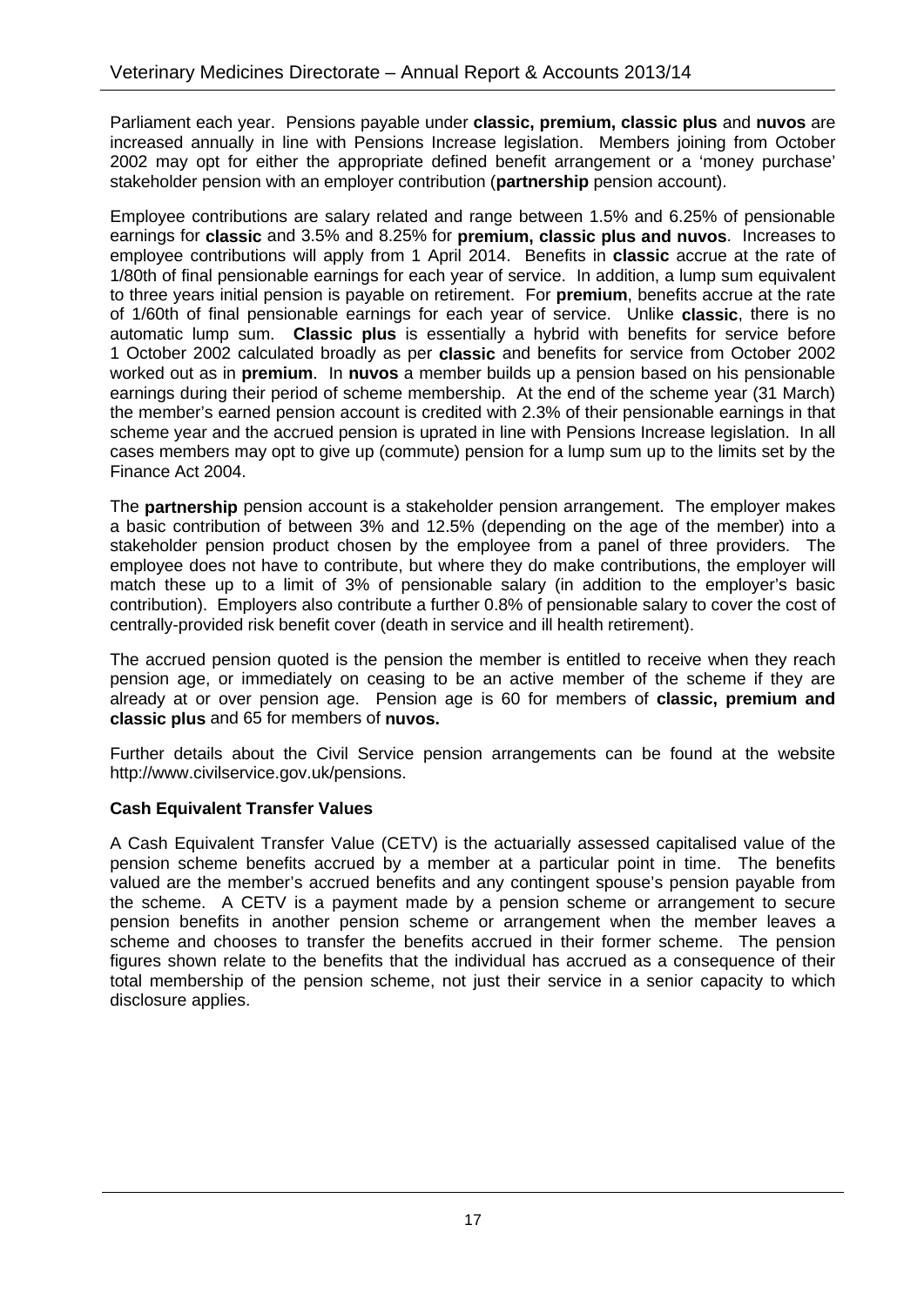Parliament each year. Pensions payable under **classic, premium, classic plus** and **nuvos** are increased annually in line with Pensions Increase legislation. Members joining from October 2002 may opt for either the appropriate defined benefit arrangement or a 'money purchase' stakeholder pension with an employer contribution (**partnership** pension account).

Employee contributions are salary related and range between 1.5% and 6.25% of pensionable earnings for **classic** and 3.5% and 8.25% for **premium, classic plus and nuvos**. Increases to employee contributions will apply from 1 April 2014. Benefits in **classic** accrue at the rate of 1/80th of final pensionable earnings for each year of service. In addition, a lump sum equivalent to three years initial pension is payable on retirement. For **premium**, benefits accrue at the rate of 1/60th of final pensionable earnings for each year of service. Unlike **classic**, there is no automatic lump sum. **Classic plus** is essentially a hybrid with benefits for service before 1 October 2002 calculated broadly as per **classic** and benefits for service from October 2002 worked out as in **premium**. In **nuvos** a member builds up a pension based on his pensionable earnings during their period of scheme membership. At the end of the scheme year (31 March) the member's earned pension account is credited with 2.3% of their pensionable earnings in that scheme year and the accrued pension is uprated in line with Pensions Increase legislation. In all cases members may opt to give up (commute) pension for a lump sum up to the limits set by the Finance Act 2004.

The **partnership** pension account is a stakeholder pension arrangement. The employer makes a basic contribution of between 3% and 12.5% (depending on the age of the member) into a stakeholder pension product chosen by the employee from a panel of three providers. The employee does not have to contribute, but where they do make contributions, the employer will match these up to a limit of 3% of pensionable salary (in addition to the employer's basic contribution). Employers also contribute a further 0.8% of pensionable salary to cover the cost of centrally-provided risk benefit cover (death in service and ill health retirement).

The accrued pension quoted is the pension the member is entitled to receive when they reach pension age, or immediately on ceasing to be an active member of the scheme if they are already at or over pension age. Pension age is 60 for members of **classic, premium and classic plus** and 65 for members of **nuvos.**

Further details about the Civil Service pension arrangements can be found at the website http://www.civilservice.gov.uk/pensions.

**Cash Equivalent Transfer Values**

A Cash Equivalent Transfer Value (CETV) is the actuarially assessed capitalised value of the pension scheme benefits accrued by a member at a particular point in time. The benefits valued are the member's accrued benefits and any contingent spouse's pension payable from the scheme. A CETV is a payment made by a pension scheme or arrangement to secure pension benefits in another pension scheme or arrangement when the member leaves a scheme and chooses to transfer the benefits accrued in their former scheme. The pension figures shown relate to the benefits that the individual has accrued as a consequence of their total membership of the pension scheme, not just their service in a senior capacity to which disclosure applies.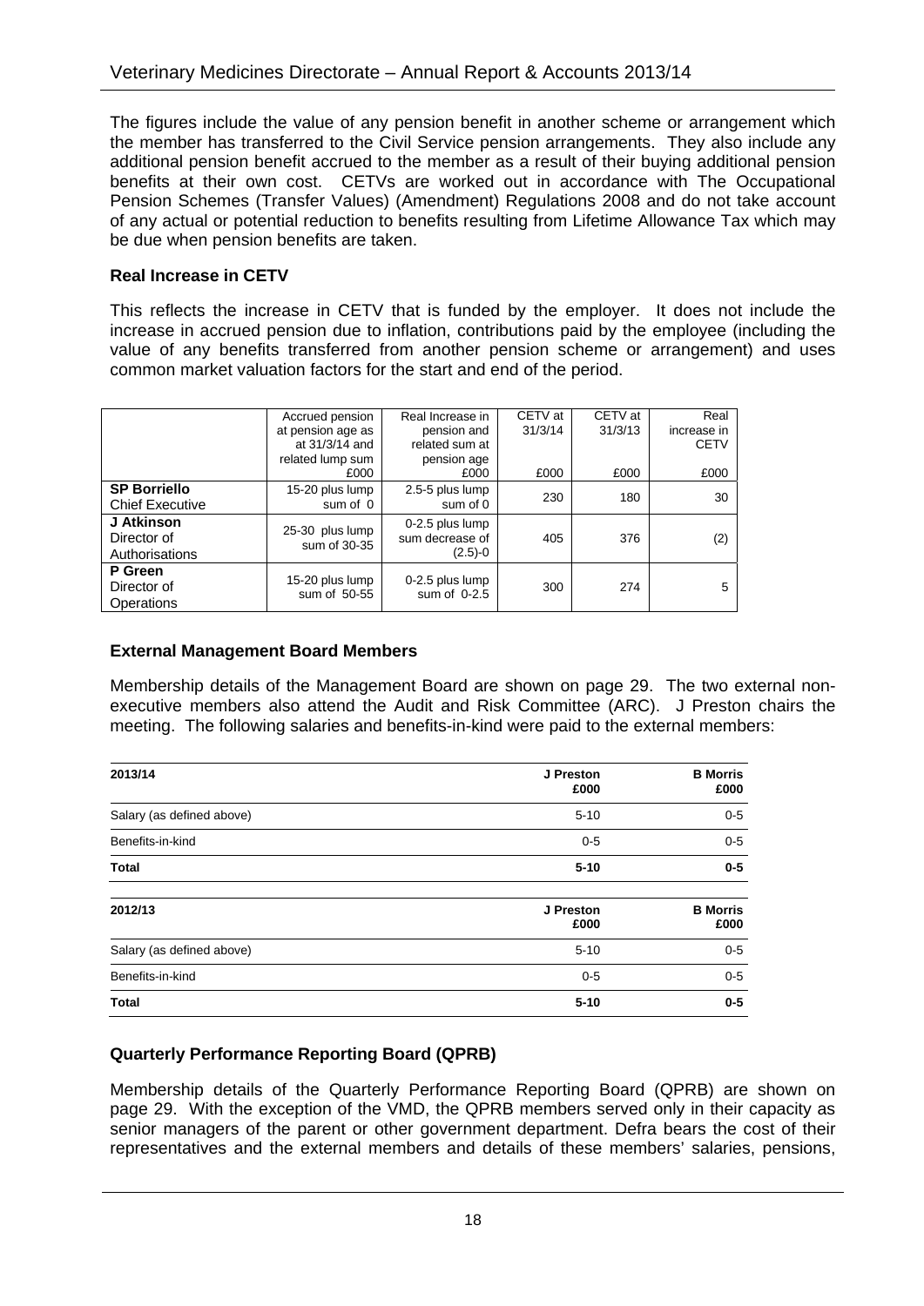The figures include the value of any pension benefit in another scheme or arrangement which the member has transferred to the Civil Service pension arrangements. They also include any additional pension benefit accrued to the member as a result of their buying additional pension benefits at their own cost. CETVs are worked out in accordance with The Occupational Pension Schemes (Transfer Values) (Amendment) Regulations 2008 and do not take account of any actual or potential reduction to benefits resulting from Lifetime Allowance Tax which may be due when pension benefits are taken.

**Real Increase in CETV**

This reflects the increase in CETV that is funded by the employer. It does not include the increase in accrued pension due to inflation, contributions paid by the employee (including the value of any benefits transferred from another pension scheme or arrangement) and uses common market valuation factors for the start and end of the period.

| | Accrued pension at pension age as at 31/3/14 and related lump sum £000 | Real Increase in pension and related sum at pension age £000 | CETV at 31/3/14 £000 | CETV at 31/3/13 £000 | Real increase in CETV £000 |
|---|---|---|---|---|---|
| **SP Borriello** Chief Executive | 15-20 plus lump sum of 0 | 2.5-5 plus lump sum of 0 | 230 | 180 | 30 |
| **J Atkinson** Director of Authorisations | 25-30 plus lump sum of 30-35 | 0-2.5 plus lump sum decrease of (2.5)-0 | 405 | 376 | (2) |
| **P Green** Director of Operations | 15-20 plus lump sum of 50-55 | 0-2.5 plus lump sum of 0-2.5 | 300 | 274 | 5 |

**External Management Board Members**

Membership details of the Management Board are shown on page 29. The two external non-executive members also attend the Audit and Risk Committee (ARC). J Preston chairs the meeting. The following salaries and benefits-in-kind were paid to the external members:

| 2013/14 | J Preston £000 | B Morris £000 |
|---|---|---|
| Salary (as defined above) | 5-10 | 0-5 |
| Benefits-in-kind | 0-5 | 0-5 |
| **Total** | **5-10** | **0-5** |

| 2012/13 | J Preston £000 | B Morris £000 |
|---|---|---|
| Salary (as defined above) | 5-10 | 0-5 |
| Benefits-in-kind | 0-5 | 0-5 |
| **Total** | **5-10** | **0-5** |

**Quarterly Performance Reporting Board (QPRB)**

Membership details of the Quarterly Performance Reporting Board (QPRB) are shown on page 29. With the exception of the VMD, the QPRB members served only in their capacity as senior managers of the parent or other government department. Defra bears the cost of their representatives and the external members and details of these members' salaries, pensions,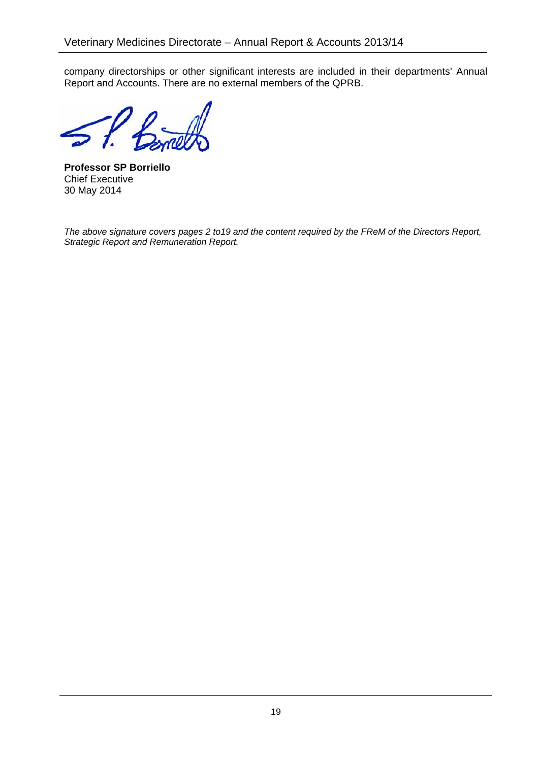company directorships or other significant interests are included in their departments' Annual Report and Accounts. There are no external members of the QPRB.

**Professor SP Borriello**
Chief Executive
30 May 2014

*The above signature covers pages 2 to19 and the content required by the FReM of the Directors Report, Strategic Report and Remuneration Report.*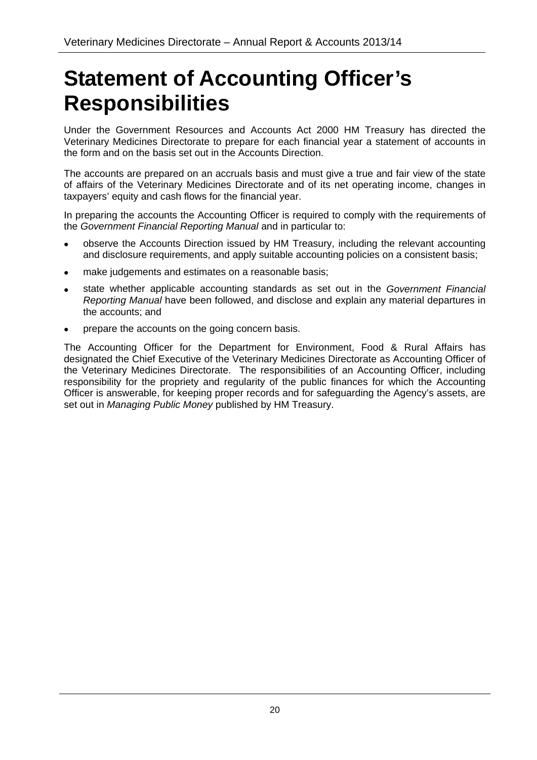# Statement of Accounting Officer's Responsibilities

Under the Government Resources and Accounts Act 2000 HM Treasury has directed the Veterinary Medicines Directorate to prepare for each financial year a statement of accounts in the form and on the basis set out in the Accounts Direction.

The accounts are prepared on an accruals basis and must give a true and fair view of the state of affairs of the Veterinary Medicines Directorate and of its net operating income, changes in taxpayers' equity and cash flows for the financial year.

In preparing the accounts the Accounting Officer is required to comply with the requirements of the *Government Financial Reporting Manual* and in particular to:

- observe the Accounts Direction issued by HM Treasury, including the relevant accounting and disclosure requirements, and apply suitable accounting policies on a consistent basis;
- make judgements and estimates on a reasonable basis;
- state whether applicable accounting standards as set out in the *Government Financial Reporting Manual* have been followed, and disclose and explain any material departures in the accounts; and
- prepare the accounts on the going concern basis.

The Accounting Officer for the Department for Environment, Food & Rural Affairs has designated the Chief Executive of the Veterinary Medicines Directorate as Accounting Officer of the Veterinary Medicines Directorate. The responsibilities of an Accounting Officer, including responsibility for the propriety and regularity of the public finances for which the Accounting Officer is answerable, for keeping proper records and for safeguarding the Agency's assets, are set out in *Managing Public Money* published by HM Treasury.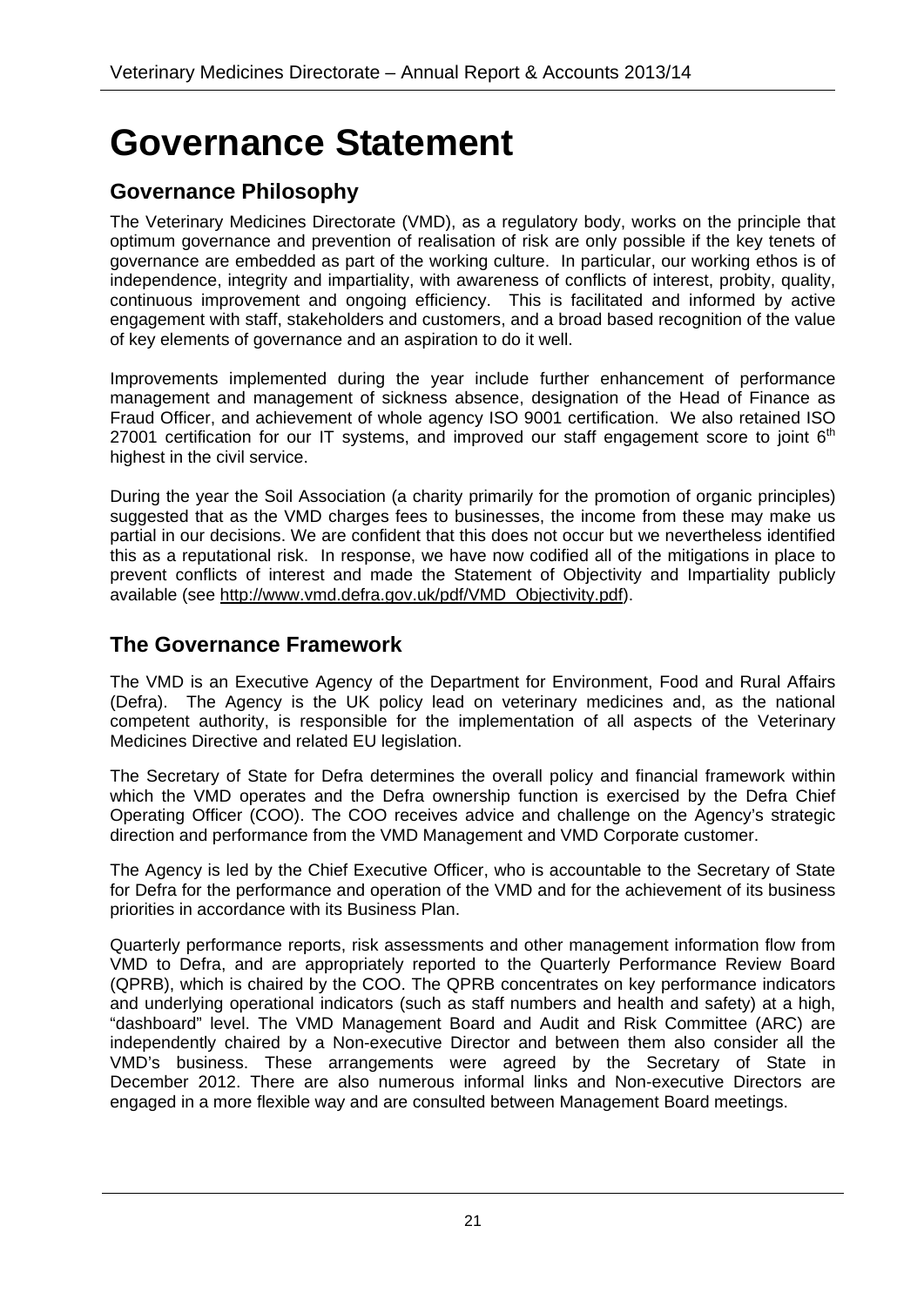# Governance Statement

## Governance Philosophy

The Veterinary Medicines Directorate (VMD), as a regulatory body, works on the principle that optimum governance and prevention of realisation of risk are only possible if the key tenets of governance are embedded as part of the working culture. In particular, our working ethos is of independence, integrity and impartiality, with awareness of conflicts of interest, probity, quality, continuous improvement and ongoing efficiency. This is facilitated and informed by active engagement with staff, stakeholders and customers, and a broad based recognition of the value of key elements of governance and an aspiration to do it well.

Improvements implemented during the year include further enhancement of performance management and management of sickness absence, designation of the Head of Finance as Fraud Officer, and achievement of whole agency ISO 9001 certification. We also retained ISO 27001 certification for our IT systems, and improved our staff engagement score to joint 6th highest in the civil service.

During the year the Soil Association (a charity primarily for the promotion of organic principles) suggested that as the VMD charges fees to businesses, the income from these may make us partial in our decisions. We are confident that this does not occur but we nevertheless identified this as a reputational risk. In response, we have now codified all of the mitigations in place to prevent conflicts of interest and made the Statement of Objectivity and Impartiality publicly available (see http://www.vmd.defra.gov.uk/pdf/VMD_Objectivity.pdf).

## The Governance Framework

The VMD is an Executive Agency of the Department for Environment, Food and Rural Affairs (Defra). The Agency is the UK policy lead on veterinary medicines and, as the national competent authority, is responsible for the implementation of all aspects of the Veterinary Medicines Directive and related EU legislation.

The Secretary of State for Defra determines the overall policy and financial framework within which the VMD operates and the Defra ownership function is exercised by the Defra Chief Operating Officer (COO). The COO receives advice and challenge on the Agency's strategic direction and performance from the VMD Management and VMD Corporate customer.

The Agency is led by the Chief Executive Officer, who is accountable to the Secretary of State for Defra for the performance and operation of the VMD and for the achievement of its business priorities in accordance with its Business Plan.

Quarterly performance reports, risk assessments and other management information flow from VMD to Defra, and are appropriately reported to the Quarterly Performance Review Board (QPRB), which is chaired by the COO. The QPRB concentrates on key performance indicators and underlying operational indicators (such as staff numbers and health and safety) at a high, "dashboard" level. The VMD Management Board and Audit and Risk Committee (ARC) are independently chaired by a Non-executive Director and between them also consider all the VMD's business. These arrangements were agreed by the Secretary of State in December 2012. There are also numerous informal links and Non-executive Directors are engaged in a more flexible way and are consulted between Management Board meetings.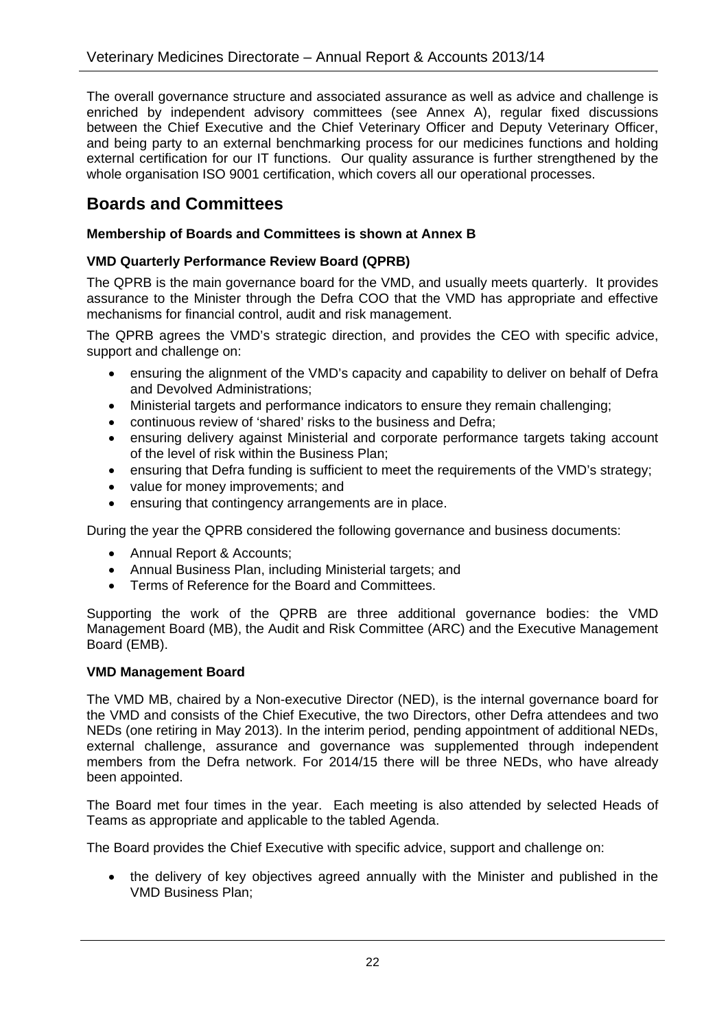The overall governance structure and associated assurance as well as advice and challenge is enriched by independent advisory committees (see Annex A), regular fixed discussions between the Chief Executive and the Chief Veterinary Officer and Deputy Veterinary Officer, and being party to an external benchmarking process for our medicines functions and holding external certification for our IT functions. Our quality assurance is further strengthened by the whole organisation ISO 9001 certification, which covers all our operational processes.

## Boards and Committees

**Membership of Boards and Committees is shown at Annex B**

**VMD Quarterly Performance Review Board (QPRB)**

The QPRB is the main governance board for the VMD, and usually meets quarterly. It provides assurance to the Minister through the Defra COO that the VMD has appropriate and effective mechanisms for financial control, audit and risk management.

The QPRB agrees the VMD's strategic direction, and provides the CEO with specific advice, support and challenge on:

- ensuring the alignment of the VMD's capacity and capability to deliver on behalf of Defra and Devolved Administrations;
- Ministerial targets and performance indicators to ensure they remain challenging;
- continuous review of 'shared' risks to the business and Defra;
- ensuring delivery against Ministerial and corporate performance targets taking account of the level of risk within the Business Plan;
- ensuring that Defra funding is sufficient to meet the requirements of the VMD's strategy;
- value for money improvements; and
- ensuring that contingency arrangements are in place.

During the year the QPRB considered the following governance and business documents:

- Annual Report & Accounts;
- Annual Business Plan, including Ministerial targets; and
- Terms of Reference for the Board and Committees.

Supporting the work of the QPRB are three additional governance bodies: the VMD Management Board (MB), the Audit and Risk Committee (ARC) and the Executive Management Board (EMB).

**VMD Management Board**

The VMD MB, chaired by a Non-executive Director (NED), is the internal governance board for the VMD and consists of the Chief Executive, the two Directors, other Defra attendees and two NEDs (one retiring in May 2013). In the interim period, pending appointment of additional NEDs, external challenge, assurance and governance was supplemented through independent members from the Defra network. For 2014/15 there will be three NEDs, who have already been appointed.

The Board met four times in the year. Each meeting is also attended by selected Heads of Teams as appropriate and applicable to the tabled Agenda.

The Board provides the Chief Executive with specific advice, support and challenge on:

- the delivery of key objectives agreed annually with the Minister and published in the VMD Business Plan;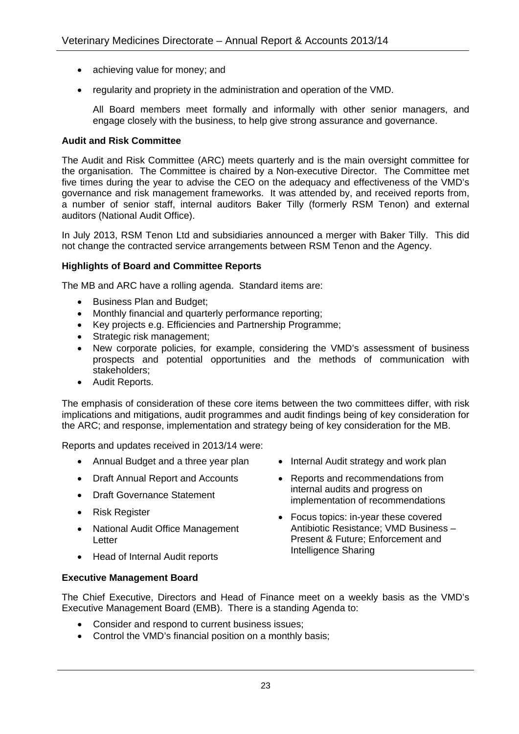- achieving value for money; and
- regularity and propriety in the administration and operation of the VMD.

All Board members meet formally and informally with other senior managers, and engage closely with the business, to help give strong assurance and governance.

**Audit and Risk Committee**

The Audit and Risk Committee (ARC) meets quarterly and is the main oversight committee for the organisation. The Committee is chaired by a Non-executive Director. The Committee met five times during the year to advise the CEO on the adequacy and effectiveness of the VMD's governance and risk management frameworks. It was attended by, and received reports from, a number of senior staff, internal auditors Baker Tilly (formerly RSM Tenon) and external auditors (National Audit Office).

In July 2013, RSM Tenon Ltd and subsidiaries announced a merger with Baker Tilly. This did not change the contracted service arrangements between RSM Tenon and the Agency.

**Highlights of Board and Committee Reports**

The MB and ARC have a rolling agenda. Standard items are:

- Business Plan and Budget;
- Monthly financial and quarterly performance reporting;
- Key projects e.g. Efficiencies and Partnership Programme;
- Strategic risk management;
- New corporate policies, for example, considering the VMD's assessment of business prospects and potential opportunities and the methods of communication with stakeholders;
- Audit Reports.

The emphasis of consideration of these core items between the two committees differ, with risk implications and mitigations, audit programmes and audit findings being of key consideration for the ARC; and response, implementation and strategy being of key consideration for the MB.

Reports and updates received in 2013/14 were:

- Annual Budget and a three year plan
- Draft Annual Report and Accounts
- Draft Governance Statement
- Risk Register
- National Audit Office Management Letter
- Head of Internal Audit reports
- Internal Audit strategy and work plan
- Reports and recommendations from internal audits and progress on implementation of recommendations
- Focus topics: in-year these covered Antibiotic Resistance; VMD Business – Present & Future; Enforcement and Intelligence Sharing

**Executive Management Board**

The Chief Executive, Directors and Head of Finance meet on a weekly basis as the VMD's Executive Management Board (EMB). There is a standing Agenda to:

- Consider and respond to current business issues;
- Control the VMD's financial position on a monthly basis;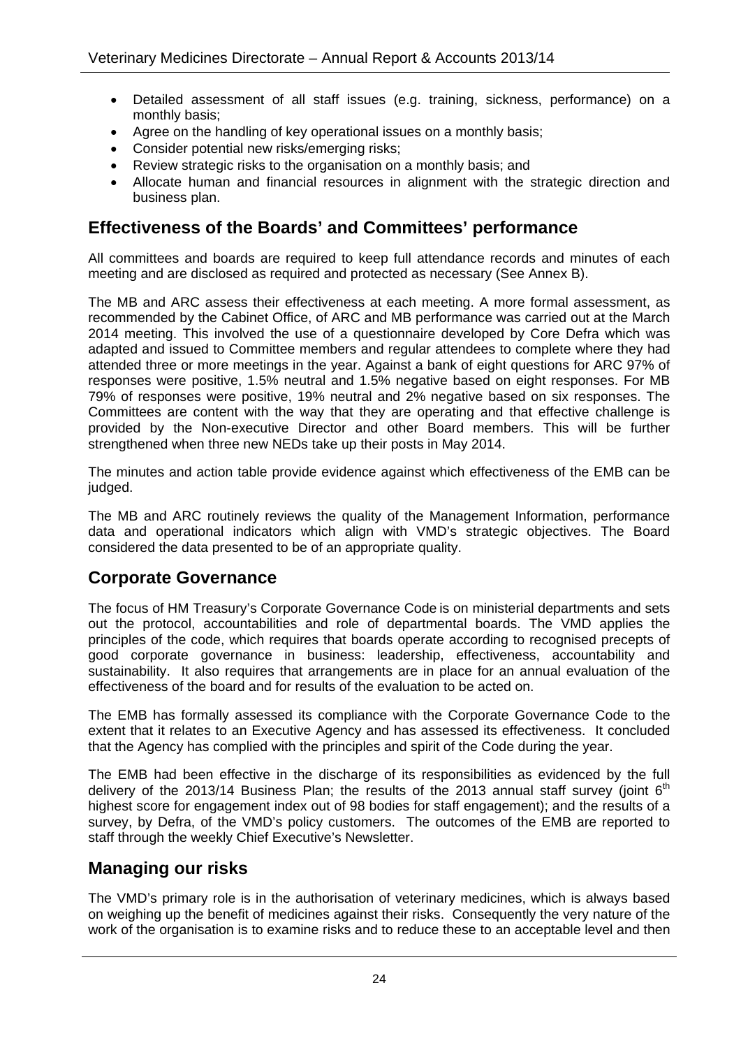- Detailed assessment of all staff issues (e.g. training, sickness, performance) on a monthly basis;
- Agree on the handling of key operational issues on a monthly basis;
- Consider potential new risks/emerging risks;
- Review strategic risks to the organisation on a monthly basis; and
- Allocate human and financial resources in alignment with the strategic direction and business plan.

## Effectiveness of the Boards' and Committees' performance

All committees and boards are required to keep full attendance records and minutes of each meeting and are disclosed as required and protected as necessary (See Annex B).

The MB and ARC assess their effectiveness at each meeting. A more formal assessment, as recommended by the Cabinet Office, of ARC and MB performance was carried out at the March 2014 meeting. This involved the use of a questionnaire developed by Core Defra which was adapted and issued to Committee members and regular attendees to complete where they had attended three or more meetings in the year. Against a bank of eight questions for ARC 97% of responses were positive, 1.5% neutral and 1.5% negative based on eight responses. For MB 79% of responses were positive, 19% neutral and 2% negative based on six responses. The Committees are content with the way that they are operating and that effective challenge is provided by the Non-executive Director and other Board members. This will be further strengthened when three new NEDs take up their posts in May 2014.

The minutes and action table provide evidence against which effectiveness of the EMB can be judged.

The MB and ARC routinely reviews the quality of the Management Information, performance data and operational indicators which align with VMD's strategic objectives. The Board considered the data presented to be of an appropriate quality.

## Corporate Governance

The focus of HM Treasury's Corporate Governance Code is on ministerial departments and sets out the protocol, accountabilities and role of departmental boards. The VMD applies the principles of the code, which requires that boards operate according to recognised precepts of good corporate governance in business: leadership, effectiveness, accountability and sustainability. It also requires that arrangements are in place for an annual evaluation of the effectiveness of the board and for results of the evaluation to be acted on.

The EMB has formally assessed its compliance with the Corporate Governance Code to the extent that it relates to an Executive Agency and has assessed its effectiveness. It concluded that the Agency has complied with the principles and spirit of the Code during the year.

The EMB had been effective in the discharge of its responsibilities as evidenced by the full delivery of the 2013/14 Business Plan; the results of the 2013 annual staff survey (joint 6th highest score for engagement index out of 98 bodies for staff engagement); and the results of a survey, by Defra, of the VMD's policy customers. The outcomes of the EMB are reported to staff through the weekly Chief Executive's Newsletter.

## Managing our risks

The VMD's primary role is in the authorisation of veterinary medicines, which is always based on weighing up the benefit of medicines against their risks. Consequently the very nature of the work of the organisation is to examine risks and to reduce these to an acceptable level and then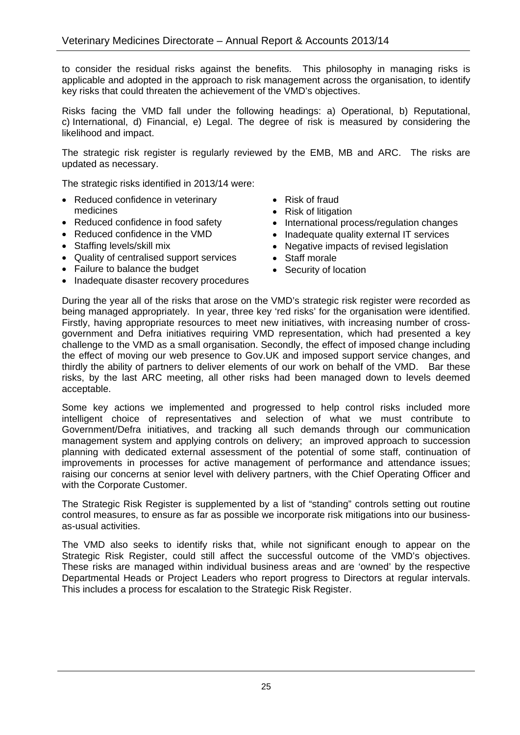to consider the residual risks against the benefits. This philosophy in managing risks is applicable and adopted in the approach to risk management across the organisation, to identify key risks that could threaten the achievement of the VMD's objectives.

Risks facing the VMD fall under the following headings: a) Operational, b) Reputational, c) International, d) Financial, e) Legal. The degree of risk is measured by considering the likelihood and impact.

The strategic risk register is regularly reviewed by the EMB, MB and ARC. The risks are updated as necessary.

The strategic risks identified in 2013/14 were:

- Reduced confidence in veterinary medicines
- Reduced confidence in food safety
- Reduced confidence in the VMD
- Staffing levels/skill mix
- Quality of centralised support services
- Failure to balance the budget
- Inadequate disaster recovery procedures
- Risk of fraud
- Risk of litigation
- International process/regulation changes
- Inadequate quality external IT services
- Negative impacts of revised legislation
- Staff morale
- Security of location

During the year all of the risks that arose on the VMD's strategic risk register were recorded as being managed appropriately. In year, three key 'red risks' for the organisation were identified. Firstly, having appropriate resources to meet new initiatives, with increasing number of cross-government and Defra initiatives requiring VMD representation, which had presented a key challenge to the VMD as a small organisation. Secondly, the effect of imposed change including the effect of moving our web presence to Gov.UK and imposed support service changes, and thirdly the ability of partners to deliver elements of our work on behalf of the VMD. Bar these risks, by the last ARC meeting, all other risks had been managed down to levels deemed acceptable.

Some key actions we implemented and progressed to help control risks included more intelligent choice of representatives and selection of what we must contribute to Government/Defra initiatives, and tracking all such demands through our communication management system and applying controls on delivery; an improved approach to succession planning with dedicated external assessment of the potential of some staff, continuation of improvements in processes for active management of performance and attendance issues; raising our concerns at senior level with delivery partners, with the Chief Operating Officer and with the Corporate Customer.

The Strategic Risk Register is supplemented by a list of "standing" controls setting out routine control measures, to ensure as far as possible we incorporate risk mitigations into our business-as-usual activities.

The VMD also seeks to identify risks that, while not significant enough to appear on the Strategic Risk Register, could still affect the successful outcome of the VMD's objectives. These risks are managed within individual business areas and are 'owned' by the respective Departmental Heads or Project Leaders who report progress to Directors at regular intervals. This includes a process for escalation to the Strategic Risk Register.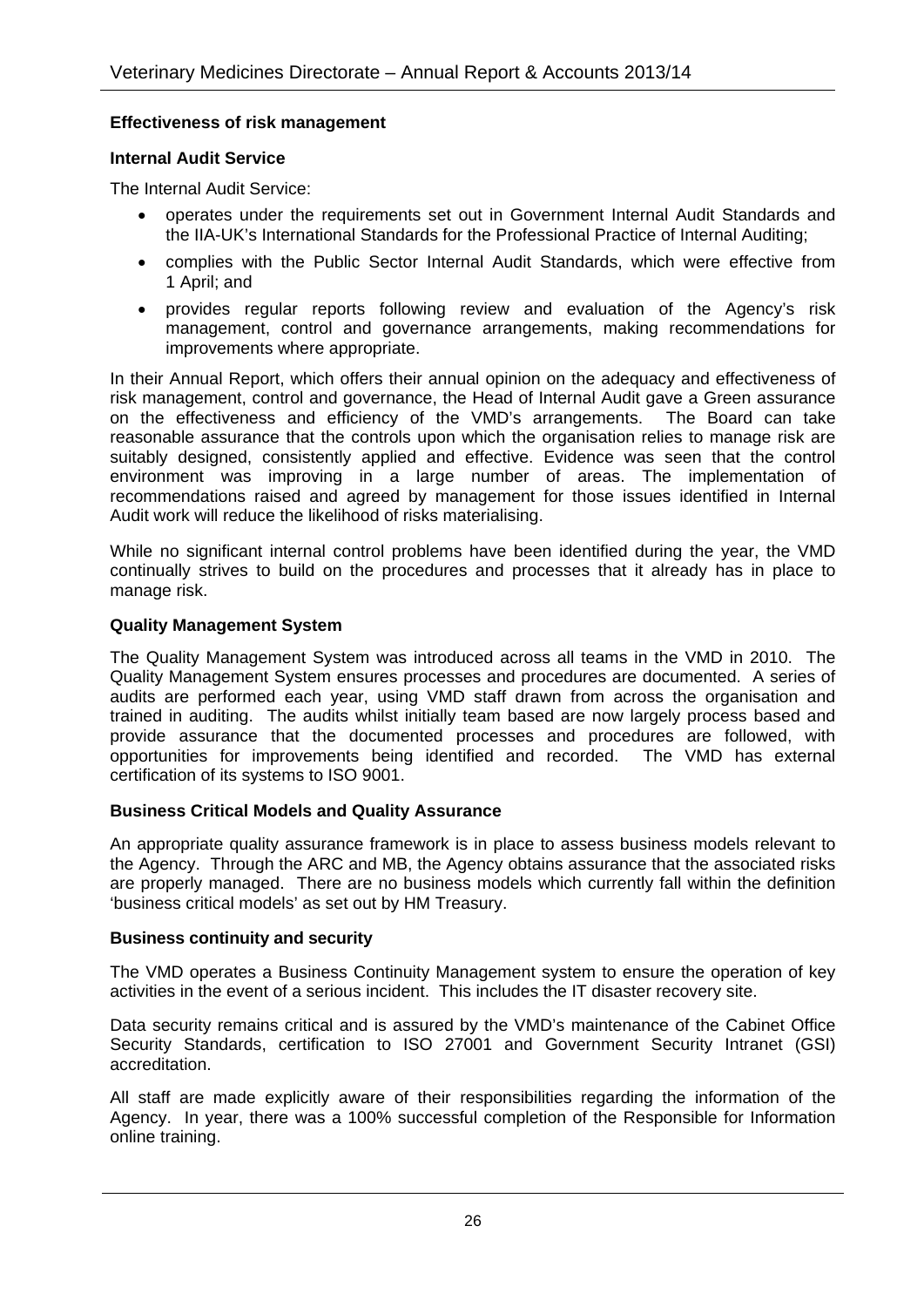## Effectiveness of risk management

### Internal Audit Service

The Internal Audit Service:

- operates under the requirements set out in Government Internal Audit Standards and the IIA-UK's International Standards for the Professional Practice of Internal Auditing;
- complies with the Public Sector Internal Audit Standards, which were effective from 1 April; and
- provides regular reports following review and evaluation of the Agency's risk management, control and governance arrangements, making recommendations for improvements where appropriate.

In their Annual Report, which offers their annual opinion on the adequacy and effectiveness of risk management, control and governance, the Head of Internal Audit gave a Green assurance on the effectiveness and efficiency of the VMD's arrangements. The Board can take reasonable assurance that the controls upon which the organisation relies to manage risk are suitably designed, consistently applied and effective. Evidence was seen that the control environment was improving in a large number of areas. The implementation of recommendations raised and agreed by management for those issues identified in Internal Audit work will reduce the likelihood of risks materialising.

While no significant internal control problems have been identified during the year, the VMD continually strives to build on the procedures and processes that it already has in place to manage risk.

### Quality Management System

The Quality Management System was introduced across all teams in the VMD in 2010. The Quality Management System ensures processes and procedures are documented. A series of audits are performed each year, using VMD staff drawn from across the organisation and trained in auditing. The audits whilst initially team based are now largely process based and provide assurance that the documented processes and procedures are followed, with opportunities for improvements being identified and recorded. The VMD has external certification of its systems to ISO 9001.

### Business Critical Models and Quality Assurance

An appropriate quality assurance framework is in place to assess business models relevant to the Agency. Through the ARC and MB, the Agency obtains assurance that the associated risks are properly managed. There are no business models which currently fall within the definition 'business critical models' as set out by HM Treasury.

### Business continuity and security

The VMD operates a Business Continuity Management system to ensure the operation of key activities in the event of a serious incident. This includes the IT disaster recovery site.

Data security remains critical and is assured by the VMD's maintenance of the Cabinet Office Security Standards, certification to ISO 27001 and Government Security Intranet (GSI) accreditation.

All staff are made explicitly aware of their responsibilities regarding the information of the Agency. In year, there was a 100% successful completion of the Responsible for Information online training.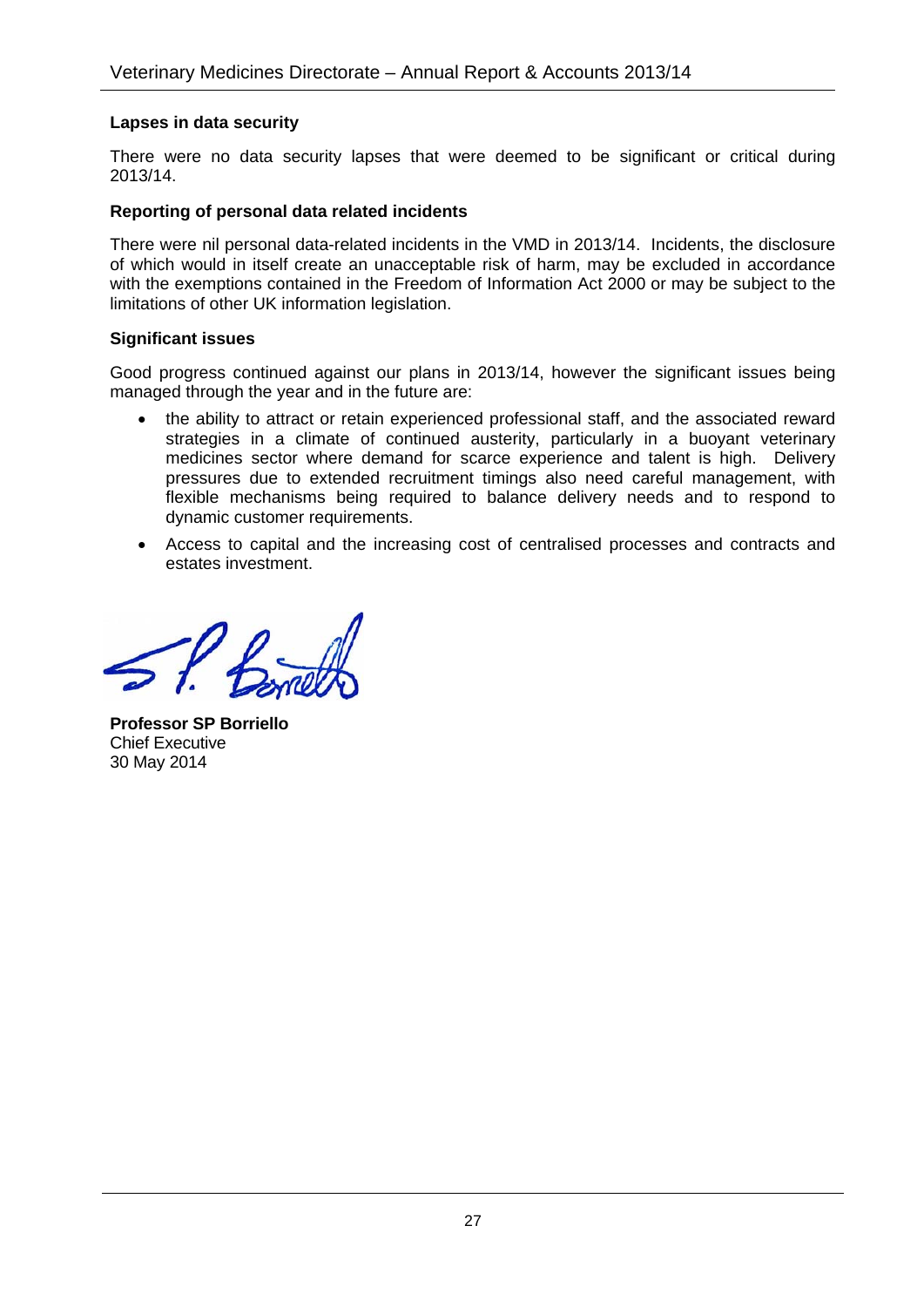### Lapses in data security

There were no data security lapses that were deemed to be significant or critical during 2013/14.

### Reporting of personal data related incidents

There were nil personal data-related incidents in the VMD in 2013/14. Incidents, the disclosure of which would in itself create an unacceptable risk of harm, may be excluded in accordance with the exemptions contained in the Freedom of Information Act 2000 or may be subject to the limitations of other UK information legislation.

### Significant issues

Good progress continued against our plans in 2013/14, however the significant issues being managed through the year and in the future are:

- the ability to attract or retain experienced professional staff, and the associated reward strategies in a climate of continued austerity, particularly in a buoyant veterinary medicines sector where demand for scarce experience and talent is high. Delivery pressures due to extended recruitment timings also need careful management, with flexible mechanisms being required to balance delivery needs and to respond to dynamic customer requirements.
- Access to capital and the increasing cost of centralised processes and contracts and estates investment.

**Professor SP Borriello**
Chief Executive
30 May 2014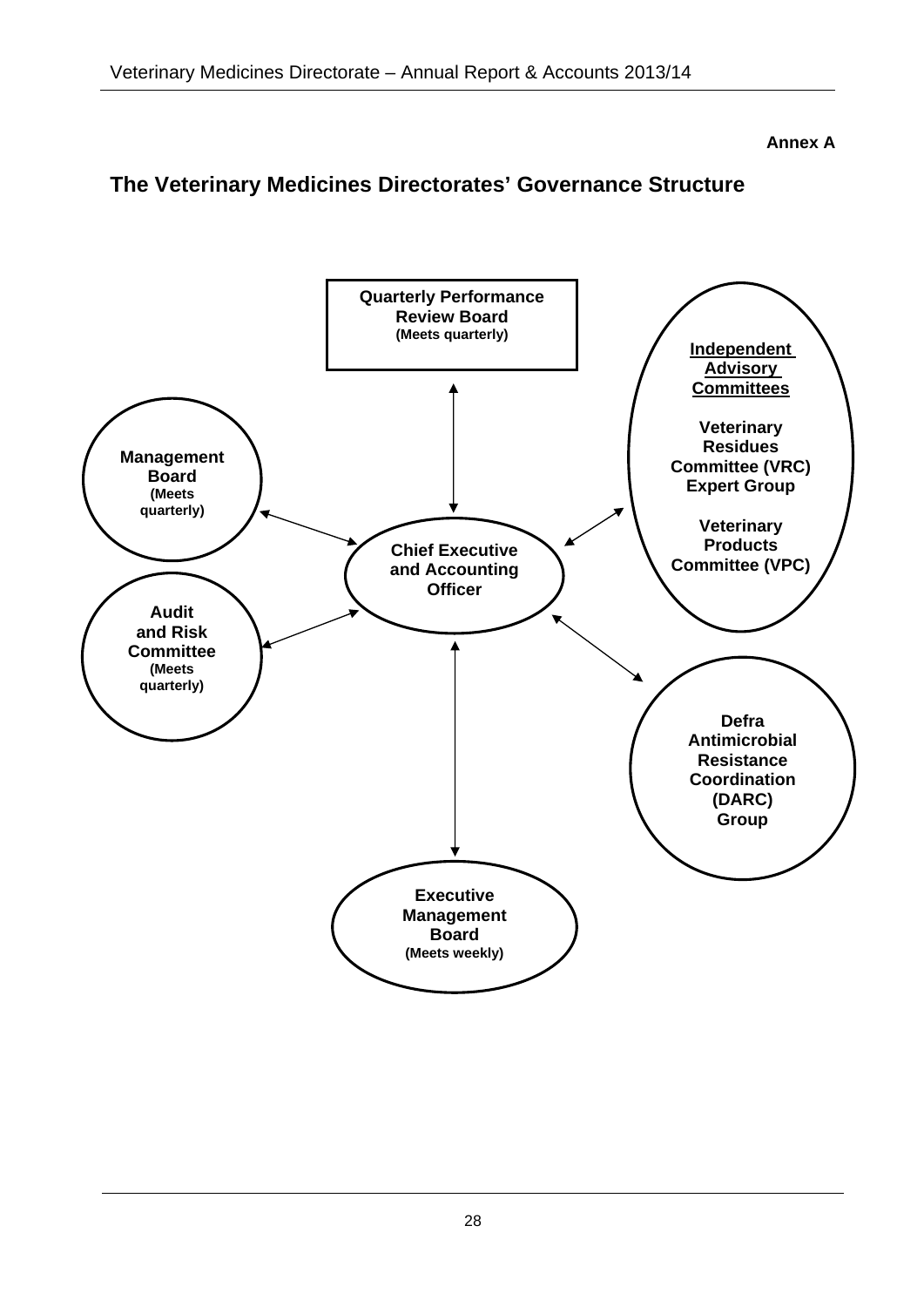**Annex A**

## The Veterinary Medicines Directorates' Governance Structure

**Quarterly Performance Review Board**
**(Meets quarterly)**

**Independent Advisory Committees**

**Veterinary Residues Committee (VRC) Expert Group**

**Veterinary Products Committee (VPC)**

**Management Board**
**(Meets quarterly)**

**Chief Executive and Accounting Officer**

**Audit and Risk Committee**
**(Meets quarterly)**

**Defra Antimicrobial Resistance Coordination (DARC) Group**

**Executive Management Board**
**(Meets weekly)**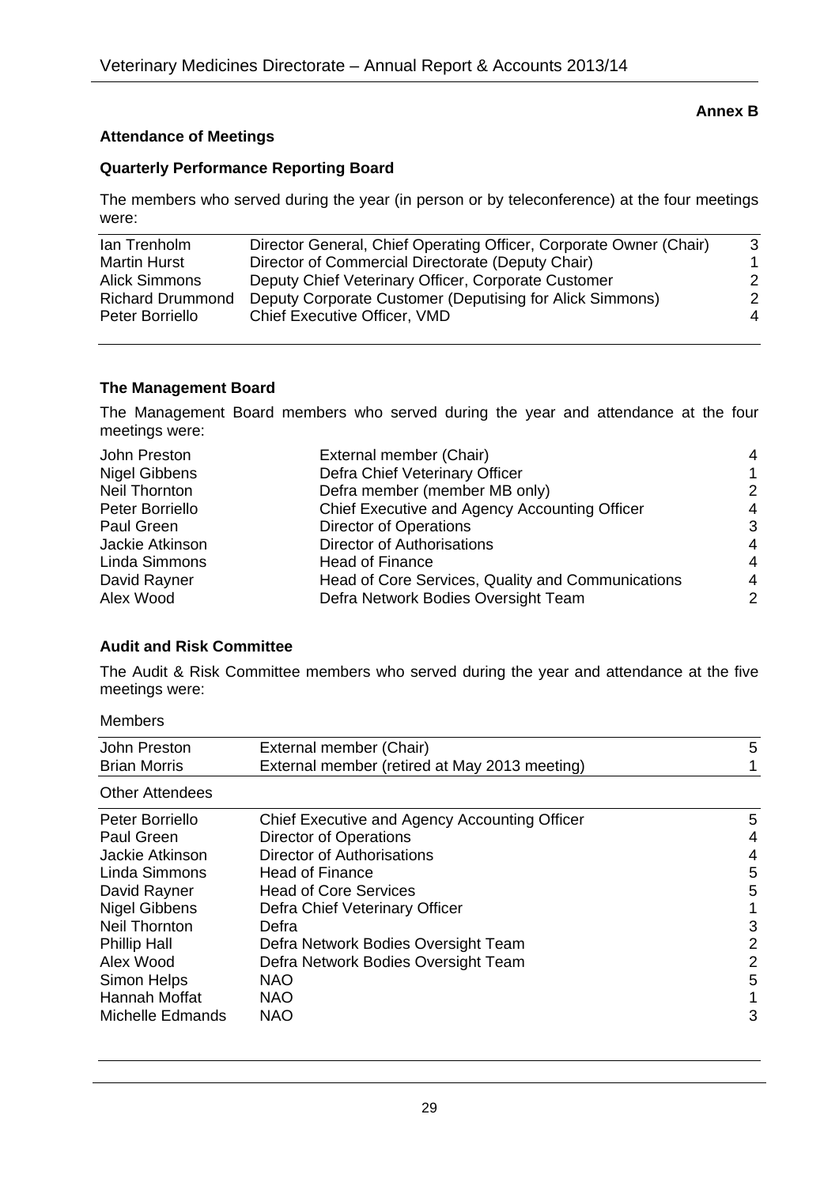**Annex B**

## Attendance of Meetings

### Quarterly Performance Reporting Board

The members who served during the year (in person or by teleconference) at the four meetings were:

| | | |
|---|---|---|
| Ian Trenholm | Director General, Chief Operating Officer, Corporate Owner (Chair) | 3 |
| Martin Hurst | Director of Commercial Directorate (Deputy Chair) | 1 |
| Alick Simmons | Deputy Chief Veterinary Officer, Corporate Customer | 2 |
| Richard Drummond | Deputy Corporate Customer (Deputising for Alick Simmons) | 2 |
| Peter Borriello | Chief Executive Officer, VMD | 4 |

### The Management Board

The Management Board members who served during the year and attendance at the four meetings were:

| | | |
|---|---|---|
| John Preston | External member (Chair) | 4 |
| Nigel Gibbens | Defra Chief Veterinary Officer | 1 |
| Neil Thornton | Defra member (member MB only) | 2 |
| Peter Borriello | Chief Executive and Agency Accounting Officer | 4 |
| Paul Green | Director of Operations | 3 |
| Jackie Atkinson | Director of Authorisations | 4 |
| Linda Simmons | Head of Finance | 4 |
| David Rayner | Head of Core Services, Quality and Communications | 4 |
| Alex Wood | Defra Network Bodies Oversight Team | 2 |

### Audit and Risk Committee

The Audit & Risk Committee members who served during the year and attendance at the five meetings were:

Members

| | | |
|---|---|---|
| John Preston | External member (Chair) | 5 |
| Brian Morris | External member (retired at May 2013 meeting) | 1 |

Other Attendees

| | | |
|---|---|---|
| Peter Borriello | Chief Executive and Agency Accounting Officer | 5 |
| Paul Green | Director of Operations | 4 |
| Jackie Atkinson | Director of Authorisations | 4 |
| Linda Simmons | Head of Finance | 5 |
| David Rayner | Head of Core Services | 5 |
| Nigel Gibbens | Defra Chief Veterinary Officer | 1 |
| Neil Thornton | Defra | 3 |
| Phillip Hall | Defra Network Bodies Oversight Team | 2 |
| Alex Wood | Defra Network Bodies Oversight Team | 2 |
| Simon Helps | NAO | 5 |
| Hannah Moffat | NAO | 1 |
| Michelle Edmands | NAO | 3 |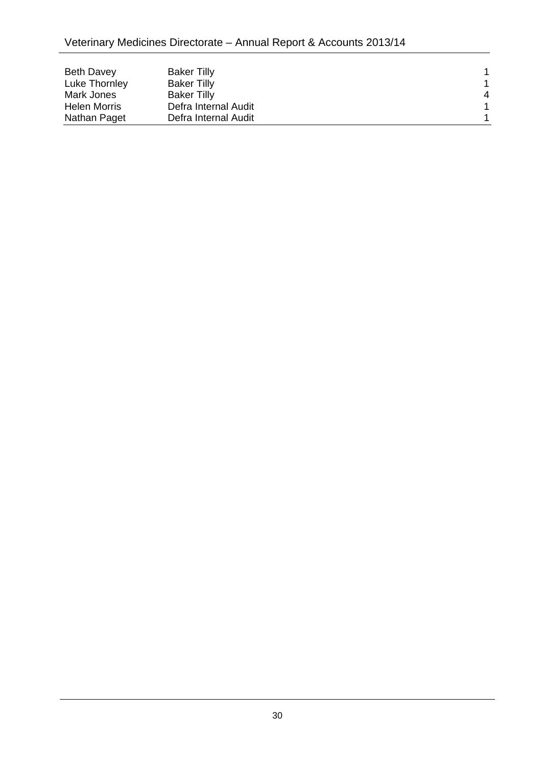| | | |
|---|---|---|
| Beth Davey | Baker Tilly | 1 |
| Luke Thornley | Baker Tilly | 1 |
| Mark Jones | Baker Tilly | 4 |
| Helen Morris | Defra Internal Audit | 1 |
| Nathan Paget | Defra Internal Audit | 1 |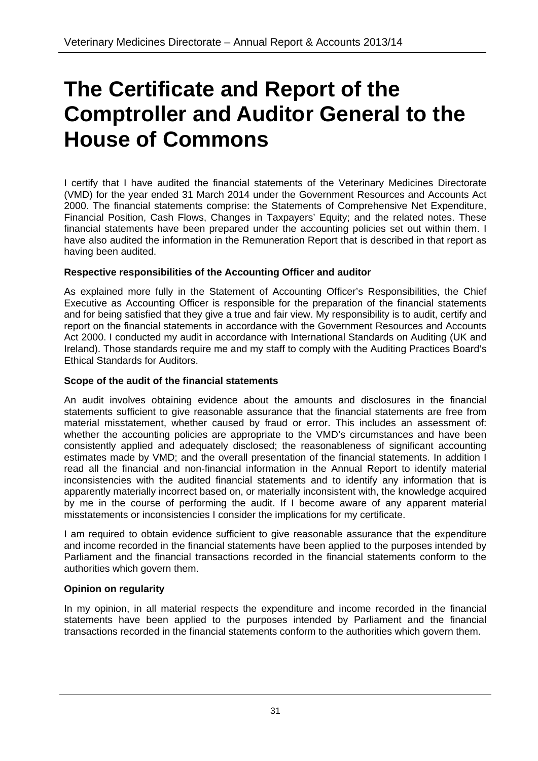# The Certificate and Report of the Comptroller and Auditor General to the House of Commons

I certify that I have audited the financial statements of the Veterinary Medicines Directorate (VMD) for the year ended 31 March 2014 under the Government Resources and Accounts Act 2000. The financial statements comprise: the Statements of Comprehensive Net Expenditure, Financial Position, Cash Flows, Changes in Taxpayers' Equity; and the related notes. These financial statements have been prepared under the accounting policies set out within them. I have also audited the information in the Remuneration Report that is described in that report as having been audited.

**Respective responsibilities of the Accounting Officer and auditor**

As explained more fully in the Statement of Accounting Officer's Responsibilities, the Chief Executive as Accounting Officer is responsible for the preparation of the financial statements and for being satisfied that they give a true and fair view. My responsibility is to audit, certify and report on the financial statements in accordance with the Government Resources and Accounts Act 2000. I conducted my audit in accordance with International Standards on Auditing (UK and Ireland). Those standards require me and my staff to comply with the Auditing Practices Board's Ethical Standards for Auditors.

**Scope of the audit of the financial statements**

An audit involves obtaining evidence about the amounts and disclosures in the financial statements sufficient to give reasonable assurance that the financial statements are free from material misstatement, whether caused by fraud or error. This includes an assessment of: whether the accounting policies are appropriate to the VMD's circumstances and have been consistently applied and adequately disclosed; the reasonableness of significant accounting estimates made by VMD; and the overall presentation of the financial statements. In addition I read all the financial and non-financial information in the Annual Report to identify material inconsistencies with the audited financial statements and to identify any information that is apparently materially incorrect based on, or materially inconsistent with, the knowledge acquired by me in the course of performing the audit. If I become aware of any apparent material misstatements or inconsistencies I consider the implications for my certificate.

I am required to obtain evidence sufficient to give reasonable assurance that the expenditure and income recorded in the financial statements have been applied to the purposes intended by Parliament and the financial transactions recorded in the financial statements conform to the authorities which govern them.

**Opinion on regularity**

In my opinion, in all material respects the expenditure and income recorded in the financial statements have been applied to the purposes intended by Parliament and the financial transactions recorded in the financial statements conform to the authorities which govern them.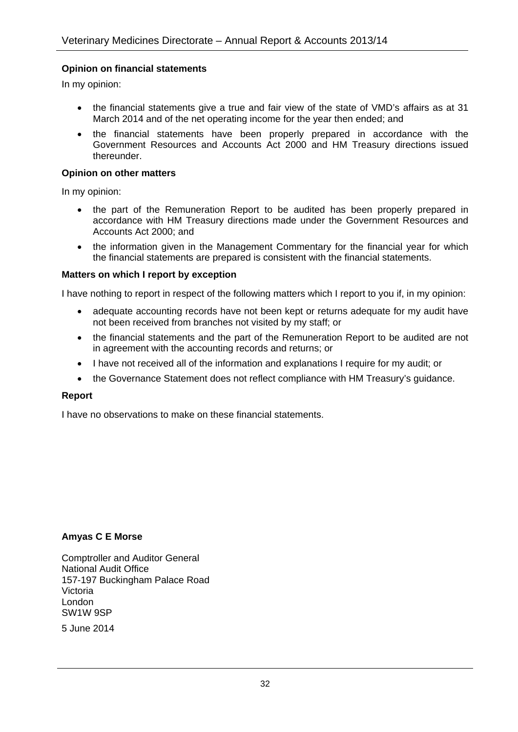**Opinion on financial statements**

In my opinion:

- the financial statements give a true and fair view of the state of VMD's affairs as at 31 March 2014 and of the net operating income for the year then ended; and
- the financial statements have been properly prepared in accordance with the Government Resources and Accounts Act 2000 and HM Treasury directions issued thereunder.

**Opinion on other matters**

In my opinion:

- the part of the Remuneration Report to be audited has been properly prepared in accordance with HM Treasury directions made under the Government Resources and Accounts Act 2000; and
- the information given in the Management Commentary for the financial year for which the financial statements are prepared is consistent with the financial statements.

**Matters on which I report by exception**

I have nothing to report in respect of the following matters which I report to you if, in my opinion:

- adequate accounting records have not been kept or returns adequate for my audit have not been received from branches not visited by my staff; or
- the financial statements and the part of the Remuneration Report to be audited are not in agreement with the accounting records and returns; or
- I have not received all of the information and explanations I require for my audit; or
- the Governance Statement does not reflect compliance with HM Treasury's guidance.

**Report**

I have no observations to make on these financial statements.

**Amyas C E Morse**

Comptroller and Auditor General
National Audit Office
157-197 Buckingham Palace Road
Victoria
London
SW1W 9SP

5 June 2014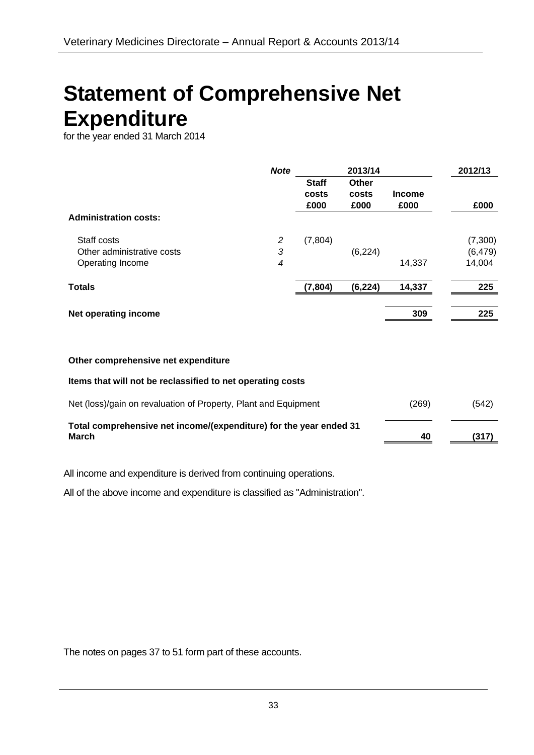# Statement of Comprehensive Net Expenditure

for the year ended 31 March 2014

| | *Note* | 2013/14 | | | 2012/13 |
|---|---|---|---|---|---|
| | | **Staff costs £000** | **Other costs £000** | **Income £000** | **£000** |
| **Administration costs:** | | | | | |
| Staff costs | *2* | (7,804) | | | (7,300) |
| Other administrative costs | *3* | | (6,224) | | (6,479) |
| Operating Income | *4* | | | 14,337 | 14,004 |
| **Totals** | | **(7,804)** | **(6,224)** | **14,337** | **225** |
| **Net operating income** | | | | **309** | **225** |
| **Other comprehensive net expenditure** | | | | | |
| **Items that will not be reclassified to net operating costs** | | | | | |
| Net (loss)/gain on revaluation of Property, Plant and Equipment | | | | (269) | (542) |
| **Total comprehensive net income/(expenditure) for the year ended 31 March** | | | | **40** | **(317)** |

All income and expenditure is derived from continuing operations.

All of the above income and expenditure is classified as "Administration".

The notes on pages 37 to 51 form part of these accounts.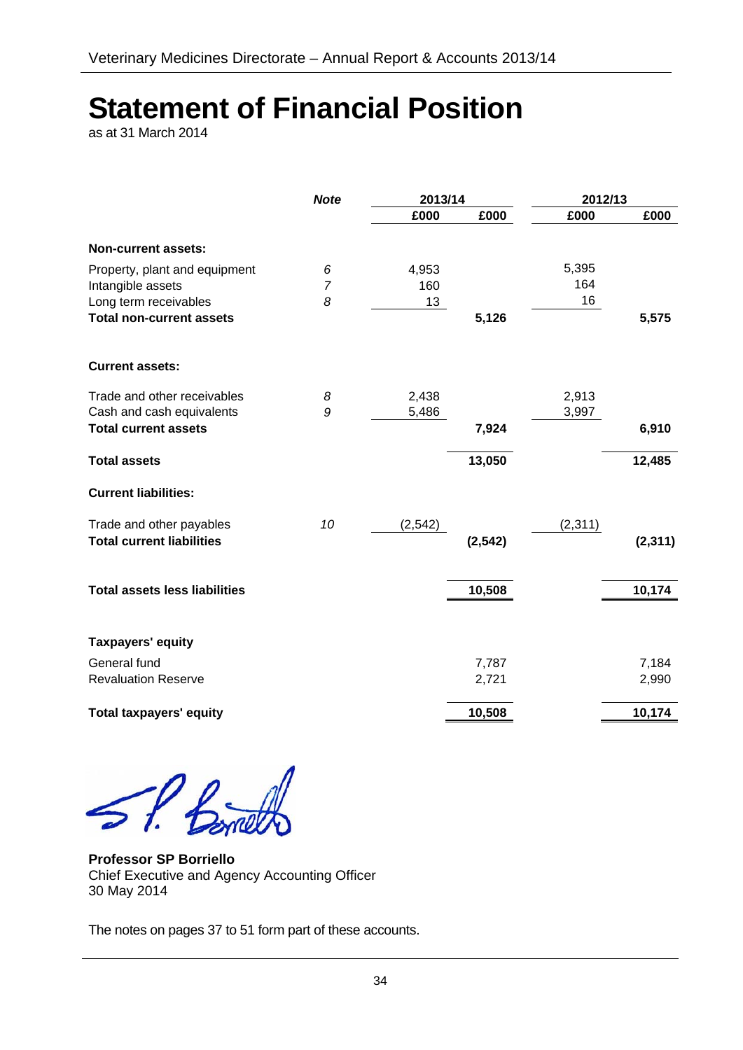# Statement of Financial Position

as at 31 March 2014

| | *Note* | 2013/14 | | 2012/13 | |
|---|---|---|---|---|---|
| | | £000 | £000 | £000 | £000 |
| **Non-current assets:** | | | | | |
| Property, plant and equipment | *6* | 4,953 | | 5,395 | |
| Intangible assets | *7* | 160 | | 164 | |
| Long term receivables | *8* | 13 | | 16 | |
| **Total non-current assets** | | | **5,126** | | **5,575** |
| **Current assets:** | | | | | |
| Trade and other receivables | *8* | 2,438 | | 2,913 | |
| Cash and cash equivalents | *9* | 5,486 | | 3,997 | |
| **Total current assets** | | | **7,924** | | **6,910** |
| **Total assets** | | | **13,050** | | **12,485** |
| **Current liabilities:** | | | | | |
| Trade and other payables | *10* | (2,542) | | (2,311) | |
| **Total current liabilities** | | | **(2,542)** | | **(2,311)** |
| **Total assets less liabilities** | | | **10,508** | | **10,174** |
| **Taxpayers' equity** | | | | | |
| General fund | | | 7,787 | | 7,184 |
| Revaluation Reserve | | | 2,721 | | 2,990 |
| **Total taxpayers' equity** | | | **10,508** | | **10,174** |

**Professor SP Borriello**
Chief Executive and Agency Accounting Officer
30 May 2014

The notes on pages 37 to 51 form part of these accounts.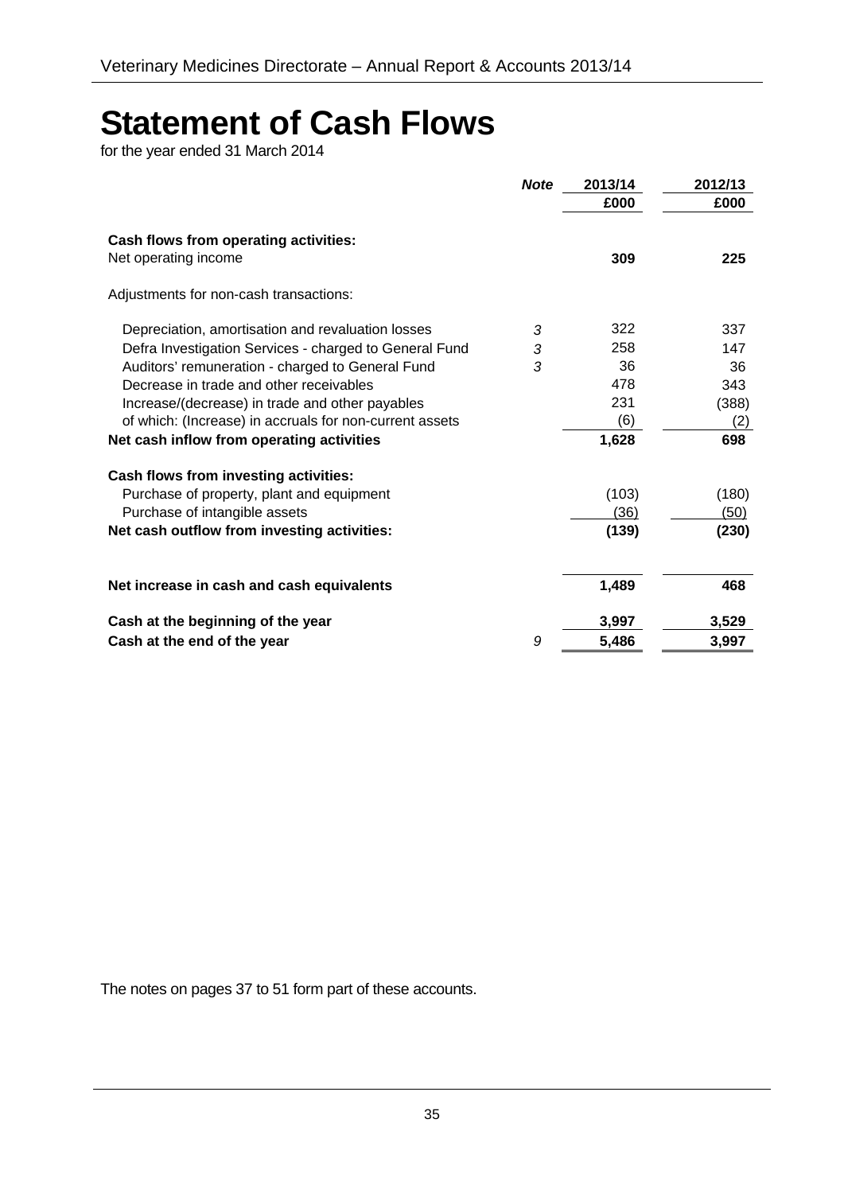# Statement of Cash Flows

for the year ended 31 March 2014

| | Note | 2013/14 | 2012/13 |
|---|---|---|---|
| | | £000 | £000 |
| **Cash flows from operating activities:** | | | |
| Net operating income | | **309** | **225** |
| Adjustments for non-cash transactions: | | | |
| Depreciation, amortisation and revaluation losses | 3 | 322 | 337 |
| Defra Investigation Services - charged to General Fund | 3 | 258 | 147 |
| Auditors' remuneration - charged to General Fund | 3 | 36 | 36 |
| Decrease in trade and other receivables | | 478 | 343 |
| Increase/(decrease) in trade and other payables | | 231 | (388) |
| of which: (Increase) in accruals for non-current assets | | (6) | (2) |
| **Net cash inflow from operating activities** | | **1,628** | **698** |
| **Cash flows from investing activities:** | | | |
| Purchase of property, plant and equipment | | (103) | (180) |
| Purchase of intangible assets | | (36) | (50) |
| **Net cash outflow from investing activities:** | | **(139)** | **(230)** |
| **Net increase in cash and cash equivalents** | | **1,489** | **468** |
| **Cash at the beginning of the year** | | **3,997** | **3,529** |
| **Cash at the end of the year** | 9 | **5,486** | **3,997** |

The notes on pages 37 to 51 form part of these accounts.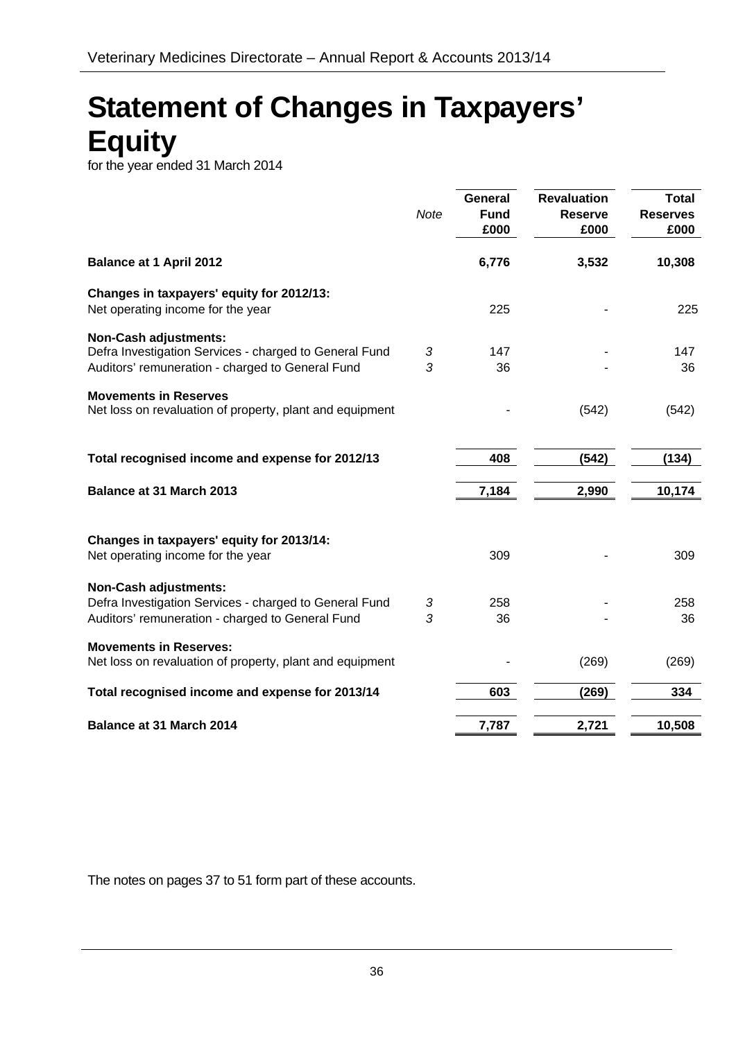# Statement of Changes in Taxpayers' Equity

for the year ended 31 March 2014

| | Note | General Fund £000 | Revaluation Reserve £000 | Total Reserves £000 |
|---|---|---|---|---|
| **Balance at 1 April 2012** | | **6,776** | **3,532** | **10,308** |
| **Changes in taxpayers' equity for 2012/13:** | | | | |
| Net operating income for the year | | 225 | - | 225 |
| **Non-Cash adjustments:** | | | | |
| Defra Investigation Services - charged to General Fund | *3* | 147 | - | 147 |
| Auditors' remuneration - charged to General Fund | *3* | 36 | - | 36 |
| **Movements in Reserves** | | | | |
| Net loss on revaluation of property, plant and equipment | | - | (542) | (542) |
| **Total recognised income and expense for 2012/13** | | **408** | **(542)** | **(134)** |
| **Balance at 31 March 2013** | | **7,184** | **2,990** | **10,174** |
| **Changes in taxpayers' equity for 2013/14:** | | | | |
| Net operating income for the year | | 309 | - | 309 |
| **Non-Cash adjustments:** | | | | |
| Defra Investigation Services - charged to General Fund | *3* | 258 | - | 258 |
| Auditors' remuneration - charged to General Fund | *3* | 36 | - | 36 |
| **Movements in Reserves:** | | | | |
| Net loss on revaluation of property, plant and equipment | | - | (269) | (269) |
| **Total recognised income and expense for 2013/14** | | **603** | **(269)** | **334** |
| **Balance at 31 March 2014** | | **7,787** | **2,721** | **10,508** |

The notes on pages 37 to 51 form part of these accounts.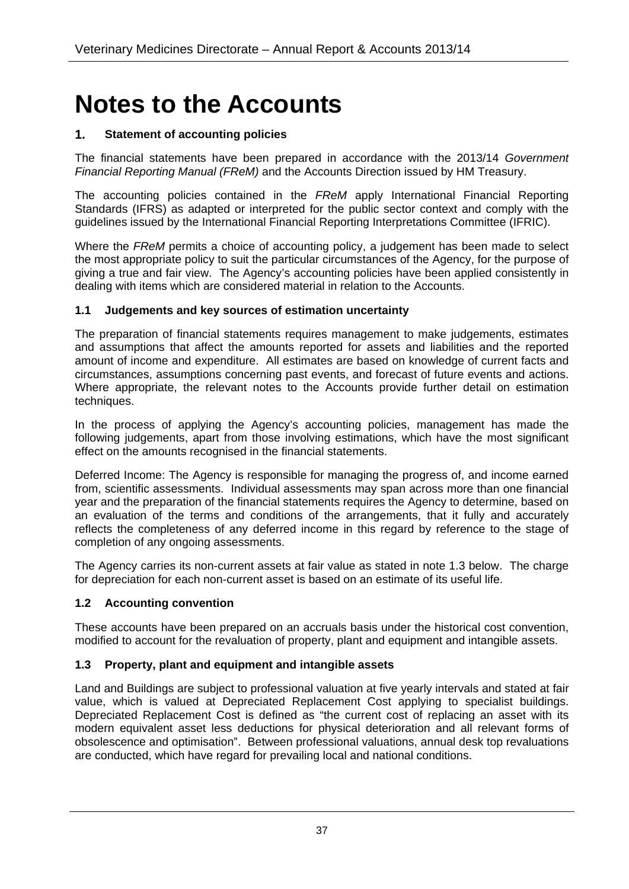# Notes to the Accounts

## 1. Statement of accounting policies

The financial statements have been prepared in accordance with the 2013/14 *Government Financial Reporting Manual (FReM)* and the Accounts Direction issued by HM Treasury.

The accounting policies contained in the *FReM* apply International Financial Reporting Standards (IFRS) as adapted or interpreted for the public sector context and comply with the guidelines issued by the International Financial Reporting Interpretations Committee (IFRIC).

Where the *FReM* permits a choice of accounting policy, a judgement has been made to select the most appropriate policy to suit the particular circumstances of the Agency, for the purpose of giving a true and fair view. The Agency's accounting policies have been applied consistently in dealing with items which are considered material in relation to the Accounts.

### 1.1 Judgements and key sources of estimation uncertainty

The preparation of financial statements requires management to make judgements, estimates and assumptions that affect the amounts reported for assets and liabilities and the reported amount of income and expenditure. All estimates are based on knowledge of current facts and circumstances, assumptions concerning past events, and forecast of future events and actions. Where appropriate, the relevant notes to the Accounts provide further detail on estimation techniques.

In the process of applying the Agency's accounting policies, management has made the following judgements, apart from those involving estimations, which have the most significant effect on the amounts recognised in the financial statements.

Deferred Income: The Agency is responsible for managing the progress of, and income earned from, scientific assessments. Individual assessments may span across more than one financial year and the preparation of the financial statements requires the Agency to determine, based on an evaluation of the terms and conditions of the arrangements, that it fully and accurately reflects the completeness of any deferred income in this regard by reference to the stage of completion of any ongoing assessments.

The Agency carries its non-current assets at fair value as stated in note 1.3 below. The charge for depreciation for each non-current asset is based on an estimate of its useful life.

### 1.2 Accounting convention

These accounts have been prepared on an accruals basis under the historical cost convention, modified to account for the revaluation of property, plant and equipment and intangible assets.

### 1.3 Property, plant and equipment and intangible assets

Land and Buildings are subject to professional valuation at five yearly intervals and stated at fair value, which is valued at Depreciated Replacement Cost applying to specialist buildings. Depreciated Replacement Cost is defined as "the current cost of replacing an asset with its modern equivalent asset less deductions for physical deterioration and all relevant forms of obsolescence and optimisation". Between professional valuations, annual desk top revaluations are conducted, which have regard for prevailing local and national conditions.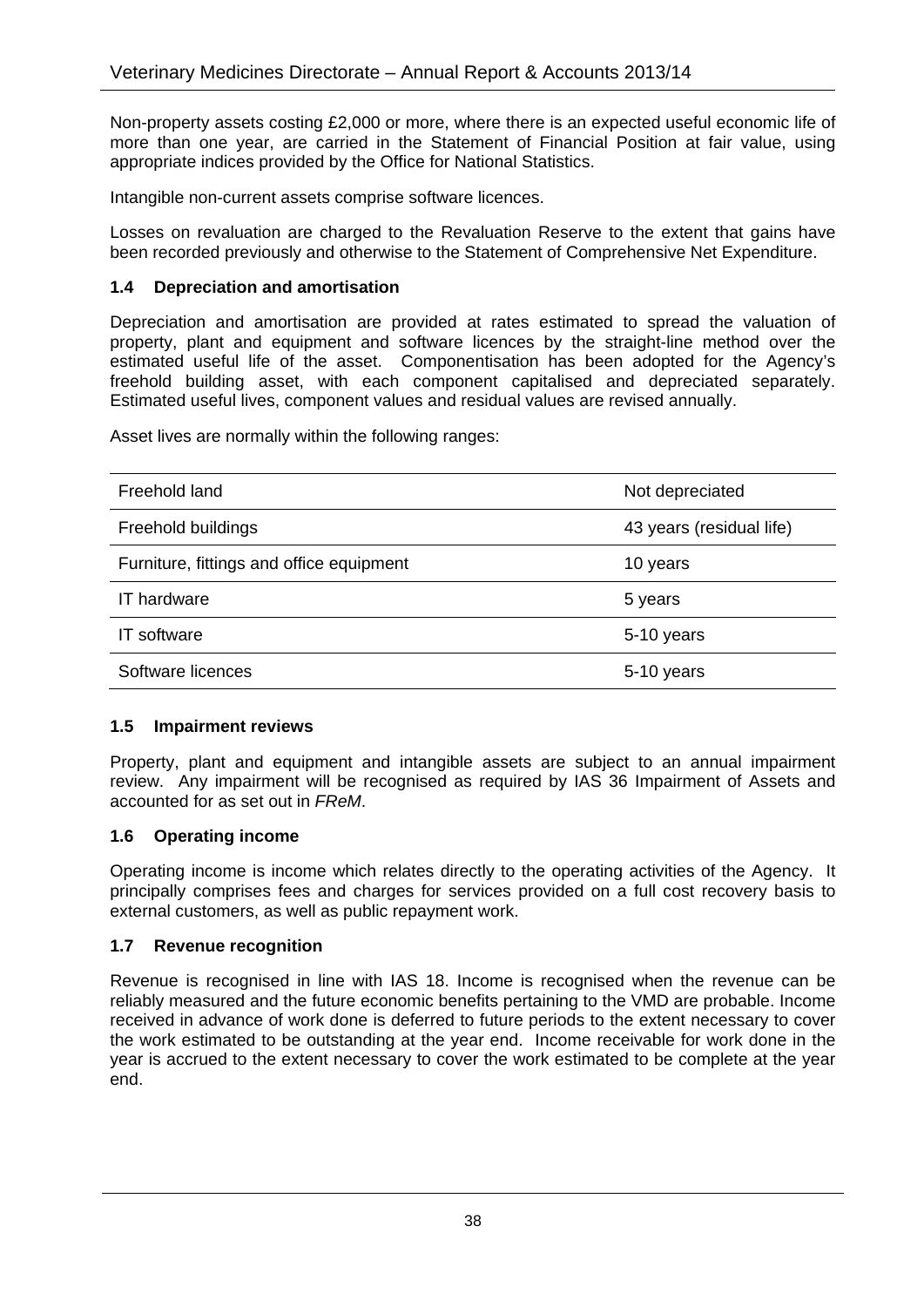Non-property assets costing £2,000 or more, where there is an expected useful economic life of more than one year, are carried in the Statement of Financial Position at fair value, using appropriate indices provided by the Office for National Statistics.

Intangible non-current assets comprise software licences.

Losses on revaluation are charged to the Revaluation Reserve to the extent that gains have been recorded previously and otherwise to the Statement of Comprehensive Net Expenditure.

### 1.4 Depreciation and amortisation

Depreciation and amortisation are provided at rates estimated to spread the valuation of property, plant and equipment and software licences by the straight-line method over the estimated useful life of the asset. Componentisation has been adopted for the Agency's freehold building asset, with each component capitalised and depreciated separately. Estimated useful lives, component values and residual values are revised annually.

Asset lives are normally within the following ranges:

| | |
|---|---|
| Freehold land | Not depreciated |
| Freehold buildings | 43 years (residual life) |
| Furniture, fittings and office equipment | 10 years |
| IT hardware | 5 years |
| IT software | 5-10 years |
| Software licences | 5-10 years |

### 1.5 Impairment reviews

Property, plant and equipment and intangible assets are subject to an annual impairment review. Any impairment will be recognised as required by IAS 36 Impairment of Assets and accounted for as set out in *FReM*.

### 1.6 Operating income

Operating income is income which relates directly to the operating activities of the Agency. It principally comprises fees and charges for services provided on a full cost recovery basis to external customers, as well as public repayment work.

### 1.7 Revenue recognition

Revenue is recognised in line with IAS 18. Income is recognised when the revenue can be reliably measured and the future economic benefits pertaining to the VMD are probable. Income received in advance of work done is deferred to future periods to the extent necessary to cover the work estimated to be outstanding at the year end. Income receivable for work done in the year is accrued to the extent necessary to cover the work estimated to be complete at the year end.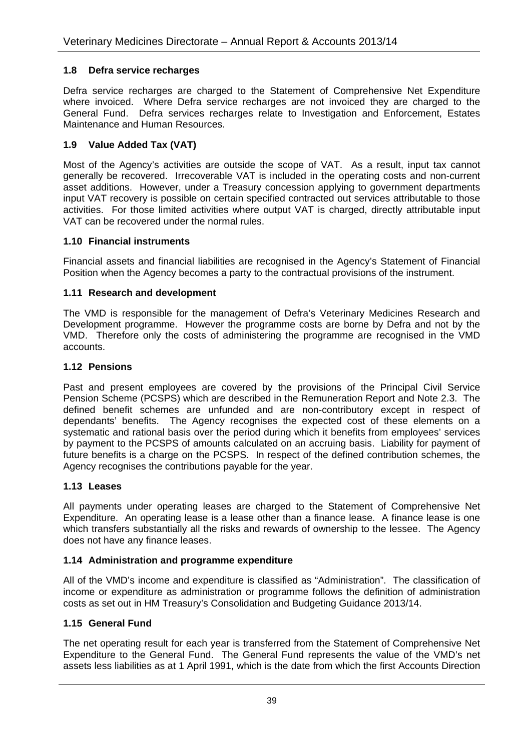### 1.8 Defra service recharges

Defra service recharges are charged to the Statement of Comprehensive Net Expenditure where invoiced. Where Defra service recharges are not invoiced they are charged to the General Fund. Defra services recharges relate to Investigation and Enforcement, Estates Maintenance and Human Resources.

### 1.9 Value Added Tax (VAT)

Most of the Agency's activities are outside the scope of VAT. As a result, input tax cannot generally be recovered. Irrecoverable VAT is included in the operating costs and non-current asset additions. However, under a Treasury concession applying to government departments input VAT recovery is possible on certain specified contracted out services attributable to those activities. For those limited activities where output VAT is charged, directly attributable input VAT can be recovered under the normal rules.

### 1.10 Financial instruments

Financial assets and financial liabilities are recognised in the Agency's Statement of Financial Position when the Agency becomes a party to the contractual provisions of the instrument.

### 1.11 Research and development

The VMD is responsible for the management of Defra's Veterinary Medicines Research and Development programme. However the programme costs are borne by Defra and not by the VMD. Therefore only the costs of administering the programme are recognised in the VMD accounts.

### 1.12 Pensions

Past and present employees are covered by the provisions of the Principal Civil Service Pension Scheme (PCSPS) which are described in the Remuneration Report and Note 2.3. The defined benefit schemes are unfunded and are non-contributory except in respect of dependants' benefits. The Agency recognises the expected cost of these elements on a systematic and rational basis over the period during which it benefits from employees' services by payment to the PCSPS of amounts calculated on an accruing basis. Liability for payment of future benefits is a charge on the PCSPS. In respect of the defined contribution schemes, the Agency recognises the contributions payable for the year.

### 1.13 Leases

All payments under operating leases are charged to the Statement of Comprehensive Net Expenditure. An operating lease is a lease other than a finance lease. A finance lease is one which transfers substantially all the risks and rewards of ownership to the lessee. The Agency does not have any finance leases.

### 1.14 Administration and programme expenditure

All of the VMD's income and expenditure is classified as "Administration". The classification of income or expenditure as administration or programme follows the definition of administration costs as set out in HM Treasury's Consolidation and Budgeting Guidance 2013/14.

### 1.15 General Fund

The net operating result for each year is transferred from the Statement of Comprehensive Net Expenditure to the General Fund. The General Fund represents the value of the VMD's net assets less liabilities as at 1 April 1991, which is the date from which the first Accounts Direction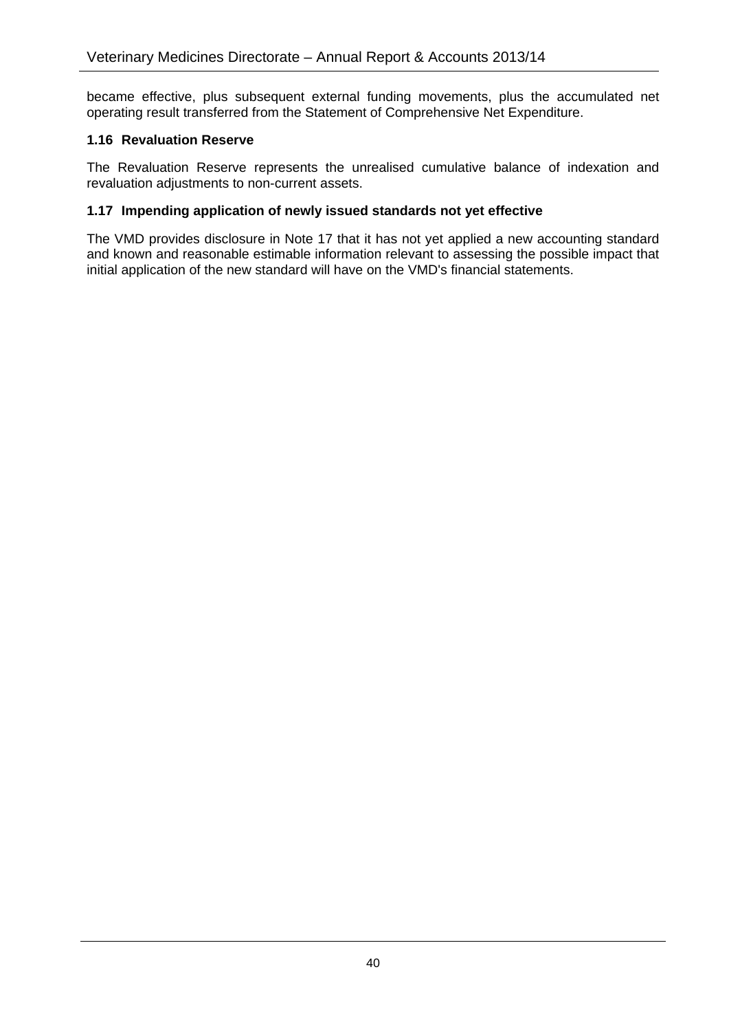became effective, plus subsequent external funding movements, plus the accumulated net operating result transferred from the Statement of Comprehensive Net Expenditure.

### 1.16 Revaluation Reserve

The Revaluation Reserve represents the unrealised cumulative balance of indexation and revaluation adjustments to non-current assets.

### 1.17 Impending application of newly issued standards not yet effective

The VMD provides disclosure in Note 17 that it has not yet applied a new accounting standard and known and reasonable estimable information relevant to assessing the possible impact that initial application of the new standard will have on the VMD's financial statements.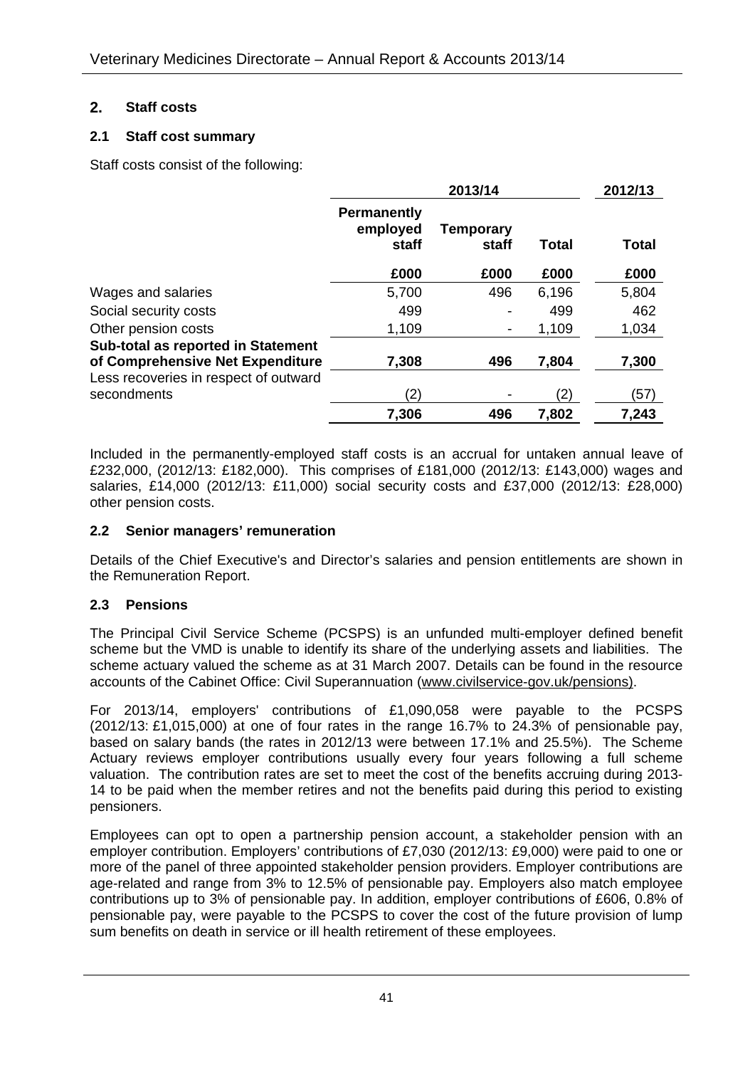## 2. Staff costs

### 2.1 Staff cost summary

Staff costs consist of the following:

| | 2013/14 | | | 2012/13 |
|---|---|---|---|---|
| | Permanently employed staff | Temporary staff | Total | Total |
| | £000 | £000 | £000 | £000 |
| Wages and salaries | 5,700 | 496 | 6,196 | 5,804 |
| Social security costs | 499 | - | 499 | 462 |
| Other pension costs | 1,109 | - | 1,109 | 1,034 |
| **Sub-total as reported in Statement of Comprehensive Net Expenditure** | **7,308** | **496** | **7,804** | **7,300** |
| Less recoveries in respect of outward secondments | (2) | - | (2) | (57) |
| | **7,306** | **496** | **7,802** | **7,243** |

Included in the permanently-employed staff costs is an accrual for untaken annual leave of £232,000, (2012/13: £182,000). This comprises of £181,000 (2012/13: £143,000) wages and salaries, £14,000 (2012/13: £11,000) social security costs and £37,000 (2012/13: £28,000) other pension costs.

### 2.2 Senior managers' remuneration

Details of the Chief Executive's and Director's salaries and pension entitlements are shown in the Remuneration Report.

### 2.3 Pensions

The Principal Civil Service Scheme (PCSPS) is an unfunded multi-employer defined benefit scheme but the VMD is unable to identify its share of the underlying assets and liabilities. The scheme actuary valued the scheme as at 31 March 2007. Details can be found in the resource accounts of the Cabinet Office: Civil Superannuation (www.civilservice-gov.uk/pensions).

For 2013/14, employers' contributions of £1,090,058 were payable to the PCSPS (2012/13: £1,015,000) at one of four rates in the range 16.7% to 24.3% of pensionable pay, based on salary bands (the rates in 2012/13 were between 17.1% and 25.5%). The Scheme Actuary reviews employer contributions usually every four years following a full scheme valuation. The contribution rates are set to meet the cost of the benefits accruing during 2013-14 to be paid when the member retires and not the benefits paid during this period to existing pensioners.

Employees can opt to open a partnership pension account, a stakeholder pension with an employer contribution. Employers' contributions of £7,030 (2012/13: £9,000) were paid to one or more of the panel of three appointed stakeholder pension providers. Employer contributions are age-related and range from 3% to 12.5% of pensionable pay. Employers also match employee contributions up to 3% of pensionable pay. In addition, employer contributions of £606, 0.8% of pensionable pay, were payable to the PCSPS to cover the cost of the future provision of lump sum benefits on death in service or ill health retirement of these employees.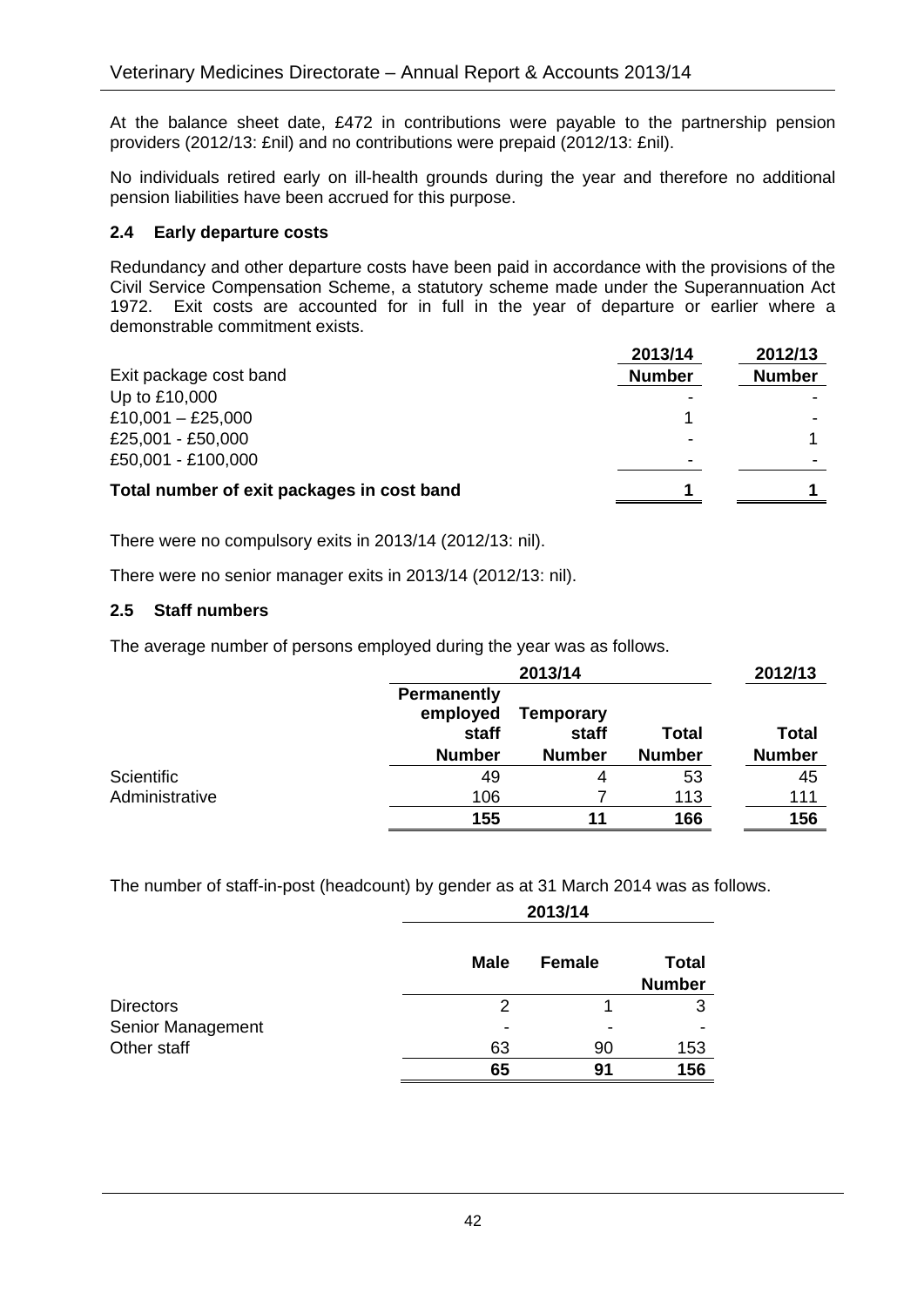At the balance sheet date, £472 in contributions were payable to the partnership pension providers (2012/13: £nil) and no contributions were prepaid (2012/13: £nil).

No individuals retired early on ill-health grounds during the year and therefore no additional pension liabilities have been accrued for this purpose.

### 2.4 Early departure costs

Redundancy and other departure costs have been paid in accordance with the provisions of the Civil Service Compensation Scheme, a statutory scheme made under the Superannuation Act 1972. Exit costs are accounted for in full in the year of departure or earlier where a demonstrable commitment exists.

| | 2013/14 | 2012/13 |
|---|---|---|
| Exit package cost band | Number | Number |
| Up to £10,000 | - | - |
| £10,001 – £25,000 | 1 | - |
| £25,001 - £50,000 | - | 1 |
| £50,001 - £100,000 | - | - |
| **Total number of exit packages in cost band** | **1** | **1** |

There were no compulsory exits in 2013/14 (2012/13: nil).

There were no senior manager exits in 2013/14 (2012/13: nil).

### 2.5 Staff numbers

The average number of persons employed during the year was as follows.

| | 2013/14 | | | 2012/13 |
|---|---|---|---|---|
| | Permanently employed staff Number | Temporary staff Number | Total Number | Total Number |
| Scientific | 49 | 4 | 53 | 45 |
| Administrative | 106 | 7 | 113 | 111 |
| | **155** | **11** | **166** | **156** |

The number of staff-in-post (headcount) by gender as at 31 March 2014 was as follows.

| | 2013/14 | | |
|---|---|---|---|
| | Male | Female | Total Number |
| Directors | 2 | 1 | 3 |
| Senior Management | - | - | - |
| Other staff | 63 | 90 | 153 |
| | **65** | **91** | **156** |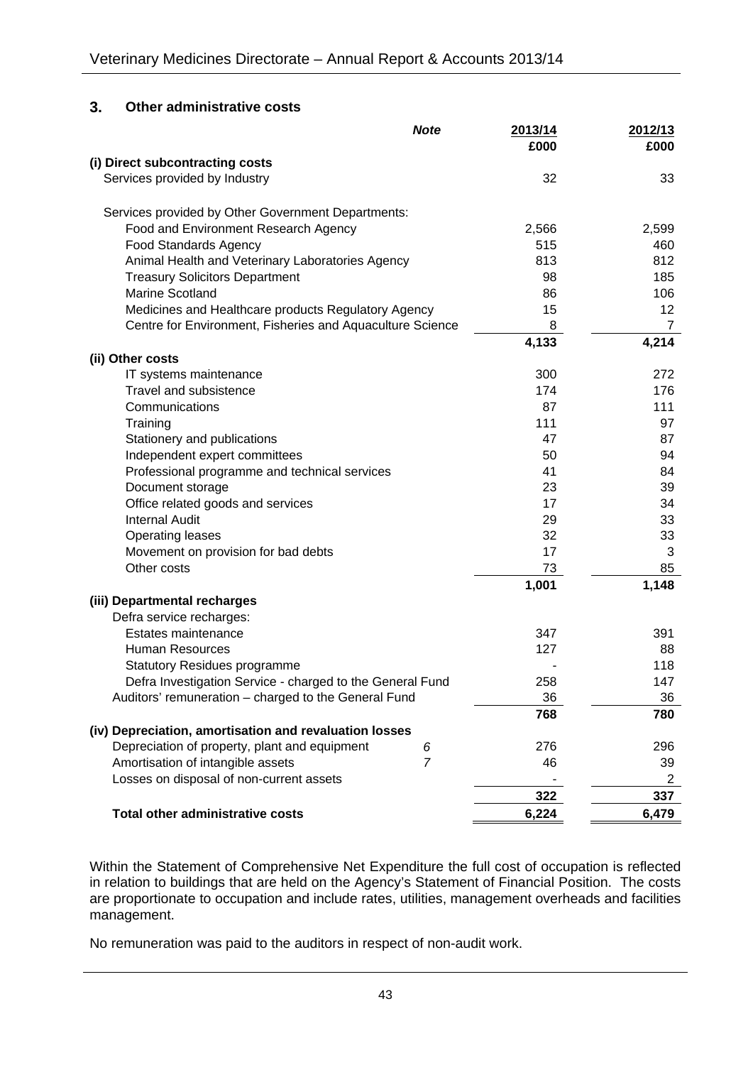## 3. Other administrative costs

| | Note | 2013/14<br>£000 | 2012/13<br>£000 |
|---|---|---|---|
| **(i) Direct subcontracting costs** | | | |
| Services provided by Industry | | 32 | 33 |
| Services provided by Other Government Departments: | | | |
| Food and Environment Research Agency | | 2,566 | 2,599 |
| Food Standards Agency | | 515 | 460 |
| Animal Health and Veterinary Laboratories Agency | | 813 | 812 |
| Treasury Solicitors Department | | 98 | 185 |
| Marine Scotland | | 86 | 106 |
| Medicines and Healthcare products Regulatory Agency | | 15 | 12 |
| Centre for Environment, Fisheries and Aquaculture Science | | 8 | 7 |
| | | **4,133** | **4,214** |
| **(ii) Other costs** | | | |
| IT systems maintenance | | 300 | 272 |
| Travel and subsistence | | 174 | 176 |
| Communications | | 87 | 111 |
| Training | | 111 | 97 |
| Stationery and publications | | 47 | 87 |
| Independent expert committees | | 50 | 94 |
| Professional programme and technical services | | 41 | 84 |
| Document storage | | 23 | 39 |
| Office related goods and services | | 17 | 34 |
| Internal Audit | | 29 | 33 |
| Operating leases | | 32 | 33 |
| Movement on provision for bad debts | | 17 | 3 |
| Other costs | | 73 | 85 |
| | | **1,001** | **1,148** |
| **(iii) Departmental recharges** | | | |
| Defra service recharges: | | | |
| Estates maintenance | | 347 | 391 |
| Human Resources | | 127 | 88 |
| Statutory Residues programme | | - | 118 |
| Defra Investigation Service - charged to the General Fund | | 258 | 147 |
| Auditors' remuneration – charged to the General Fund | | 36 | 36 |
| | | **768** | **780** |
| **(iv) Depreciation, amortisation and revaluation losses** | | | |
| Depreciation of property, plant and equipment | *6* | 276 | 296 |
| Amortisation of intangible assets | *7* | 46 | 39 |
| Losses on disposal of non-current assets | | - | 2 |
| | | **322** | **337** |
| **Total other administrative costs** | | **6,224** | **6,479** |

Within the Statement of Comprehensive Net Expenditure the full cost of occupation is reflected in relation to buildings that are held on the Agency's Statement of Financial Position. The costs are proportionate to occupation and include rates, utilities, management overheads and facilities management.

No remuneration was paid to the auditors in respect of non-audit work.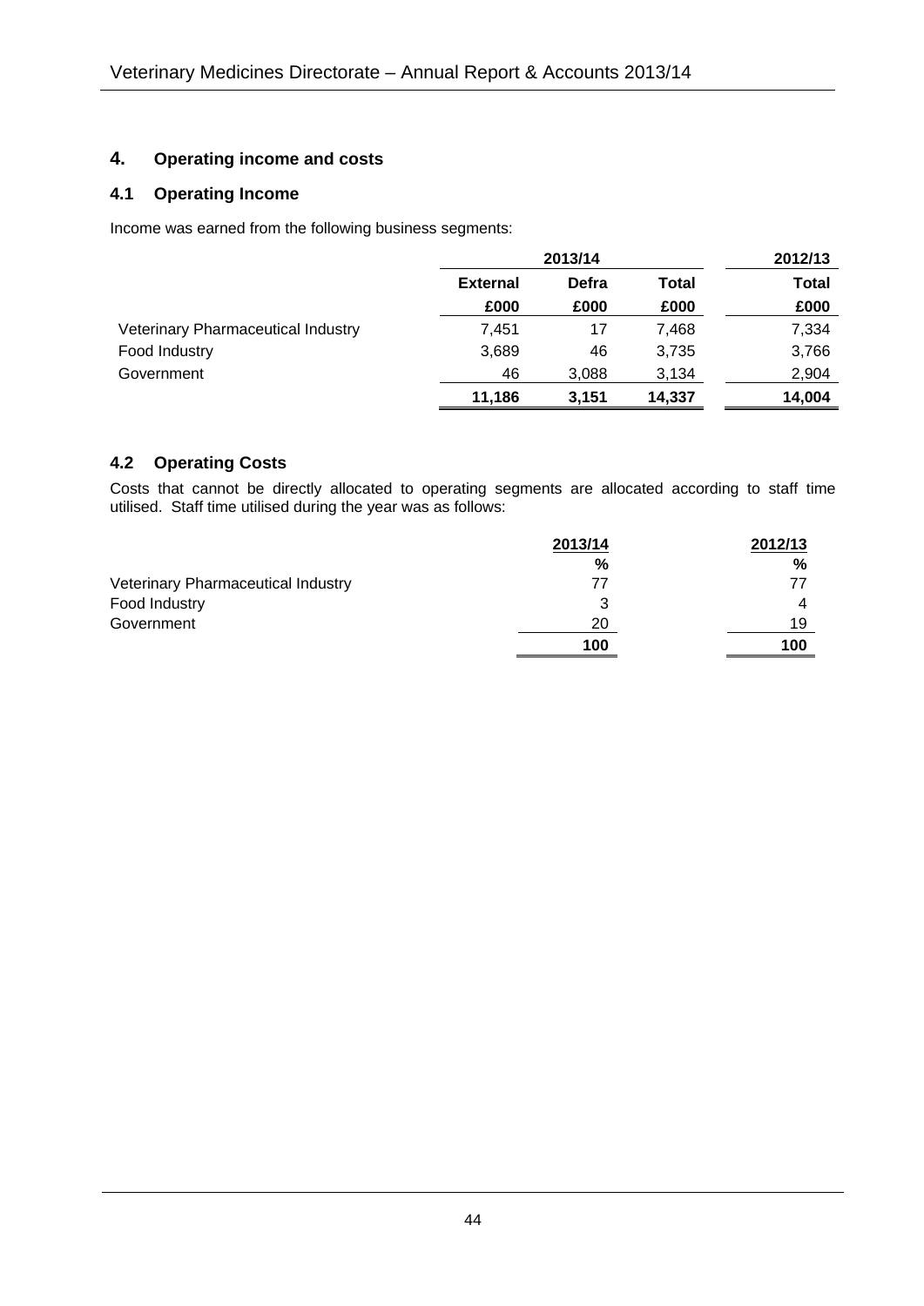## 4. Operating income and costs

### 4.1 Operating Income

Income was earned from the following business segments:

| | 2013/14 | | | 2012/13 |
|---|---|---|---|---|
| | **External** | **Defra** | **Total** | **Total** |
| | **£000** | **£000** | **£000** | **£000** |
| Veterinary Pharmaceutical Industry | 7,451 | 17 | 7,468 | 7,334 |
| Food Industry | 3,689 | 46 | 3,735 | 3,766 |
| Government | 46 | 3,088 | 3,134 | 2,904 |
| | **11,186** | **3,151** | **14,337** | **14,004** |

### 4.2 Operating Costs

Costs that cannot be directly allocated to operating segments are allocated according to staff time utilised. Staff time utilised during the year was as follows:

| | 2013/14 | 2012/13 |
|---|---|---|
| | **%** | **%** |
| Veterinary Pharmaceutical Industry | 77 | 77 |
| Food Industry | 3 | 4 |
| Government | 20 | 19 |
| | **100** | **100** |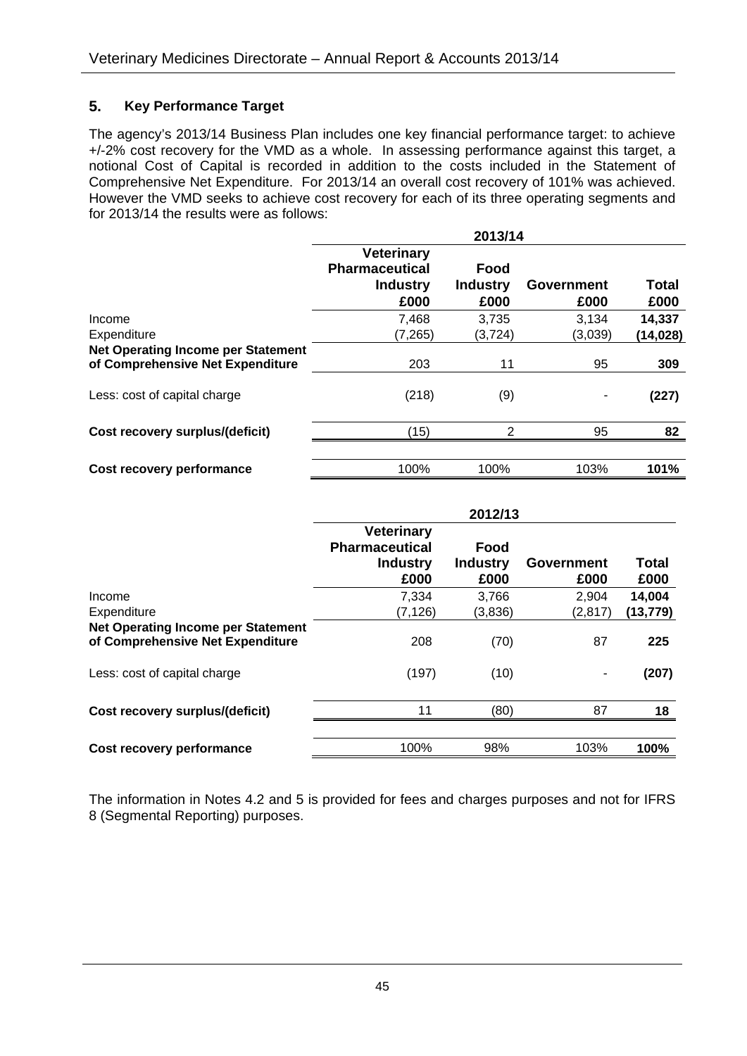## 5. Key Performance Target

The agency's 2013/14 Business Plan includes one key financial performance target: to achieve +/-2% cost recovery for the VMD as a whole. In assessing performance against this target, a notional Cost of Capital is recorded in addition to the costs included in the Statement of Comprehensive Net Expenditure. For 2013/14 an overall cost recovery of 101% was achieved. However the VMD seeks to achieve cost recovery for each of its three operating segments and for 2013/14 the results were as follows:

| | 2013/14 | | | |
|---|---|---|---|---|
| | Veterinary Pharmaceutical Industry £000 | Food Industry £000 | Government £000 | Total £000 |
| Income | 7,468 | 3,735 | 3,134 | **14,337** |
| Expenditure | (7,265) | (3,724) | (3,039) | **(14,028)** |
| **Net Operating Income per Statement of Comprehensive Net Expenditure** | 203 | 11 | 95 | **309** |
| Less: cost of capital charge | (218) | (9) | - | **(227)** |
| **Cost recovery surplus/(deficit)** | (15) | 2 | 95 | **82** |
| **Cost recovery performance** | 100% | 100% | 103% | **101%** |

| | 2012/13 | | | |
|---|---|---|---|---|
| | Veterinary Pharmaceutical Industry £000 | Food Industry £000 | Government £000 | Total £000 |
| Income | 7,334 | 3,766 | 2,904 | **14,004** |
| Expenditure | (7,126) | (3,836) | (2,817) | **(13,779)** |
| **Net Operating Income per Statement of Comprehensive Net Expenditure** | 208 | (70) | 87 | **225** |
| Less: cost of capital charge | (197) | (10) | - | **(207)** |
| **Cost recovery surplus/(deficit)** | 11 | (80) | 87 | **18** |
| **Cost recovery performance** | 100% | 98% | 103% | **100%** |

The information in Notes 4.2 and 5 is provided for fees and charges purposes and not for IFRS 8 (Segmental Reporting) purposes.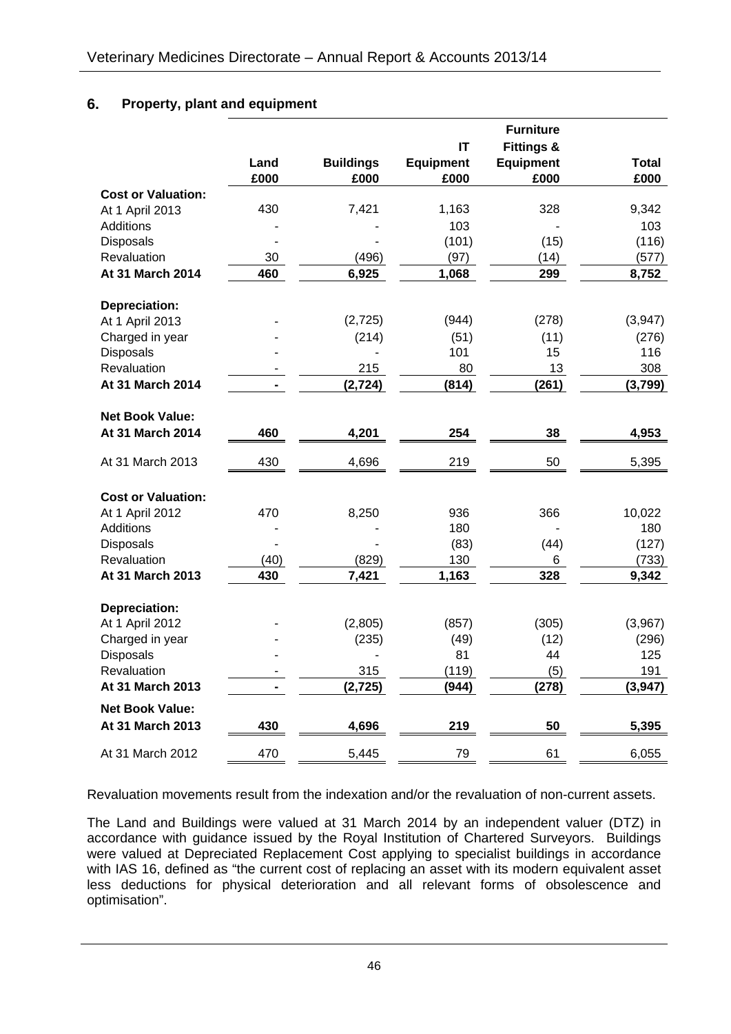## 6. Property, plant and equipment

| | Land | Buildings | IT Equipment | Furniture Fittings & Equipment | Total |
|---|---|---|---|---|---|
| | £000 | £000 | £000 | £000 | £000 |
| **Cost or Valuation:** | | | | | |
| At 1 April 2013 | 430 | 7,421 | 1,163 | 328 | 9,342 |
| Additions | - | - | 103 | - | 103 |
| Disposals | - | - | (101) | (15) | (116) |
| Revaluation | 30 | (496) | (97) | (14) | (577) |
| **At 31 March 2014** | **460** | **6,925** | **1,068** | **299** | **8,752** |
| **Depreciation:** | | | | | |
| At 1 April 2013 | - | (2,725) | (944) | (278) | (3,947) |
| Charged in year | - | (214) | (51) | (11) | (276) |
| Disposals | - | - | 101 | 15 | 116 |
| Revaluation | - | 215 | 80 | 13 | 308 |
| **At 31 March 2014** | **-** | **(2,724)** | **(814)** | **(261)** | **(3,799)** |
| **Net Book Value:** | | | | | |
| **At 31 March 2014** | **460** | **4,201** | **254** | **38** | **4,953** |
| At 31 March 2013 | 430 | 4,696 | 219 | 50 | 5,395 |
| **Cost or Valuation:** | | | | | |
| At 1 April 2012 | 470 | 8,250 | 936 | 366 | 10,022 |
| Additions | - | - | 180 | - | 180 |
| Disposals | - | - | (83) | (44) | (127) |
| Revaluation | (40) | (829) | 130 | 6 | (733) |
| **At 31 March 2013** | **430** | **7,421** | **1,163** | **328** | **9,342** |
| **Depreciation:** | | | | | |
| At 1 April 2012 | - | (2,805) | (857) | (305) | (3,967) |
| Charged in year | - | (235) | (49) | (12) | (296) |
| Disposals | - | - | 81 | 44 | 125 |
| Revaluation | - | 315 | (119) | (5) | 191 |
| **At 31 March 2013** | **-** | **(2,725)** | **(944)** | **(278)** | **(3,947)** |
| **Net Book Value:** | | | | | |
| **At 31 March 2013** | **430** | **4,696** | **219** | **50** | **5,395** |
| At 31 March 2012 | 470 | 5,445 | 79 | 61 | 6,055 |

Revaluation movements result from the indexation and/or the revaluation of non-current assets.

The Land and Buildings were valued at 31 March 2014 by an independent valuer (DTZ) in accordance with guidance issued by the Royal Institution of Chartered Surveyors. Buildings were valued at Depreciated Replacement Cost applying to specialist buildings in accordance with IAS 16, defined as "the current cost of replacing an asset with its modern equivalent asset less deductions for physical deterioration and all relevant forms of obsolescence and optimisation".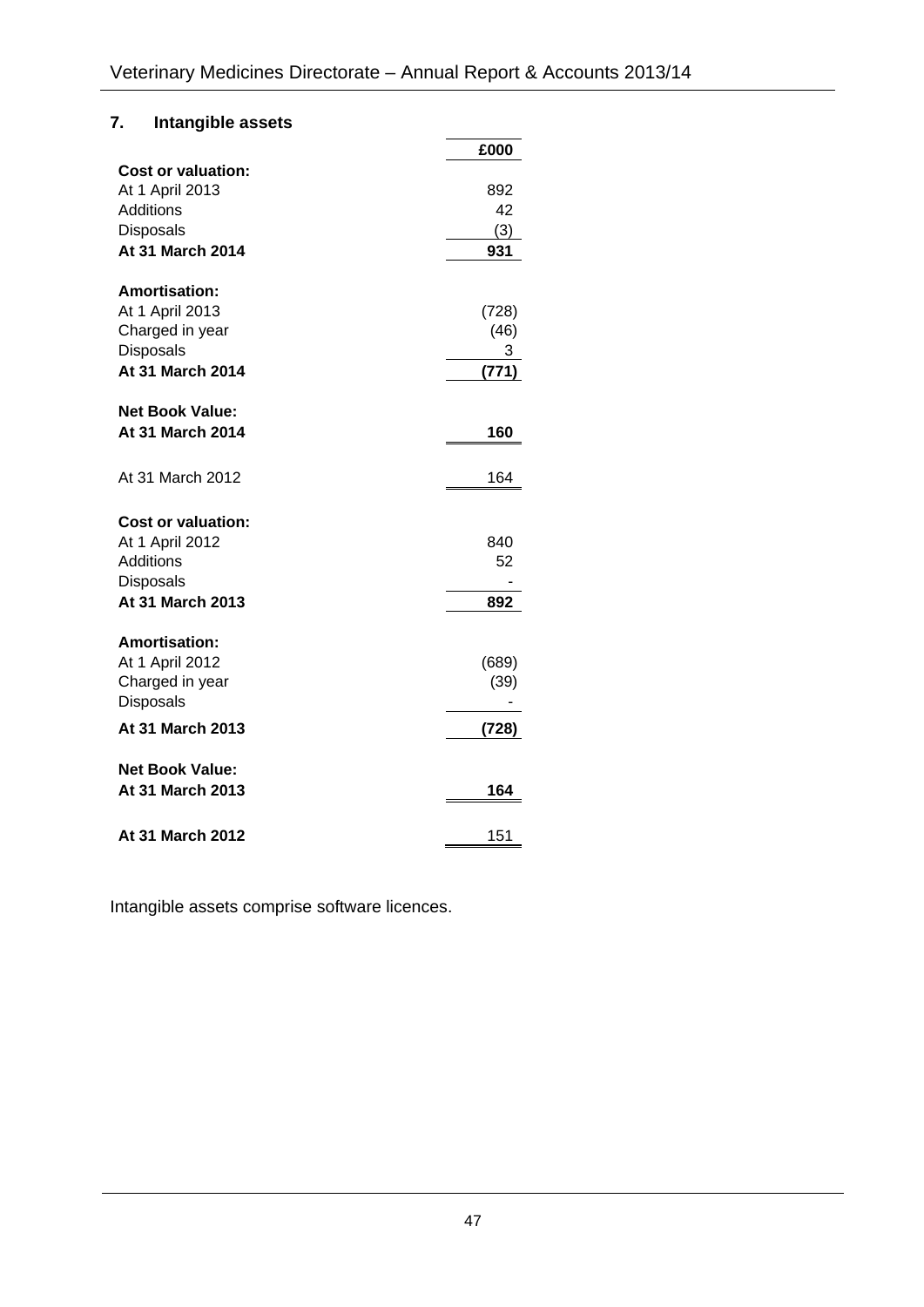## 7. Intangible assets

| | £000 |
|---|---|
| **Cost or valuation:** | |
| At 1 April 2013 | 892 |
| Additions | 42 |
| Disposals | (3) |
| **At 31 March 2014** | **931** |
| | |
| **Amortisation:** | |
| At 1 April 2013 | (728) |
| Charged in year | (46) |
| Disposals | 3 |
| **At 31 March 2014** | **(771)** |
| | |
| **Net Book Value:** | |
| **At 31 March 2014** | **160** |
| | |
| At 31 March 2012 | 164 |
| | |
| **Cost or valuation:** | |
| At 1 April 2012 | 840 |
| Additions | 52 |
| Disposals | - |
| **At 31 March 2013** | **892** |
| | |
| **Amortisation:** | |
| At 1 April 2012 | (689) |
| Charged in year | (39) |
| Disposals | - |
| **At 31 March 2013** | **(728)** |
| | |
| **Net Book Value:** | |
| **At 31 March 2013** | **164** |
| | |
| **At 31 March 2012** | 151 |

Intangible assets comprise software licences.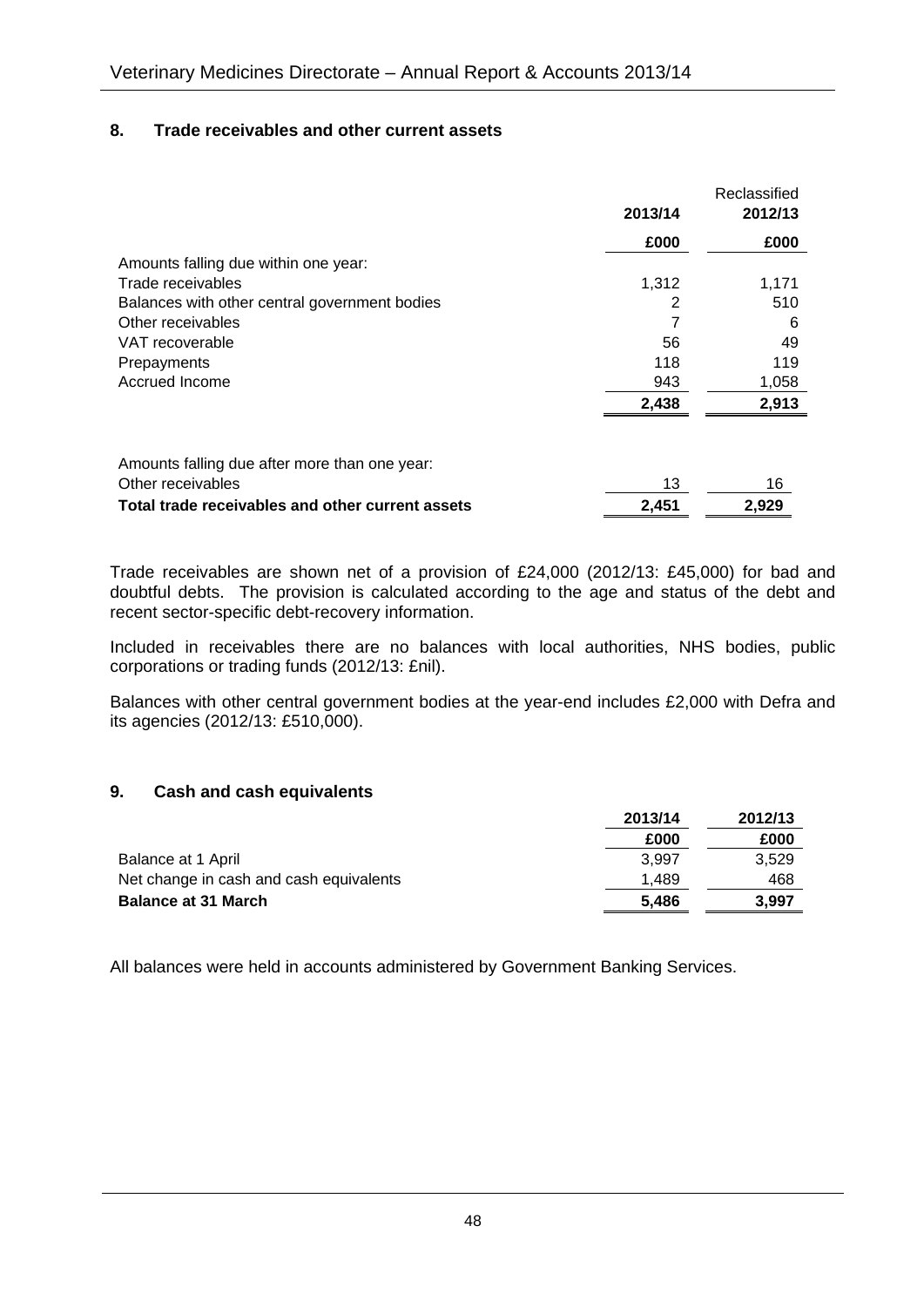## 8. Trade receivables and other current assets

| | 2013/14 | Reclassified 2012/13 |
|---|---|---|
| | £000 | £000 |
| Amounts falling due within one year: | | |
| Trade receivables | 1,312 | 1,171 |
| Balances with other central government bodies | 2 | 510 |
| Other receivables | 7 | 6 |
| VAT recoverable | 56 | 49 |
| Prepayments | 118 | 119 |
| Accrued Income | 943 | 1,058 |
| | **2,438** | **2,913** |
| | | |
| Amounts falling due after more than one year: | | |
| Other receivables | 13 | 16 |
| **Total trade receivables and other current assets** | **2,451** | **2,929** |

Trade receivables are shown net of a provision of £24,000 (2012/13: £45,000) for bad and doubtful debts. The provision is calculated according to the age and status of the debt and recent sector-specific debt-recovery information.

Included in receivables there are no balances with local authorities, NHS bodies, public corporations or trading funds (2012/13: £nil).

Balances with other central government bodies at the year-end includes £2,000 with Defra and its agencies (2012/13: £510,000).

## 9. Cash and cash equivalents

| | 2013/14 | 2012/13 |
|---|---|---|
| | £000 | £000 |
| Balance at 1 April | 3,997 | 3,529 |
| Net change in cash and cash equivalents | 1,489 | 468 |
| **Balance at 31 March** | **5,486** | **3,997** |

All balances were held in accounts administered by Government Banking Services.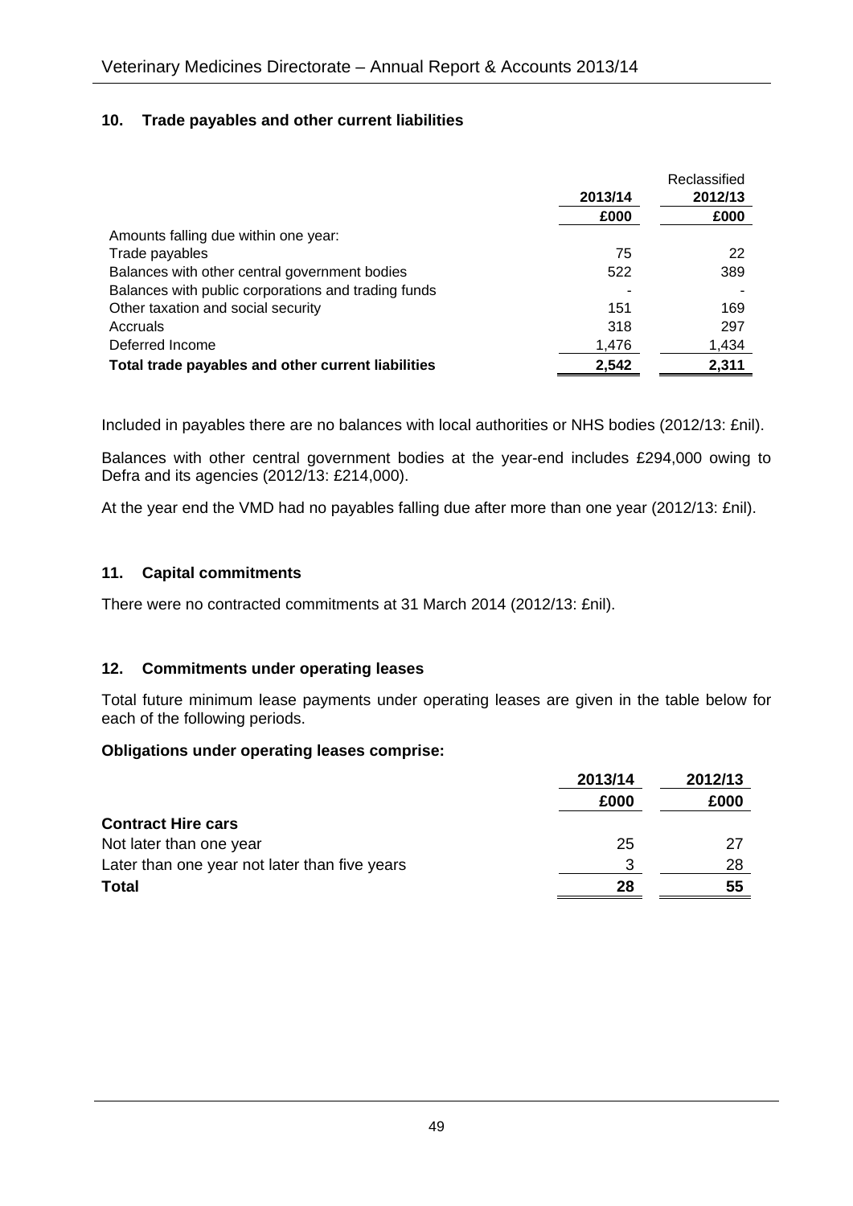## 10. Trade payables and other current liabilities

| | 2013/14 | Reclassified 2012/13 |
|---|---|---|
| | £000 | £000 |
| Amounts falling due within one year: | | |
| Trade payables | 75 | 22 |
| Balances with other central government bodies | 522 | 389 |
| Balances with public corporations and trading funds | - | - |
| Other taxation and social security | 151 | 169 |
| Accruals | 318 | 297 |
| Deferred Income | 1,476 | 1,434 |
| **Total trade payables and other current liabilities** | **2,542** | **2,311** |

Included in payables there are no balances with local authorities or NHS bodies (2012/13: £nil).

Balances with other central government bodies at the year-end includes £294,000 owing to Defra and its agencies (2012/13: £214,000).

At the year end the VMD had no payables falling due after more than one year (2012/13: £nil).

## 11. Capital commitments

There were no contracted commitments at 31 March 2014 (2012/13: £nil).

## 12. Commitments under operating leases

Total future minimum lease payments under operating leases are given in the table below for each of the following periods.

**Obligations under operating leases comprise:**

| | 2013/14 | 2012/13 |
|---|---|---|
| | £000 | £000 |
| **Contract Hire cars** | | |
| Not later than one year | 25 | 27 |
| Later than one year not later than five years | 3 | 28 |
| **Total** | **28** | **55** |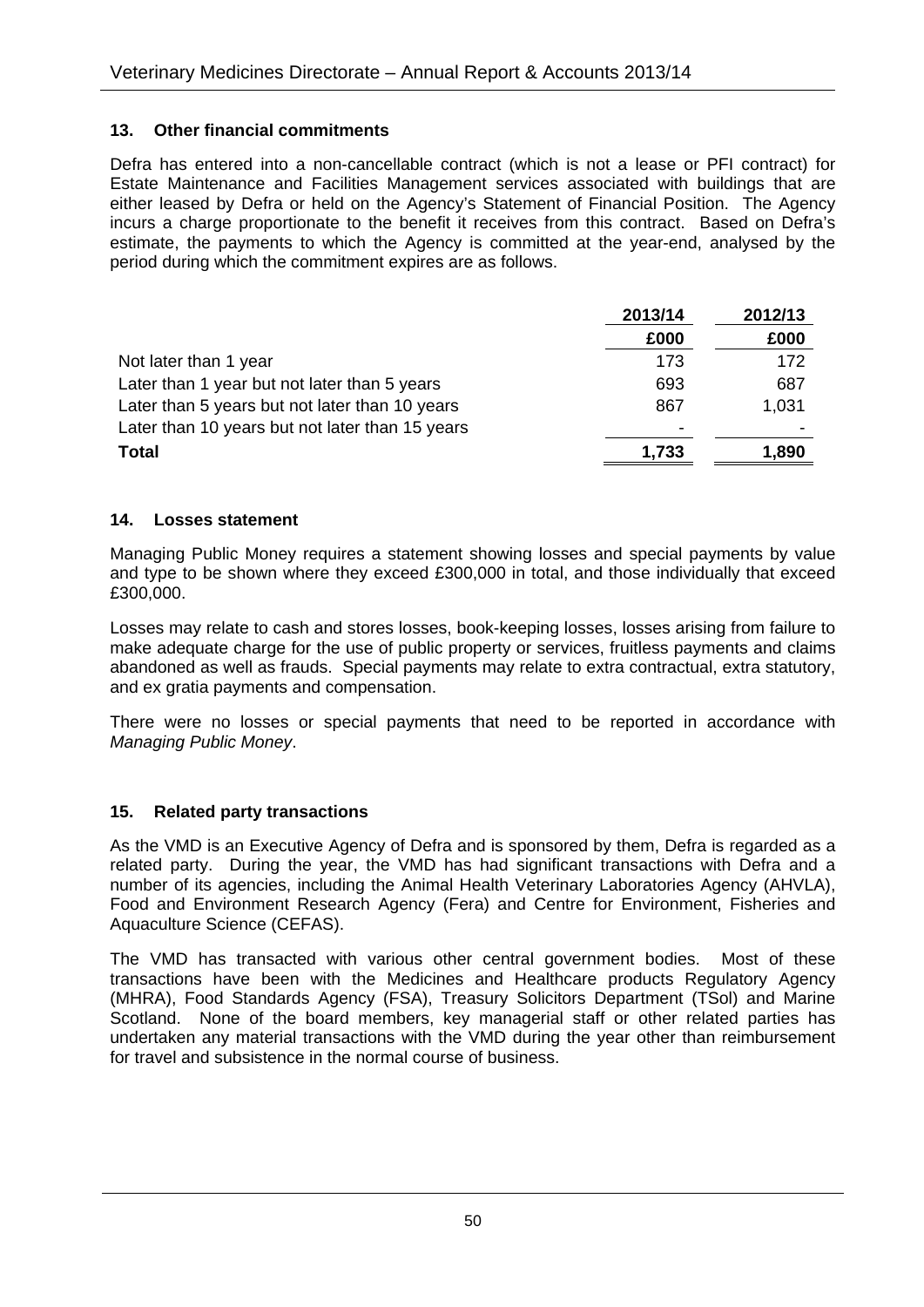## 13. Other financial commitments

Defra has entered into a non-cancellable contract (which is not a lease or PFI contract) for Estate Maintenance and Facilities Management services associated with buildings that are either leased by Defra or held on the Agency's Statement of Financial Position. The Agency incurs a charge proportionate to the benefit it receives from this contract. Based on Defra's estimate, the payments to which the Agency is committed at the year-end, analysed by the period during which the commitment expires are as follows.

| | 2013/14 | 2012/13 |
|---|---|---|
| | £000 | £000 |
| Not later than 1 year | 173 | 172 |
| Later than 1 year but not later than 5 years | 693 | 687 |
| Later than 5 years but not later than 10 years | 867 | 1,031 |
| Later than 10 years but not later than 15 years | - | - |
| **Total** | **1,733** | **1,890** |

## 14. Losses statement

Managing Public Money requires a statement showing losses and special payments by value and type to be shown where they exceed £300,000 in total, and those individually that exceed £300,000.

Losses may relate to cash and stores losses, book-keeping losses, losses arising from failure to make adequate charge for the use of public property or services, fruitless payments and claims abandoned as well as frauds. Special payments may relate to extra contractual, extra statutory, and ex gratia payments and compensation.

There were no losses or special payments that need to be reported in accordance with *Managing Public Money*.

## 15. Related party transactions

As the VMD is an Executive Agency of Defra and is sponsored by them, Defra is regarded as a related party. During the year, the VMD has had significant transactions with Defra and a number of its agencies, including the Animal Health Veterinary Laboratories Agency (AHVLA), Food and Environment Research Agency (Fera) and Centre for Environment, Fisheries and Aquaculture Science (CEFAS).

The VMD has transacted with various other central government bodies. Most of these transactions have been with the Medicines and Healthcare products Regulatory Agency (MHRA), Food Standards Agency (FSA), Treasury Solicitors Department (TSol) and Marine Scotland. None of the board members, key managerial staff or other related parties has undertaken any material transactions with the VMD during the year other than reimbursement for travel and subsistence in the normal course of business.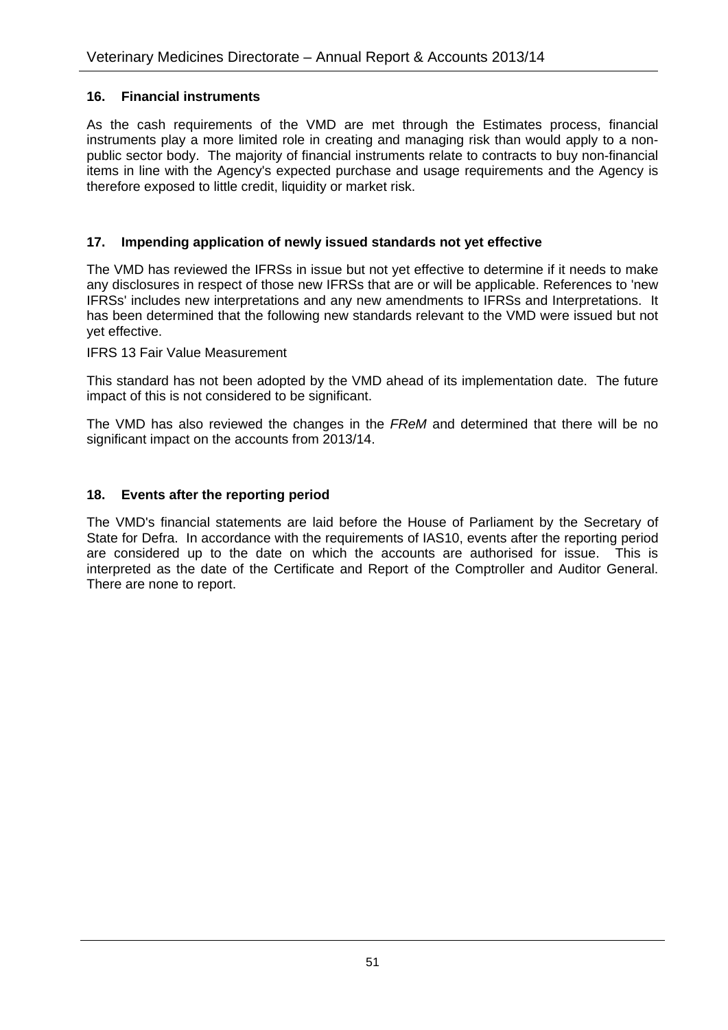## 16. Financial instruments

As the cash requirements of the VMD are met through the Estimates process, financial instruments play a more limited role in creating and managing risk than would apply to a non-public sector body. The majority of financial instruments relate to contracts to buy non-financial items in line with the Agency's expected purchase and usage requirements and the Agency is therefore exposed to little credit, liquidity or market risk.

## 17. Impending application of newly issued standards not yet effective

The VMD has reviewed the IFRSs in issue but not yet effective to determine if it needs to make any disclosures in respect of those new IFRSs that are or will be applicable. References to 'new IFRSs' includes new interpretations and any new amendments to IFRSs and Interpretations. It has been determined that the following new standards relevant to the VMD were issued but not yet effective.

IFRS 13 Fair Value Measurement

This standard has not been adopted by the VMD ahead of its implementation date. The future impact of this is not considered to be significant.

The VMD has also reviewed the changes in the *FReM* and determined that there will be no significant impact on the accounts from 2013/14.

## 18. Events after the reporting period

The VMD's financial statements are laid before the House of Parliament by the Secretary of State for Defra. In accordance with the requirements of IAS10, events after the reporting period are considered up to the date on which the accounts are authorised for issue. This is interpreted as the date of the Certificate and Report of the Comptroller and Auditor General. There are none to report.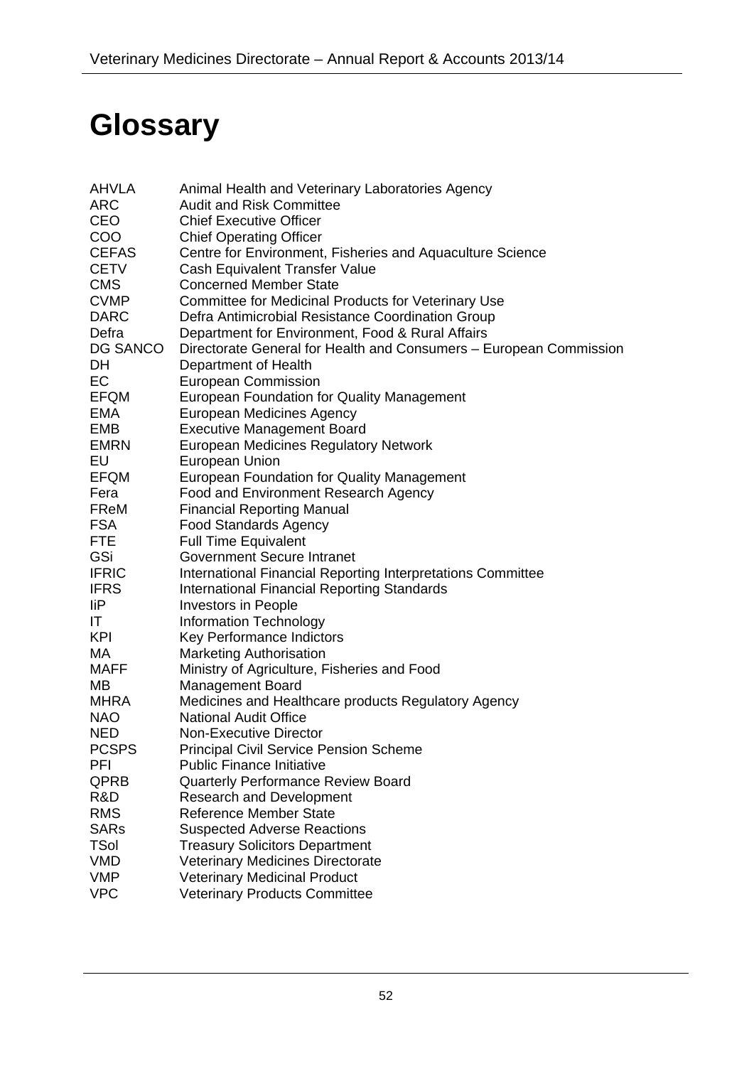# Glossary

| | |
|---|---|
| AHVLA | Animal Health and Veterinary Laboratories Agency |
| ARC | Audit and Risk Committee |
| CEO | Chief Executive Officer |
| COO | Chief Operating Officer |
| CEFAS | Centre for Environment, Fisheries and Aquaculture Science |
| CETV | Cash Equivalent Transfer Value |
| CMS | Concerned Member State |
| CVMP | Committee for Medicinal Products for Veterinary Use |
| DARC | Defra Antimicrobial Resistance Coordination Group |
| Defra | Department for Environment, Food & Rural Affairs |
| DG SANCO | Directorate General for Health and Consumers – European Commission |
| DH | Department of Health |
| EC | European Commission |
| EFQM | European Foundation for Quality Management |
| EMA | European Medicines Agency |
| EMB | Executive Management Board |
| EMRN | European Medicines Regulatory Network |
| EU | European Union |
| EFQM | European Foundation for Quality Management |
| Fera | Food and Environment Research Agency |
| FReM | Financial Reporting Manual |
| FSA | Food Standards Agency |
| FTE | Full Time Equivalent |
| GSi | Government Secure Intranet |
| IFRIC | International Financial Reporting Interpretations Committee |
| IFRS | International Financial Reporting Standards |
| IiP | Investors in People |
| IT | Information Technology |
| KPI | Key Performance Indictors |
| MA | Marketing Authorisation |
| MAFF | Ministry of Agriculture, Fisheries and Food |
| MB | Management Board |
| MHRA | Medicines and Healthcare products Regulatory Agency |
| NAO | National Audit Office |
| NED | Non-Executive Director |
| PCSPS | Principal Civil Service Pension Scheme |
| PFI | Public Finance Initiative |
| QPRB | Quarterly Performance Review Board |
| R&D | Research and Development |
| RMS | Reference Member State |
| SARs | Suspected Adverse Reactions |
| TSol | Treasury Solicitors Department |
| VMD | Veterinary Medicines Directorate |
| VMP | Veterinary Medicinal Product |
| VPC | Veterinary Products Committee |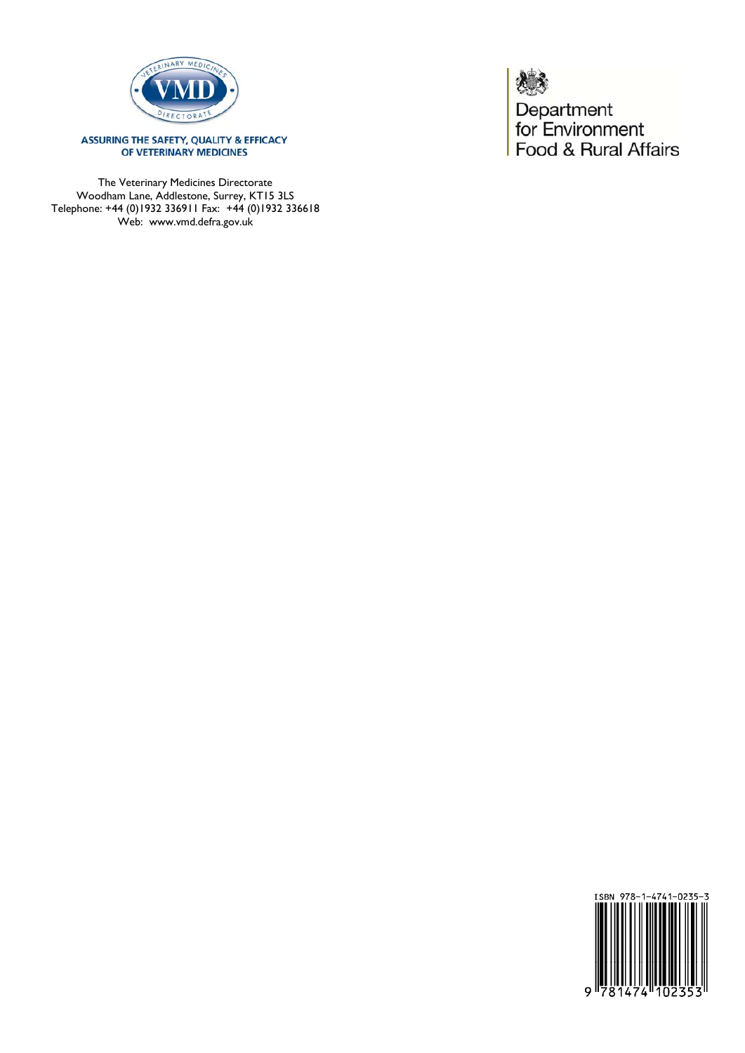VETERINARY MEDICINES DIRECTORATE

VMD

ASSURING THE SAFETY, QUALITY & EFFICACY OF VETERINARY MEDICINES

The Veterinary Medicines Directorate
Woodham Lane, Addlestone, Surrey, KT15 3LS
Telephone: +44 (0)1932 336911 Fax: +44 (0)1932 336618
Web: www.vmd.defra.gov.uk

Department for Environment Food & Rural Affairs

ISBN 978-1-4741-0235-3